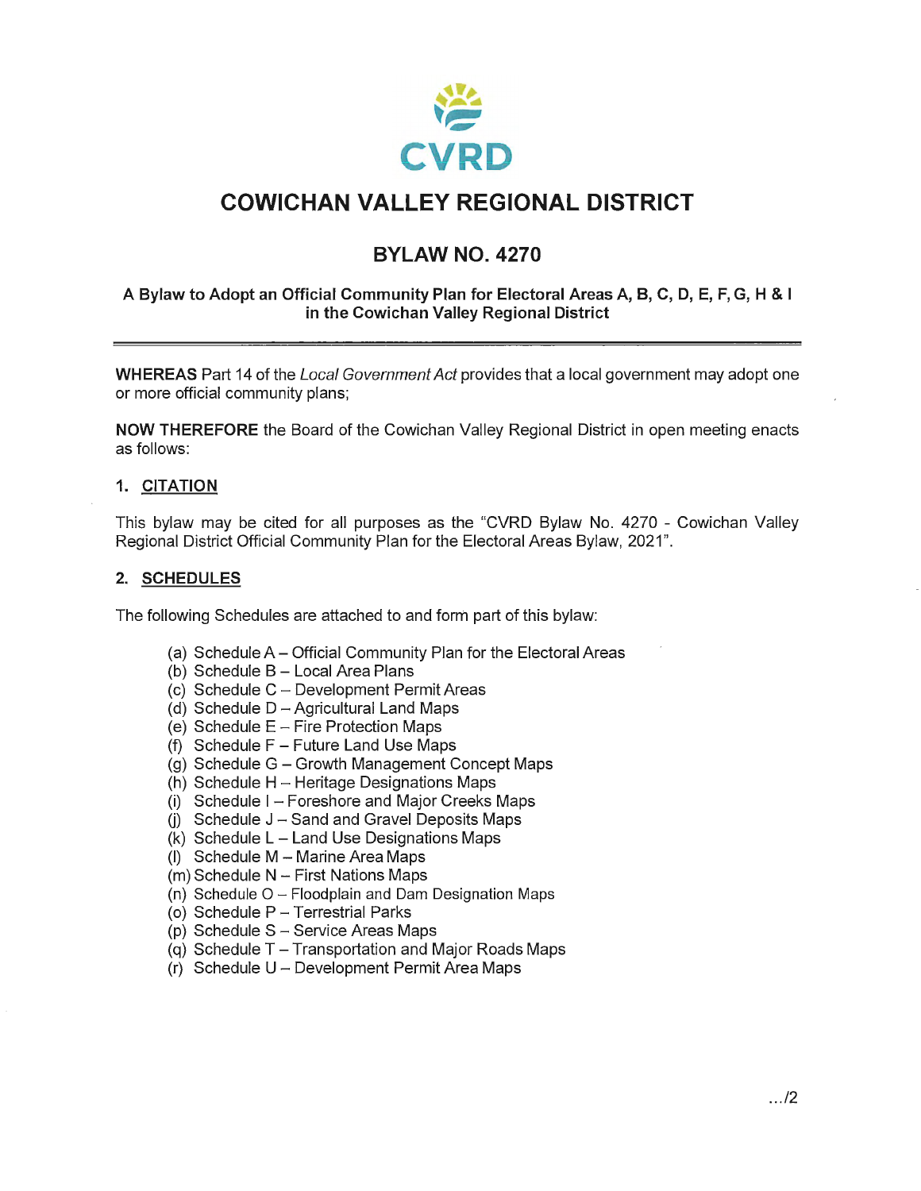CVRD

# COWICHAN VALLEY REGIONAL DISTRICT

## BYLAW NO. 4270

### A Bylaw to Adopt an Official Community Plan for Electoral Areas A, B, C, D, E, F, G, H & I in the Cowichan Valley Regional District

---

**WHEREAS** Part 14 of the *Local Government Act* provides that a local government may adopt one or more official community plans;

**NOW THEREFORE** the Board of the Cowichan Valley Regional District in open meeting enacts as follows:

### 1. CITATION

This bylaw may be cited for all purposes as the "CVRD Bylaw No. 4270 - Cowichan Valley Regional District Official Community Plan for the Electoral Areas Bylaw, 2021".

### 2. SCHEDULES

The following Schedules are attached to and form part of this bylaw:

(a) Schedule A – Official Community Plan for the Electoral Areas
(b) Schedule B – Local Area Plans
(c) Schedule C – Development Permit Areas
(d) Schedule D – Agricultural Land Maps
(e) Schedule E – Fire Protection Maps
(f) Schedule F – Future Land Use Maps
(g) Schedule G – Growth Management Concept Maps
(h) Schedule H – Heritage Designations Maps
(i) Schedule I – Foreshore and Major Creeks Maps
(j) Schedule J – Sand and Gravel Deposits Maps
(k) Schedule L – Land Use Designations Maps
(l) Schedule M – Marine Area Maps
(m) Schedule N – First Nations Maps
(n) Schedule O – Floodplain and Dam Designation Maps
(o) Schedule P – Terrestrial Parks
(p) Schedule S – Service Areas Maps
(q) Schedule T – Transportation and Major Roads Maps
(r) Schedule U – Development Permit Area Maps

.../2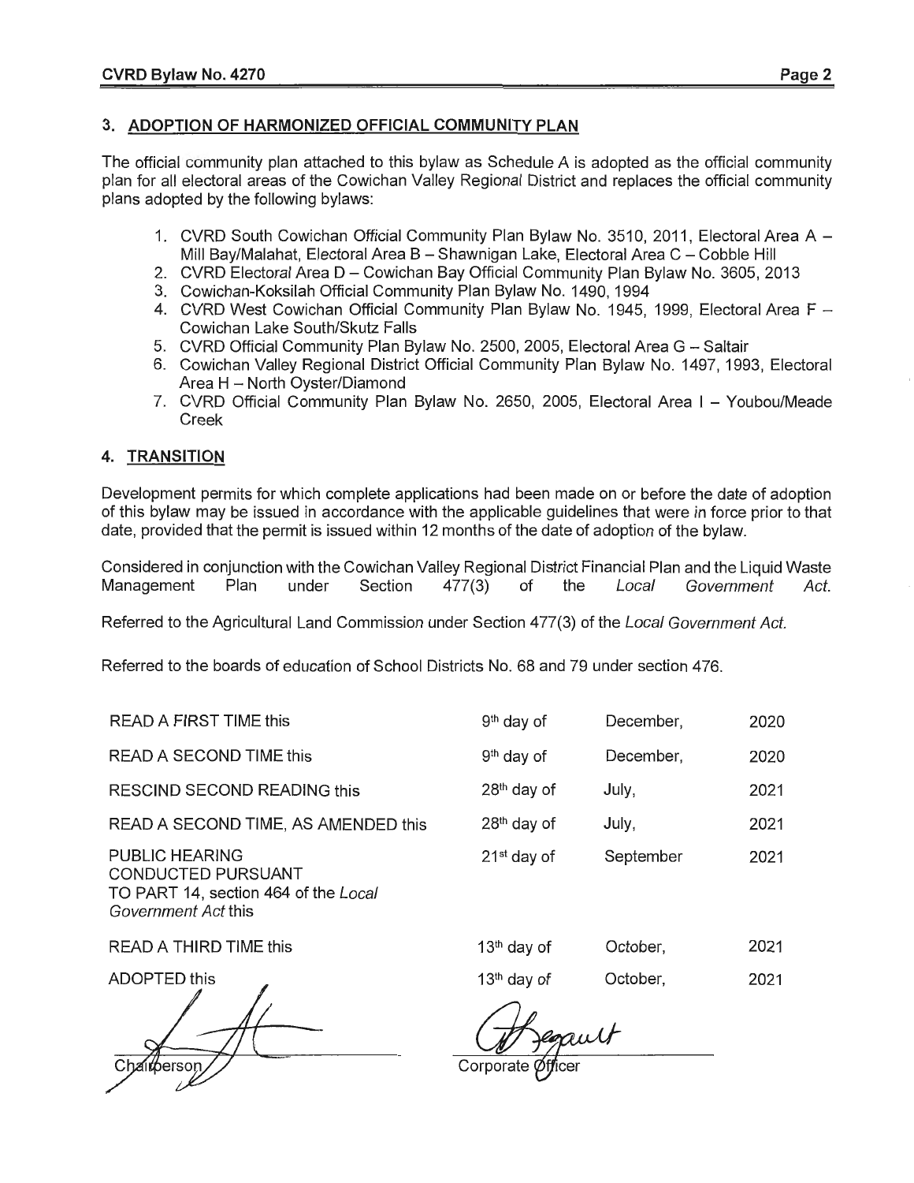## 3. ADOPTION OF HARMONIZED OFFICIAL COMMUNITY PLAN

The official community plan attached to this bylaw as Schedule A is adopted as the official community plan for all electoral areas of the Cowichan Valley Regional District and replaces the official community plans adopted by the following bylaws:

1. CVRD South Cowichan Official Community Plan Bylaw No. 3510, 2011, Electoral Area A – Mill Bay/Malahat, Electoral Area B – Shawnigan Lake, Electoral Area C – Cobble Hill
2. CVRD Electoral Area D – Cowichan Bay Official Community Plan Bylaw No. 3605, 2013
3. Cowichan-Koksilah Official Community Plan Bylaw No. 1490, 1994
4. CVRD West Cowichan Official Community Plan Bylaw No. 1945, 1999, Electoral Area F – Cowichan Lake South/Skutz Falls
5. CVRD Official Community Plan Bylaw No. 2500, 2005, Electoral Area G – Saltair
6. Cowichan Valley Regional District Official Community Plan Bylaw No. 1497, 1993, Electoral Area H – North Oyster/Diamond
7. CVRD Official Community Plan Bylaw No. 2650, 2005, Electoral Area I – Youbou/Meade Creek

## 4. TRANSITION

Development permits for which complete applications had been made on or before the date of adoption of this bylaw may be issued in accordance with the applicable guidelines that were in force prior to that date, provided that the permit is issued within 12 months of the date of adoption of the bylaw.

Considered in conjunction with the Cowichan Valley Regional District Financial Plan and the Liquid Waste Management Plan under Section 477(3) of the *Local Government Act*.

Referred to the Agricultural Land Commission under Section 477(3) of the *Local Government Act*.

Referred to the boards of education of School Districts No. 68 and 79 under section 476.

| | | | |
|---|---|---|---|
| READ A FIRST TIME this | 9th day of | December, | 2020 |
| READ A SECOND TIME this | 9th day of | December, | 2020 |
| RESCIND SECOND READING this | 28th day of | July, | 2021 |
| READ A SECOND TIME, AS AMENDED this | 28th day of | July, | 2021 |
| PUBLIC HEARING CONDUCTED PURSUANT TO PART 14, section 464 of the *Local Government Act* this | 21st day of | September | 2021 |
| READ A THIRD TIME this | 13th day of | October, | 2021 |
| ADOPTED this | 13th day of | October, | 2021 |

Chairperson

Corporate Officer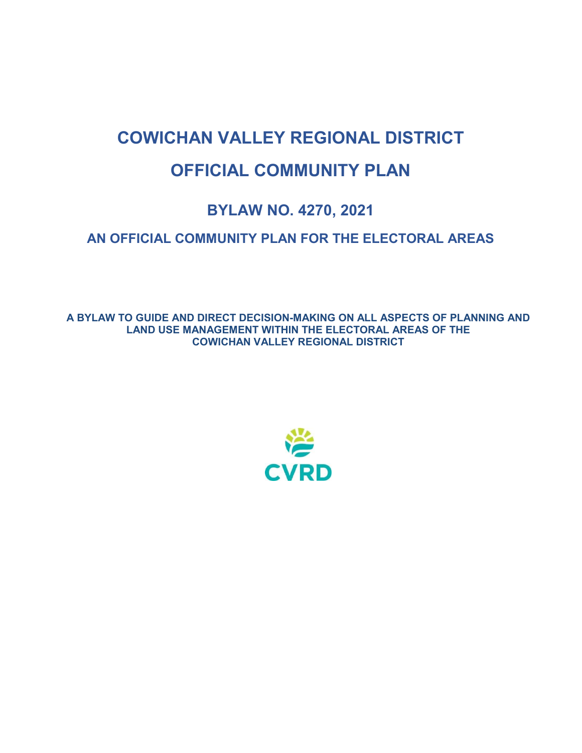# COWICHAN VALLEY REGIONAL DISTRICT

# OFFICIAL COMMUNITY PLAN

## BYLAW NO. 4270, 2021

### AN OFFICIAL COMMUNITY PLAN FOR THE ELECTORAL AREAS

**A BYLAW TO GUIDE AND DIRECT DECISION-MAKING ON ALL ASPECTS OF PLANNING AND LAND USE MANAGEMENT WITHIN THE ELECTORAL AREAS OF THE COWICHAN VALLEY REGIONAL DISTRICT**

CVRD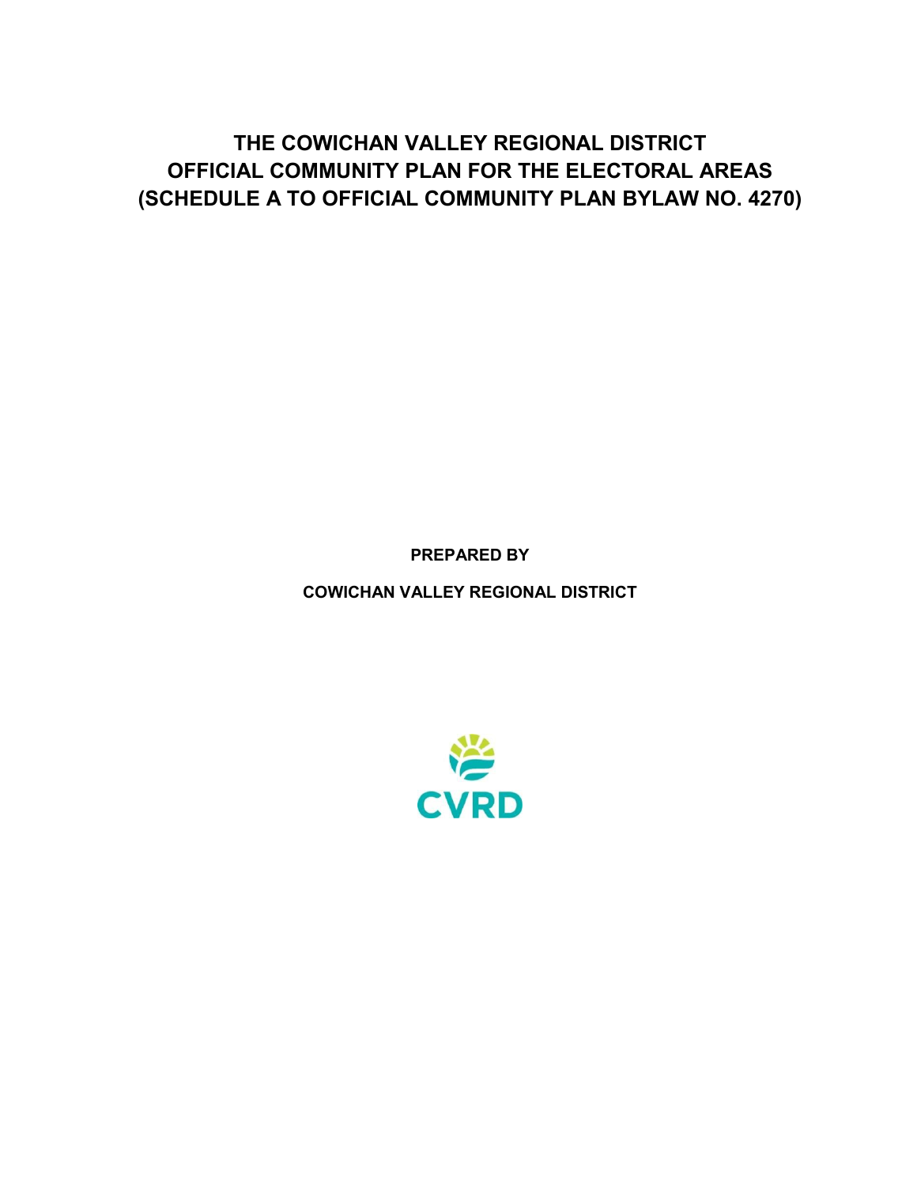# THE COWICHAN VALLEY REGIONAL DISTRICT OFFICIAL COMMUNITY PLAN FOR THE ELECTORAL AREAS (SCHEDULE A TO OFFICIAL COMMUNITY PLAN BYLAW NO. 4270)

**PREPARED BY**

**COWICHAN VALLEY REGIONAL DISTRICT**

CVRD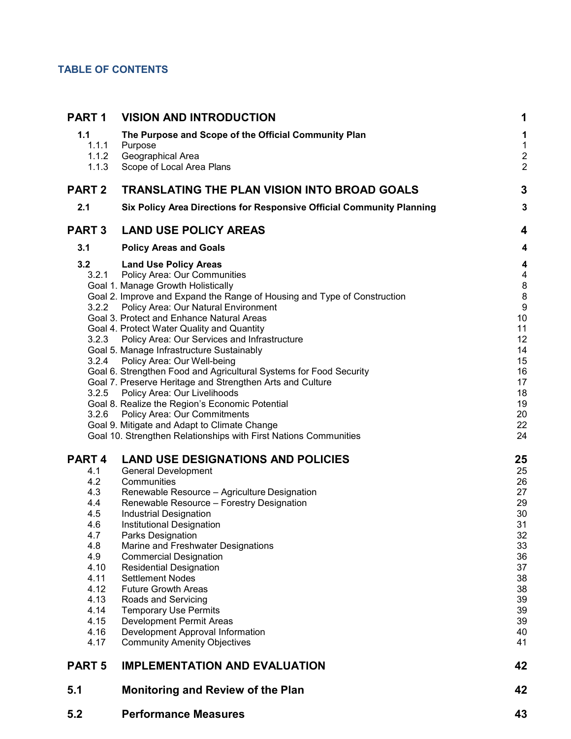## TABLE OF CONTENTS

| | | |
|---|---|---|
| **PART 1** | **VISION AND INTRODUCTION** | **1** |
| **1.1** | **The Purpose and Scope of the Official Community Plan** | **1** |
| 1.1.1 | Purpose | 1 |
| 1.1.2 | Geographical Area | 2 |
| 1.1.3 | Scope of Local Area Plans | 2 |
| **PART 2** | **TRANSLATING THE PLAN VISION INTO BROAD GOALS** | **3** |
| **2.1** | **Six Policy Area Directions for Responsive Official Community Planning** | **3** |
| **PART 3** | **LAND USE POLICY AREAS** | **4** |
| **3.1** | **Policy Areas and Goals** | **4** |
| **3.2** | **Land Use Policy Areas** | **4** |
| 3.2.1 | Policy Area: Our Communities | 4 |
| | Goal 1. Manage Growth Holistically | 8 |
| | Goal 2. Improve and Expand the Range of Housing and Type of Construction | 8 |
| 3.2.2 | Policy Area: Our Natural Environment | 9 |
| | Goal 3. Protect and Enhance Natural Areas | 10 |
| | Goal 4. Protect Water Quality and Quantity | 11 |
| 3.2.3 | Policy Area: Our Services and Infrastructure | 12 |
| | Goal 5. Manage Infrastructure Sustainably | 14 |
| 3.2.4 | Policy Area: Our Well-being | 15 |
| | Goal 6. Strengthen Food and Agricultural Systems for Food Security | 16 |
| | Goal 7. Preserve Heritage and Strengthen Arts and Culture | 17 |
| 3.2.5 | Policy Area: Our Livelihoods | 18 |
| | Goal 8. Realize the Region's Economic Potential | 19 |
| 3.2.6 | Policy Area: Our Commitments | 20 |
| | Goal 9. Mitigate and Adapt to Climate Change | 22 |
| | Goal 10. Strengthen Relationships with First Nations Communities | 24 |
| **PART 4** | **LAND USE DESIGNATIONS AND POLICIES** | **25** |
| 4.1 | General Development | 25 |
| 4.2 | Communities | 26 |
| 4.3 | Renewable Resource – Agriculture Designation | 27 |
| 4.4 | Renewable Resource – Forestry Designation | 29 |
| 4.5 | Industrial Designation | 30 |
| 4.6 | Institutional Designation | 31 |
| 4.7 | Parks Designation | 32 |
| 4.8 | Marine and Freshwater Designations | 33 |
| 4.9 | Commercial Designation | 36 |
| 4.10 | Residential Designation | 37 |
| 4.11 | Settlement Nodes | 38 |
| 4.12 | Future Growth Areas | 38 |
| 4.13 | Roads and Servicing | 39 |
| 4.14 | Temporary Use Permits | 39 |
| 4.15 | Development Permit Areas | 39 |
| 4.16 | Development Approval Information | 40 |
| 4.17 | Community Amenity Objectives | 41 |
| **PART 5** | **IMPLEMENTATION AND EVALUATION** | **42** |
| **5.1** | **Monitoring and Review of the Plan** | **42** |
| **5.2** | **Performance Measures** | **43** |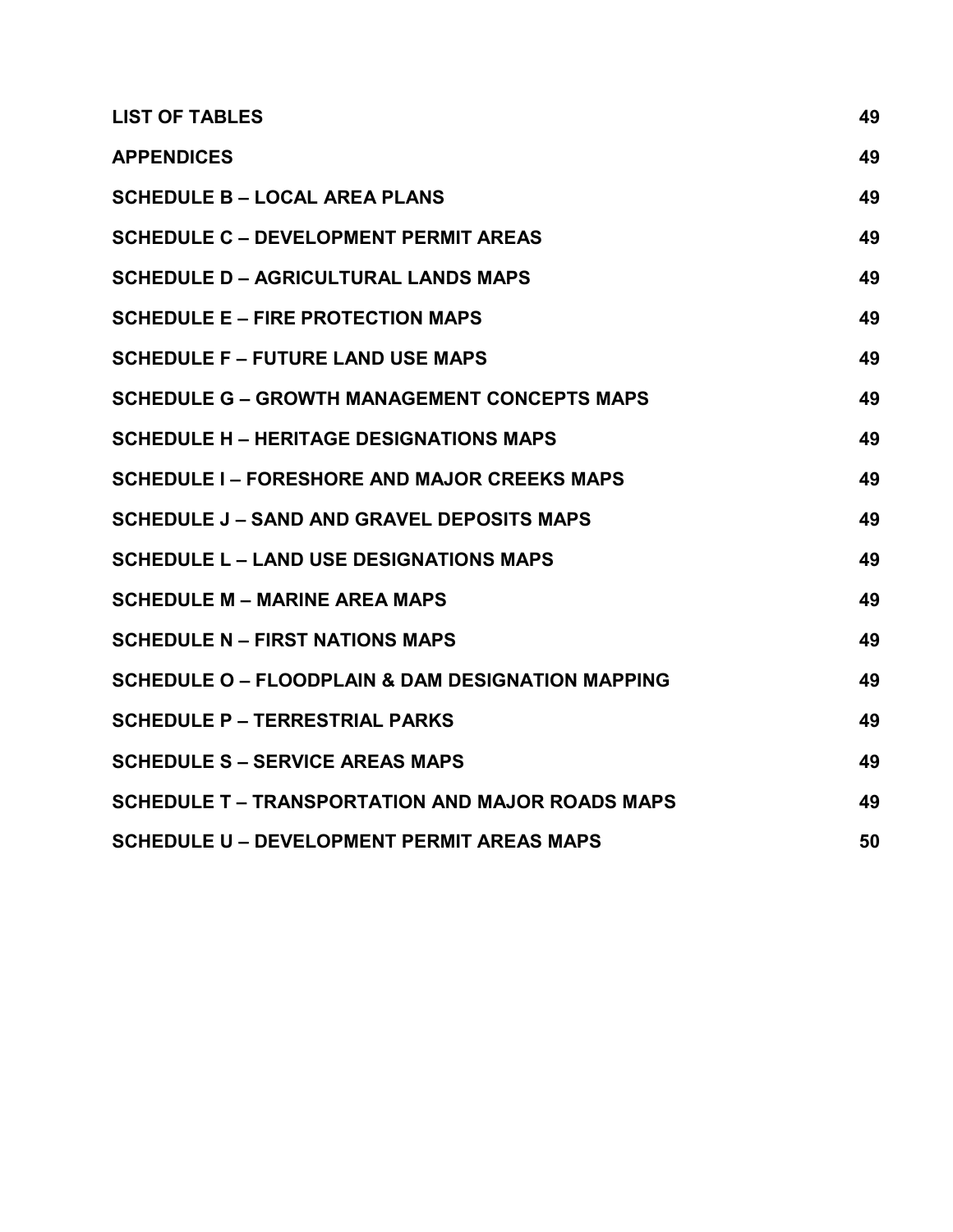| | |
|---|---|
| **LIST OF TABLES** | **49** |
| **APPENDICES** | **49** |
| **SCHEDULE B – LOCAL AREA PLANS** | **49** |
| **SCHEDULE C – DEVELOPMENT PERMIT AREAS** | **49** |
| **SCHEDULE D – AGRICULTURAL LANDS MAPS** | **49** |
| **SCHEDULE E – FIRE PROTECTION MAPS** | **49** |
| **SCHEDULE F – FUTURE LAND USE MAPS** | **49** |
| **SCHEDULE G – GROWTH MANAGEMENT CONCEPTS MAPS** | **49** |
| **SCHEDULE H – HERITAGE DESIGNATIONS MAPS** | **49** |
| **SCHEDULE I – FORESHORE AND MAJOR CREEKS MAPS** | **49** |
| **SCHEDULE J – SAND AND GRAVEL DEPOSITS MAPS** | **49** |
| **SCHEDULE L – LAND USE DESIGNATIONS MAPS** | **49** |
| **SCHEDULE M – MARINE AREA MAPS** | **49** |
| **SCHEDULE N – FIRST NATIONS MAPS** | **49** |
| **SCHEDULE O – FLOODPLAIN & DAM DESIGNATION MAPPING** | **49** |
| **SCHEDULE P – TERRESTRIAL PARKS** | **49** |
| **SCHEDULE S – SERVICE AREAS MAPS** | **49** |
| **SCHEDULE T – TRANSPORTATION AND MAJOR ROADS MAPS** | **49** |
| **SCHEDULE U – DEVELOPMENT PERMIT AREAS MAPS** | **50** |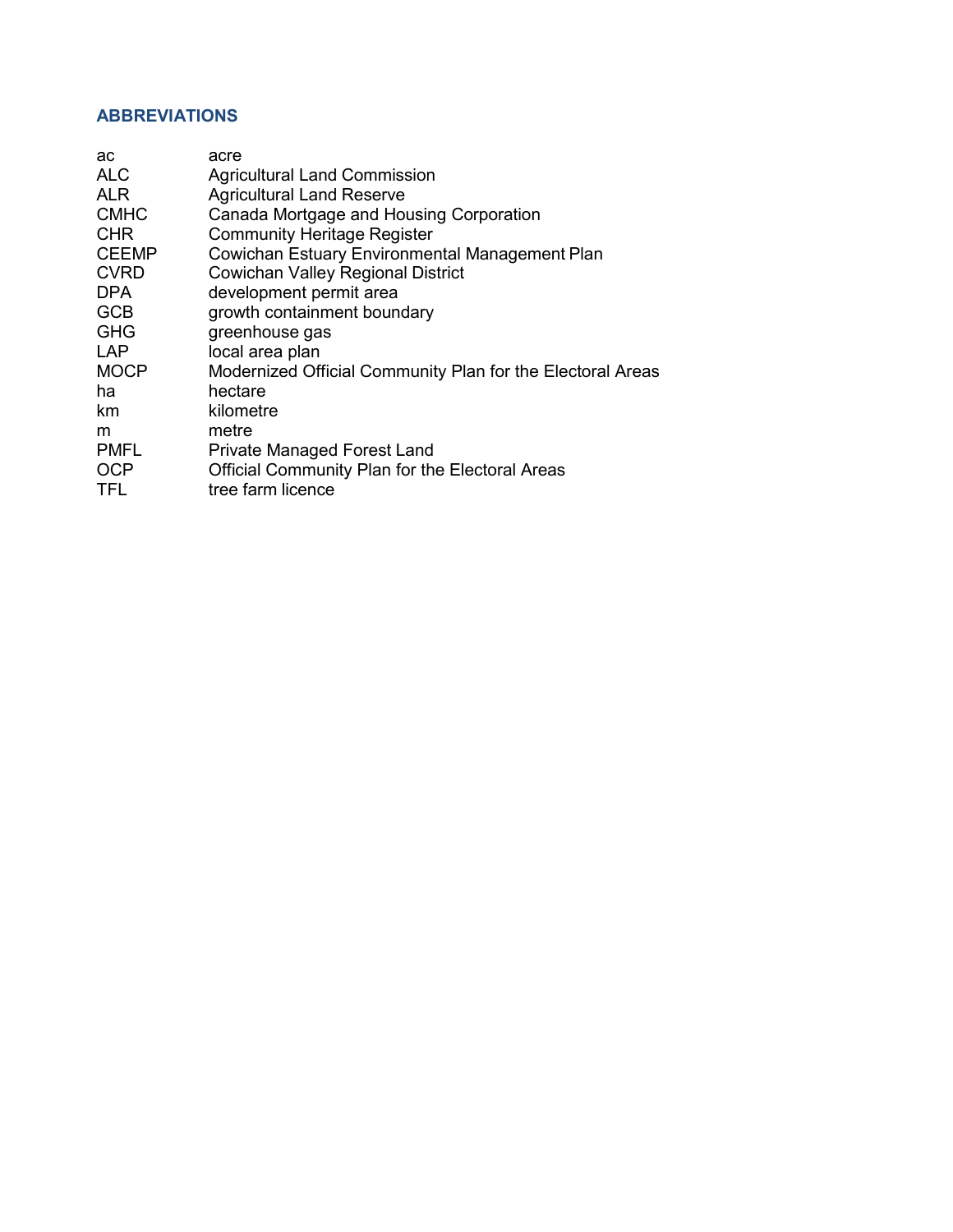## ABBREVIATIONS

| | |
|---|---|
| ac | acre |
| ALC | Agricultural Land Commission |
| ALR | Agricultural Land Reserve |
| CMHC | Canada Mortgage and Housing Corporation |
| CHR | Community Heritage Register |
| CEEMP | Cowichan Estuary Environmental Management Plan |
| CVRD | Cowichan Valley Regional District |
| DPA | development permit area |
| GCB | growth containment boundary |
| GHG | greenhouse gas |
| LAP | local area plan |
| MOCP | Modernized Official Community Plan for the Electoral Areas |
| ha | hectare |
| km | kilometre |
| m | metre |
| PMFL | Private Managed Forest Land |
| OCP | Official Community Plan for the Electoral Areas |
| TFL | tree farm licence |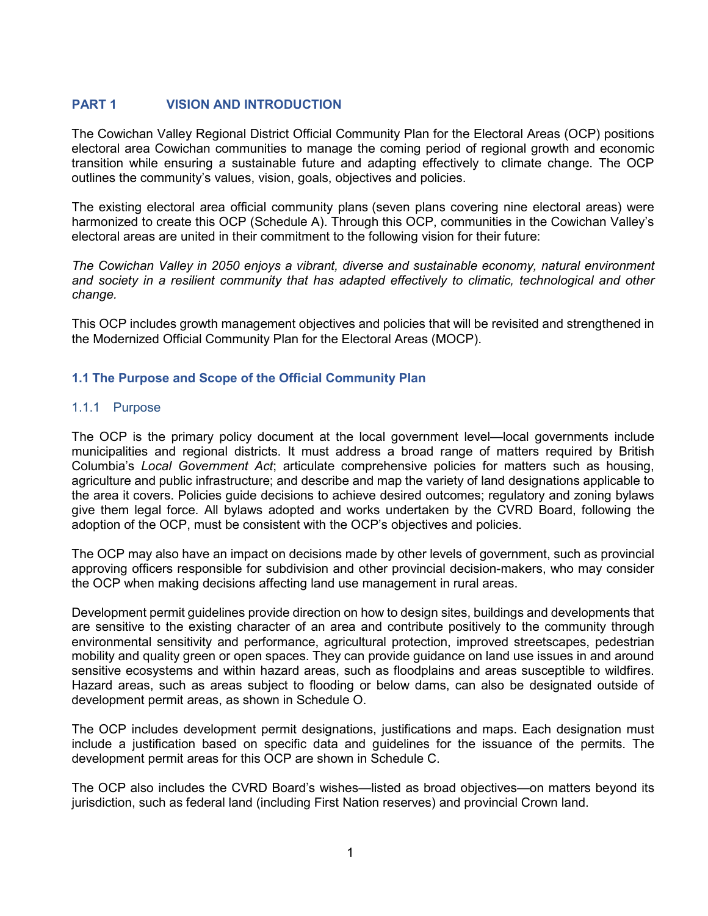# PART 1 VISION AND INTRODUCTION

The Cowichan Valley Regional District Official Community Plan for the Electoral Areas (OCP) positions electoral area Cowichan communities to manage the coming period of regional growth and economic transition while ensuring a sustainable future and adapting effectively to climate change. The OCP outlines the community's values, vision, goals, objectives and policies.

The existing electoral area official community plans (seven plans covering nine electoral areas) were harmonized to create this OCP (Schedule A). Through this OCP, communities in the Cowichan Valley's electoral areas are united in their commitment to the following vision for their future:

*The Cowichan Valley in 2050 enjoys a vibrant, diverse and sustainable economy, natural environment and society in a resilient community that has adapted effectively to climatic, technological and other change.*

This OCP includes growth management objectives and policies that will be revisited and strengthened in the Modernized Official Community Plan for the Electoral Areas (MOCP).

## 1.1 The Purpose and Scope of the Official Community Plan

### 1.1.1 Purpose

The OCP is the primary policy document at the local government level—local governments include municipalities and regional districts. It must address a broad range of matters required by British Columbia's *Local Government Act*; articulate comprehensive policies for matters such as housing, agriculture and public infrastructure; and describe and map the variety of land designations applicable to the area it covers. Policies guide decisions to achieve desired outcomes; regulatory and zoning bylaws give them legal force. All bylaws adopted and works undertaken by the CVRD Board, following the adoption of the OCP, must be consistent with the OCP's objectives and policies.

The OCP may also have an impact on decisions made by other levels of government, such as provincial approving officers responsible for subdivision and other provincial decision-makers, who may consider the OCP when making decisions affecting land use management in rural areas.

Development permit guidelines provide direction on how to design sites, buildings and developments that are sensitive to the existing character of an area and contribute positively to the community through environmental sensitivity and performance, agricultural protection, improved streetscapes, pedestrian mobility and quality green or open spaces. They can provide guidance on land use issues in and around sensitive ecosystems and within hazard areas, such as floodplains and areas susceptible to wildfires. Hazard areas, such as areas subject to flooding or below dams, can also be designated outside of development permit areas, as shown in Schedule O.

The OCP includes development permit designations, justifications and maps. Each designation must include a justification based on specific data and guidelines for the issuance of the permits. The development permit areas for this OCP are shown in Schedule C.

The OCP also includes the CVRD Board's wishes—listed as broad objectives—on matters beyond its jurisdiction, such as federal land (including First Nation reserves) and provincial Crown land.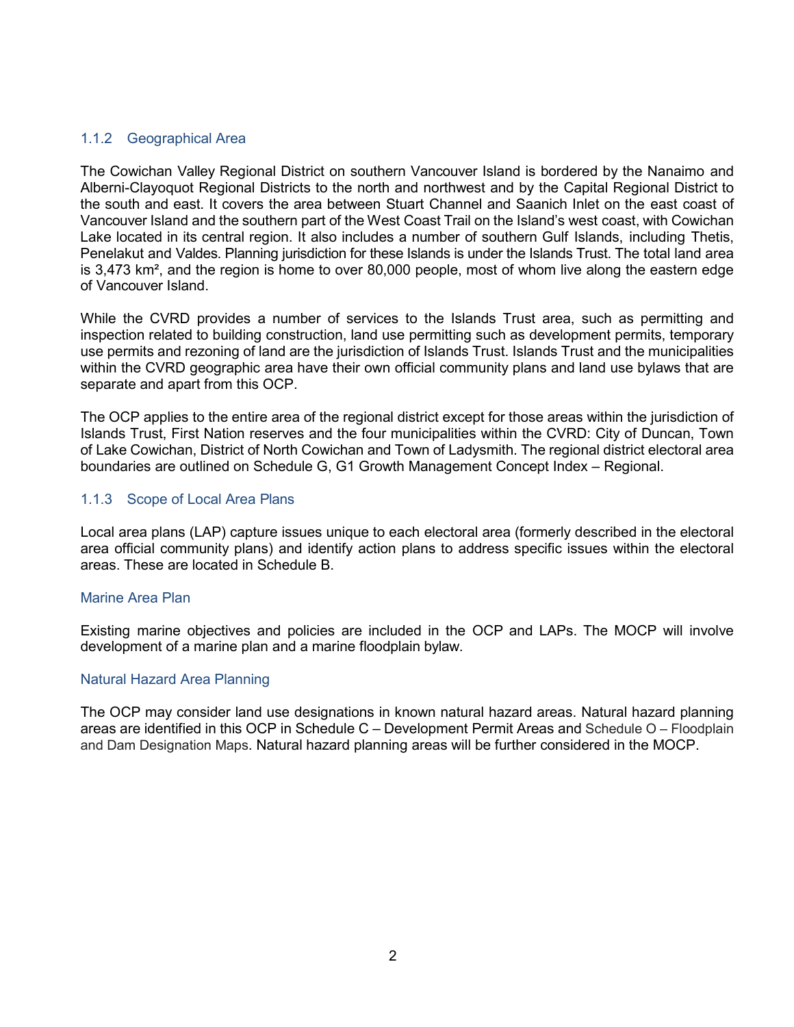### 1.1.2 Geographical Area

The Cowichan Valley Regional District on southern Vancouver Island is bordered by the Nanaimo and Alberni-Clayoquot Regional Districts to the north and northwest and by the Capital Regional District to the south and east. It covers the area between Stuart Channel and Saanich Inlet on the east coast of Vancouver Island and the southern part of the West Coast Trail on the Island's west coast, with Cowichan Lake located in its central region. It also includes a number of southern Gulf Islands, including Thetis, Penelakut and Valdes. Planning jurisdiction for these Islands is under the Islands Trust. The total land area is 3,473 km², and the region is home to over 80,000 people, most of whom live along the eastern edge of Vancouver Island.

While the CVRD provides a number of services to the Islands Trust area, such as permitting and inspection related to building construction, land use permitting such as development permits, temporary use permits and rezoning of land are the jurisdiction of Islands Trust. Islands Trust and the municipalities within the CVRD geographic area have their own official community plans and land use bylaws that are separate and apart from this OCP.

The OCP applies to the entire area of the regional district except for those areas within the jurisdiction of Islands Trust, First Nation reserves and the four municipalities within the CVRD: City of Duncan, Town of Lake Cowichan, District of North Cowichan and Town of Ladysmith. The regional district electoral area boundaries are outlined on Schedule G, G1 Growth Management Concept Index – Regional.

### 1.1.3 Scope of Local Area Plans

Local area plans (LAP) capture issues unique to each electoral area (formerly described in the electoral area official community plans) and identify action plans to address specific issues within the electoral areas. These are located in Schedule B.

#### Marine Area Plan

Existing marine objectives and policies are included in the OCP and LAPs. The MOCP will involve development of a marine plan and a marine floodplain bylaw.

#### Natural Hazard Area Planning

The OCP may consider land use designations in known natural hazard areas. Natural hazard planning areas are identified in this OCP in Schedule C – Development Permit Areas and Schedule O – Floodplain and Dam Designation Maps. Natural hazard planning areas will be further considered in the MOCP.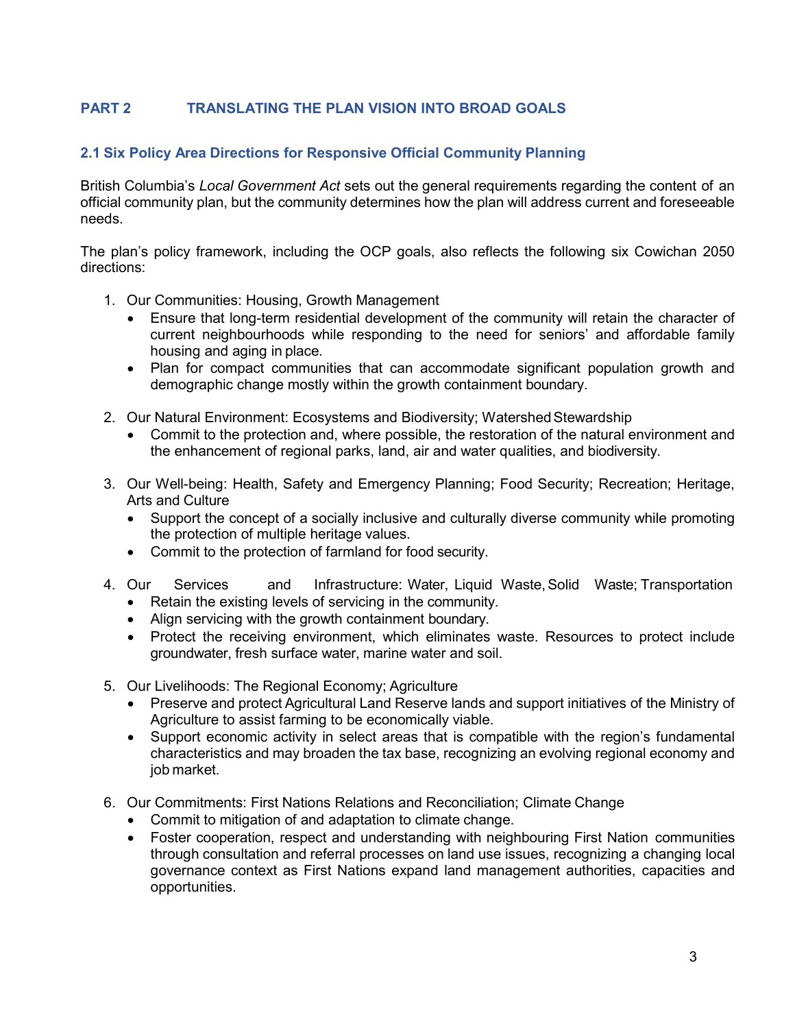# PART 2 TRANSLATING THE PLAN VISION INTO BROAD GOALS

## 2.1 Six Policy Area Directions for Responsive Official Community Planning

British Columbia's *Local Government Act* sets out the general requirements regarding the content of an official community plan, but the community determines how the plan will address current and foreseeable needs.

The plan's policy framework, including the OCP goals, also reflects the following six Cowichan 2050 directions:

1. Our Communities: Housing, Growth Management
   - Ensure that long-term residential development of the community will retain the character of current neighbourhoods while responding to the need for seniors' and affordable family housing and aging in place.
   - Plan for compact communities that can accommodate significant population growth and demographic change mostly within the growth containment boundary.

2. Our Natural Environment: Ecosystems and Biodiversity; Watershed Stewardship
   - Commit to the protection and, where possible, the restoration of the natural environment and the enhancement of regional parks, land, air and water qualities, and biodiversity.

3. Our Well-being: Health, Safety and Emergency Planning; Food Security; Recreation; Heritage, Arts and Culture
   - Support the concept of a socially inclusive and culturally diverse community while promoting the protection of multiple heritage values.
   - Commit to the protection of farmland for food security.

4. Our Services and Infrastructure: Water, Liquid Waste, Solid Waste; Transportation
   - Retain the existing levels of servicing in the community.
   - Align servicing with the growth containment boundary.
   - Protect the receiving environment, which eliminates waste. Resources to protect include groundwater, fresh surface water, marine water and soil.

5. Our Livelihoods: The Regional Economy; Agriculture
   - Preserve and protect Agricultural Land Reserve lands and support initiatives of the Ministry of Agriculture to assist farming to be economically viable.
   - Support economic activity in select areas that is compatible with the region's fundamental characteristics and may broaden the tax base, recognizing an evolving regional economy and job market.

6. Our Commitments: First Nations Relations and Reconciliation; Climate Change
   - Commit to mitigation of and adaptation to climate change.
   - Foster cooperation, respect and understanding with neighbouring First Nation communities through consultation and referral processes on land use issues, recognizing a changing local governance context as First Nations expand land management authorities, capacities and opportunities.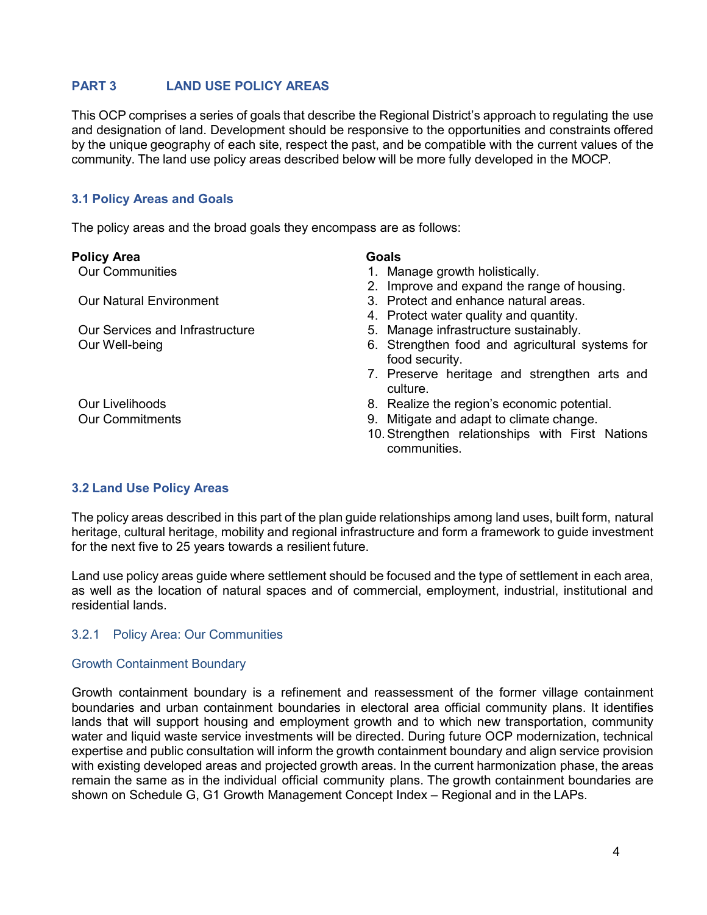## PART 3 LAND USE POLICY AREAS

This OCP comprises a series of goals that describe the Regional District's approach to regulating the use and designation of land. Development should be responsive to the opportunities and constraints offered by the unique geography of each site, respect the past, and be compatible with the current values of the community. The land use policy areas described below will be more fully developed in the MOCP.

### 3.1 Policy Areas and Goals

The policy areas and the broad goals they encompass are as follows:

| Policy Area | Goals |
| --- | --- |
| Our Communities | 1. Manage growth holistically. |
| | 2. Improve and expand the range of housing. |
| Our Natural Environment | 3. Protect and enhance natural areas. |
| | 4. Protect water quality and quantity. |
| Our Services and Infrastructure | 5. Manage infrastructure sustainably. |
| Our Well-being | 6. Strengthen food and agricultural systems for food security. |
| | 7. Preserve heritage and strengthen arts and culture. |
| Our Livelihoods | 8. Realize the region's economic potential. |
| Our Commitments | 9. Mitigate and adapt to climate change. |
| | 10. Strengthen relationships with First Nations communities. |

### 3.2 Land Use Policy Areas

The policy areas described in this part of the plan guide relationships among land uses, built form, natural heritage, cultural heritage, mobility and regional infrastructure and form a framework to guide investment for the next five to 25 years towards a resilient future.

Land use policy areas guide where settlement should be focused and the type of settlement in each area, as well as the location of natural spaces and of commercial, employment, industrial, institutional and residential lands.

#### 3.2.1 Policy Area: Our Communities

##### Growth Containment Boundary

Growth containment boundary is a refinement and reassessment of the former village containment boundaries and urban containment boundaries in electoral area official community plans. It identifies lands that will support housing and employment growth and to which new transportation, community water and liquid waste service investments will be directed. During future OCP modernization, technical expertise and public consultation will inform the growth containment boundary and align service provision with existing developed areas and projected growth areas. In the current harmonization phase, the areas remain the same as in the individual official community plans. The growth containment boundaries are shown on Schedule G, G1 Growth Management Concept Index – Regional and in the LAPs.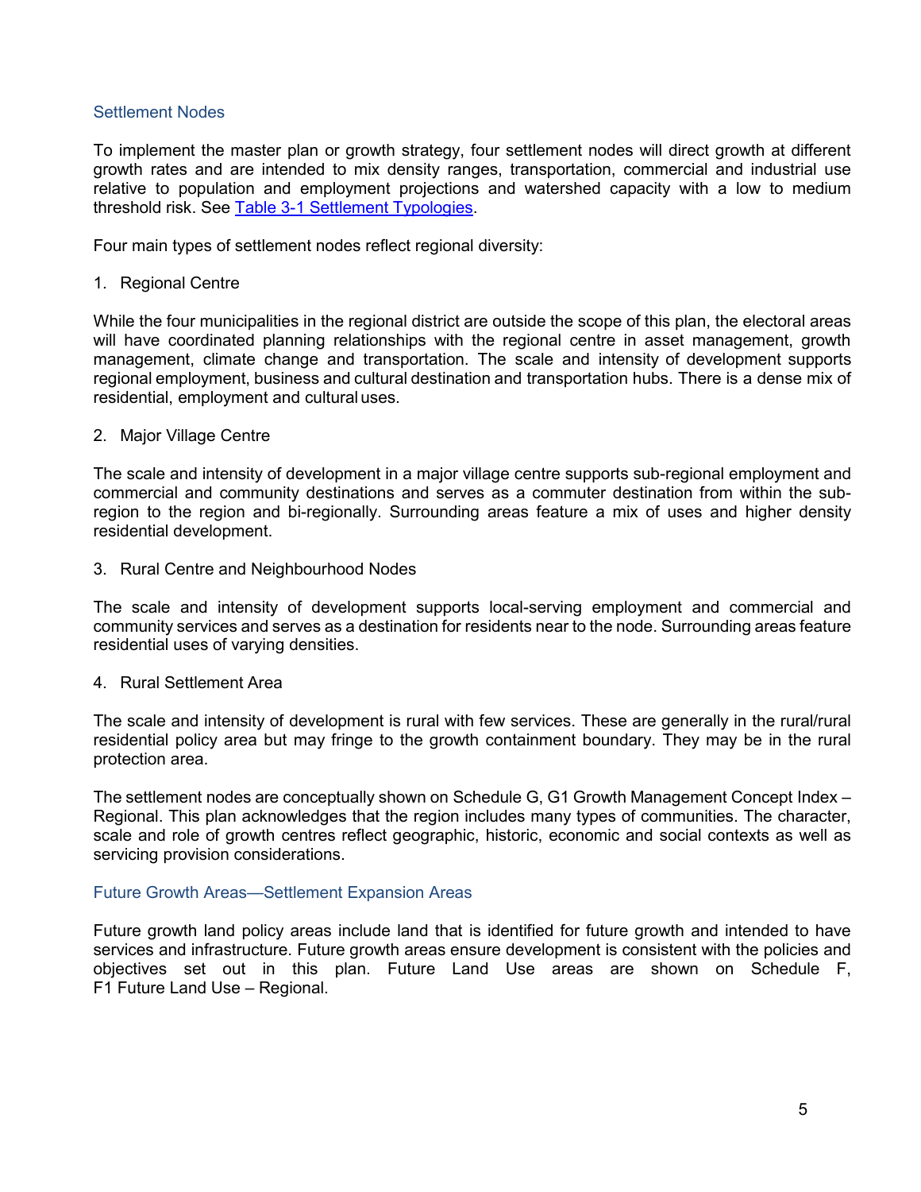## Settlement Nodes

To implement the master plan or growth strategy, four settlement nodes will direct growth at different growth rates and are intended to mix density ranges, transportation, commercial and industrial use relative to population and employment projections and watershed capacity with a low to medium threshold risk. See [Table 3-1 Settlement Typologies](#).

Four main types of settlement nodes reflect regional diversity:

1. Regional Centre

While the four municipalities in the regional district are outside the scope of this plan, the electoral areas will have coordinated planning relationships with the regional centre in asset management, growth management, climate change and transportation. The scale and intensity of development supports regional employment, business and cultural destination and transportation hubs. There is a dense mix of residential, employment and cultural uses.

2. Major Village Centre

The scale and intensity of development in a major village centre supports sub-regional employment and commercial and community destinations and serves as a commuter destination from within the sub-region to the region and bi-regionally. Surrounding areas feature a mix of uses and higher density residential development.

3. Rural Centre and Neighbourhood Nodes

The scale and intensity of development supports local-serving employment and commercial and community services and serves as a destination for residents near to the node. Surrounding areas feature residential uses of varying densities.

4. Rural Settlement Area

The scale and intensity of development is rural with few services. These are generally in the rural/rural residential policy area but may fringe to the growth containment boundary. They may be in the rural protection area.

The settlement nodes are conceptually shown on Schedule G, G1 Growth Management Concept Index – Regional. This plan acknowledges that the region includes many types of communities. The character, scale and role of growth centres reflect geographic, historic, economic and social contexts as well as servicing provision considerations.

## Future Growth Areas—Settlement Expansion Areas

Future growth land policy areas include land that is identified for future growth and intended to have services and infrastructure. Future growth areas ensure development is consistent with the policies and objectives set out in this plan. Future Land Use areas are shown on Schedule F, F1 Future Land Use – Regional.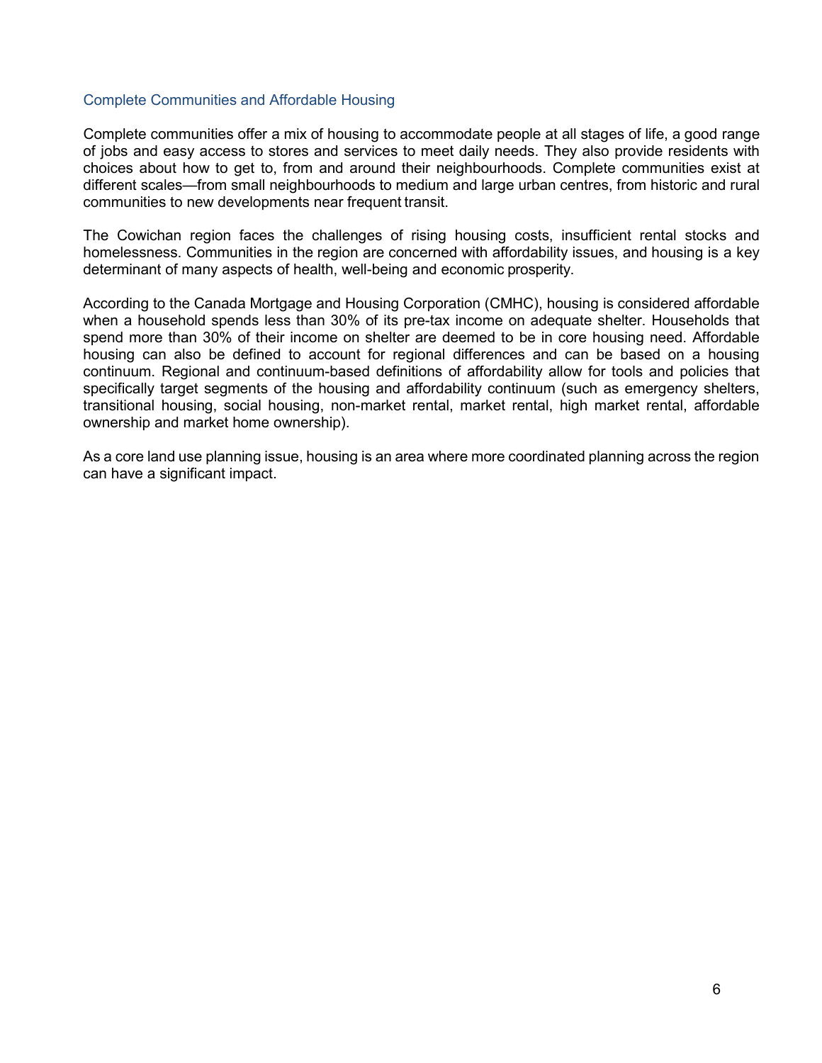### Complete Communities and Affordable Housing

Complete communities offer a mix of housing to accommodate people at all stages of life, a good range of jobs and easy access to stores and services to meet daily needs. They also provide residents with choices about how to get to, from and around their neighbourhoods. Complete communities exist at different scales—from small neighbourhoods to medium and large urban centres, from historic and rural communities to new developments near frequent transit.

The Cowichan region faces the challenges of rising housing costs, insufficient rental stocks and homelessness. Communities in the region are concerned with affordability issues, and housing is a key determinant of many aspects of health, well-being and economic prosperity.

According to the Canada Mortgage and Housing Corporation (CMHC), housing is considered affordable when a household spends less than 30% of its pre-tax income on adequate shelter. Households that spend more than 30% of their income on shelter are deemed to be in core housing need. Affordable housing can also be defined to account for regional differences and can be based on a housing continuum. Regional and continuum-based definitions of affordability allow for tools and policies that specifically target segments of the housing and affordability continuum (such as emergency shelters, transitional housing, social housing, non-market rental, market rental, high market rental, affordable ownership and market home ownership).

As a core land use planning issue, housing is an area where more coordinated planning across the region can have a significant impact.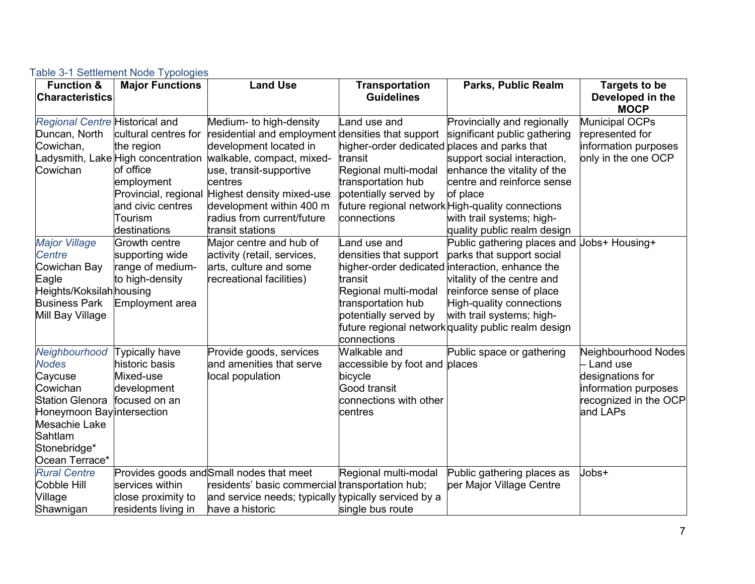Table 3-1 Settlement Node Typologies

| Function & Characteristics | Major Functions | Land Use | Transportation Guidelines | Parks, Public Realm | Targets to be Developed in the MOCP |
|---|---|---|---|---|---|
| *Regional Centre* Duncan, North Cowichan, Ladysmith, Lake Cowichan | Historical and cultural centres for the region High concentration of office employment Provincial, regional and civic centres Tourism destinations | Medium- to high-density residential and employment development located in walkable, compact, mixed-use, transit-supportive centres Highest density mixed-use development within 400 m radius from current/future transit stations | Land use and densities that support higher-order dedicated transit Regional multi-modal transportation hub potentially served by future regional network connections | Provincially and regionally significant public gathering places and parks that support social interaction, enhance the vitality of the centre and reinforce sense of place High-quality connections with trail systems; high-quality public realm design | Municipal OCPs represented for information purposes only in the one OCP |
| *Major Village Centre* Cowichan Bay Eagle Heights/Koksilah Business Park Mill Bay Village | Growth centre supporting wide range of medium- to high-density housing Employment area | Major centre and hub of activity (retail, services, arts, culture and some recreational facilities) | Land use and densities that support higher-order dedicated transit Regional multi-modal transportation hub potentially served by future regional network connections | Public gathering places and parks that support social interaction, enhance the vitality of the centre and reinforce sense of place High-quality connections with trail systems; high-quality public realm design | Jobs+ Housing+ |
| *Neighbourhood Nodes* Caycuse Cowichan Station Glenora Honeymoon Bay Mesachie Lake Sahtlam Stonebridge* Ocean Terrace* | Typically have historic basis Mixed-use development focused on an intersection | Provide goods, services and amenities that serve local population | Walkable and accessible by foot and bicycle Good transit connections with other centres | Public space or gathering places | Neighbourhood Nodes – Land use designations for information purposes recognized in the OCP and LAPs |
| *Rural Centre* Cobble Hill Village Shawnigan | Provides goods and services within close proximity to residents living in | Small nodes that meet residents' basic commercial and service needs; typically have a historic | Regional multi-modal transportation hub; typically serviced by a single bus route | Public gathering places as per Major Village Centre | Jobs+ |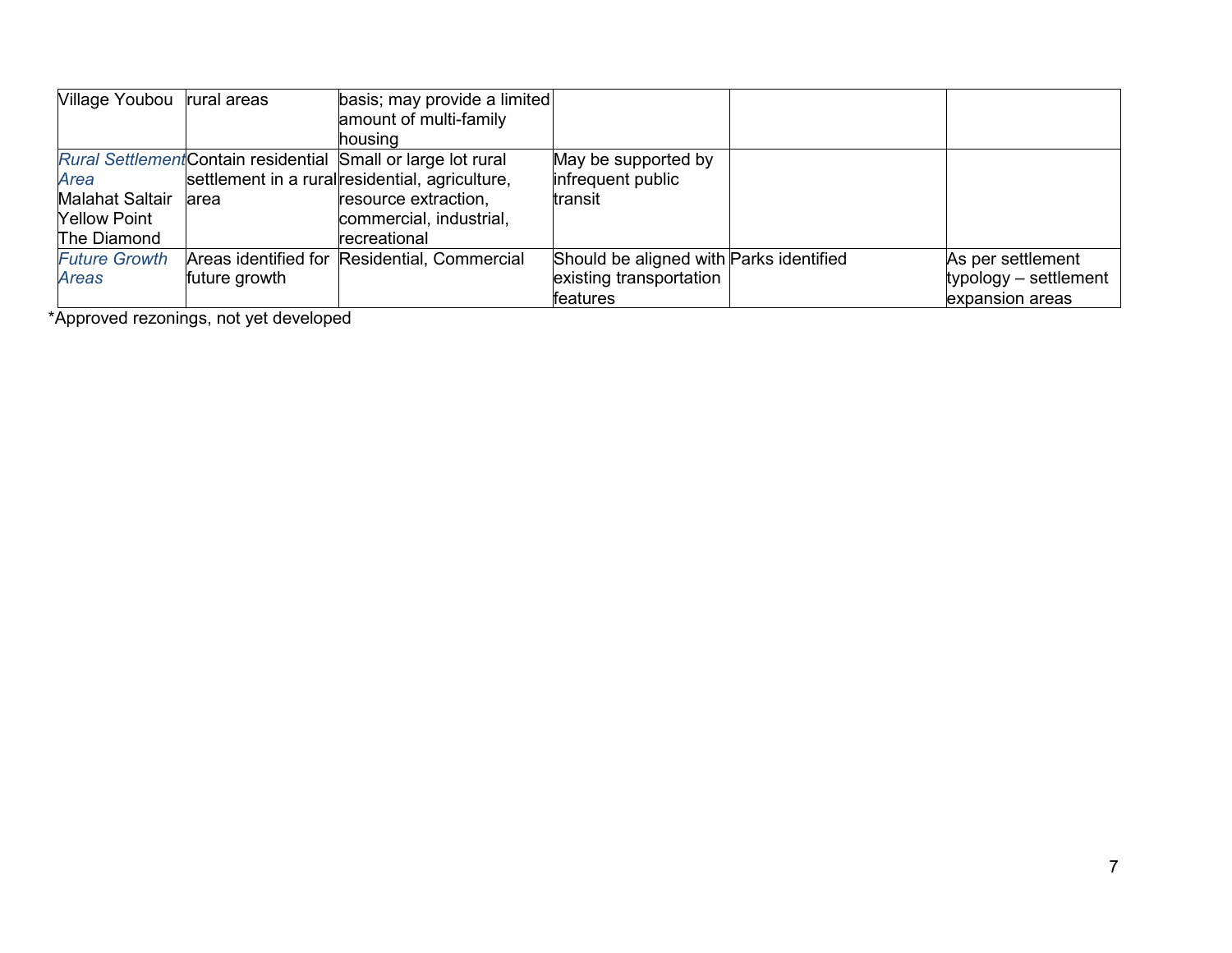| | | | | | |
|---|---|---|---|---|---|
| Village Youbou | rural areas | basis; may provide a limited amount of multi-family housing | | | |
| *Rural Settlement Area* Malahat Saltair Yellow Point The Diamond | Contain residential settlement in a rural area | Small or large lot rural residential, agriculture, resource extraction, commercial, industrial, recreational | May be supported by infrequent public transit | | |
| *Future Growth Areas* | Areas identified for future growth | Residential, Commercial | Should be aligned with existing transportation features | Parks identified | As per settlement typology – settlement expansion areas |

*Approved rezonings, not yet developed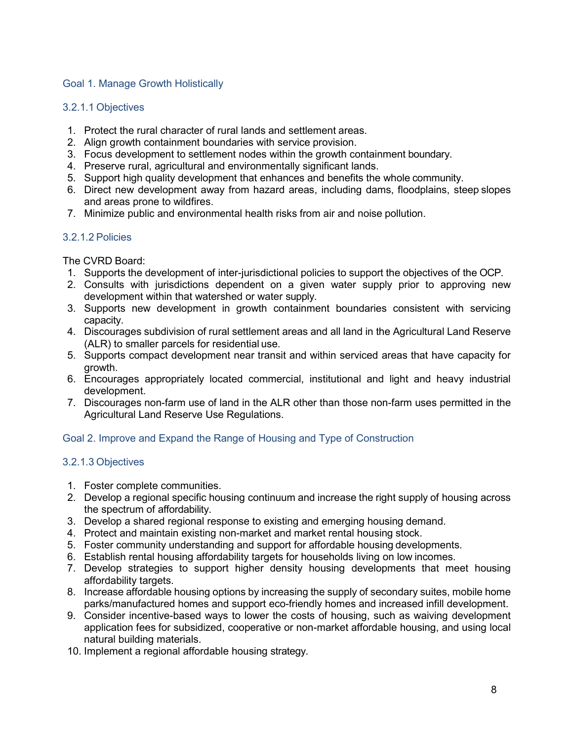### Goal 1. Manage Growth Holistically

#### 3.2.1.1 Objectives

1. Protect the rural character of rural lands and settlement areas.
2. Align growth containment boundaries with service provision.
3. Focus development to settlement nodes within the growth containment boundary.
4. Preserve rural, agricultural and environmentally significant lands.
5. Support high quality development that enhances and benefits the whole community.
6. Direct new development away from hazard areas, including dams, floodplains, steep slopes and areas prone to wildfires.
7. Minimize public and environmental health risks from air and noise pollution.

#### 3.2.1.2 Policies

The CVRD Board:

1. Supports the development of inter-jurisdictional policies to support the objectives of the OCP.
2. Consults with jurisdictions dependent on a given water supply prior to approving new development within that watershed or water supply.
3. Supports new development in growth containment boundaries consistent with servicing capacity.
4. Discourages subdivision of rural settlement areas and all land in the Agricultural Land Reserve (ALR) to smaller parcels for residential use.
5. Supports compact development near transit and within serviced areas that have capacity for growth.
6. Encourages appropriately located commercial, institutional and light and heavy industrial development.
7. Discourages non-farm use of land in the ALR other than those non-farm uses permitted in the Agricultural Land Reserve Use Regulations.

### Goal 2. Improve and Expand the Range of Housing and Type of Construction

#### 3.2.1.3 Objectives

1. Foster complete communities.
2. Develop a regional specific housing continuum and increase the right supply of housing across the spectrum of affordability.
3. Develop a shared regional response to existing and emerging housing demand.
4. Protect and maintain existing non-market and market rental housing stock.
5. Foster community understanding and support for affordable housing developments.
6. Establish rental housing affordability targets for households living on low incomes.
7. Develop strategies to support higher density housing developments that meet housing affordability targets.
8. Increase affordable housing options by increasing the supply of secondary suites, mobile home parks/manufactured homes and support eco-friendly homes and increased infill development.
9. Consider incentive-based ways to lower the costs of housing, such as waiving development application fees for subsidized, cooperative or non-market affordable housing, and using local natural building materials.
10. Implement a regional affordable housing strategy.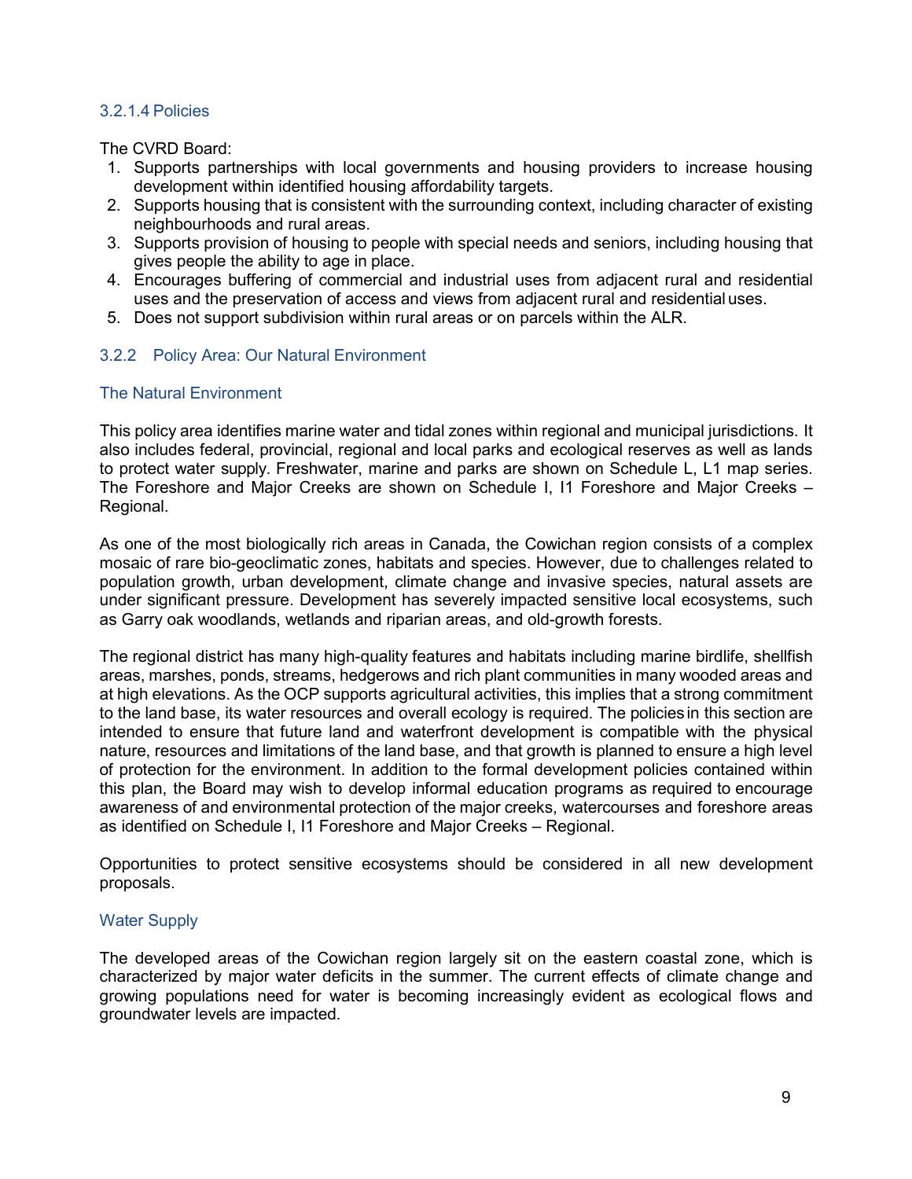#### 3.2.1.4 Policies

The CVRD Board:

1. Supports partnerships with local governments and housing providers to increase housing development within identified housing affordability targets.
2. Supports housing that is consistent with the surrounding context, including character of existing neighbourhoods and rural areas.
3. Supports provision of housing to people with special needs and seniors, including housing that gives people the ability to age in place.
4. Encourages buffering of commercial and industrial uses from adjacent rural and residential uses and the preservation of access and views from adjacent rural and residential uses.
5. Does not support subdivision within rural areas or on parcels within the ALR.

### 3.2.2 Policy Area: Our Natural Environment

#### The Natural Environment

This policy area identifies marine water and tidal zones within regional and municipal jurisdictions. It also includes federal, provincial, regional and local parks and ecological reserves as well as lands to protect water supply. Freshwater, marine and parks are shown on Schedule L, L1 map series. The Foreshore and Major Creeks are shown on Schedule I, I1 Foreshore and Major Creeks – Regional.

As one of the most biologically rich areas in Canada, the Cowichan region consists of a complex mosaic of rare bio-geoclimatic zones, habitats and species. However, due to challenges related to population growth, urban development, climate change and invasive species, natural assets are under significant pressure. Development has severely impacted sensitive local ecosystems, such as Garry oak woodlands, wetlands and riparian areas, and old-growth forests.

The regional district has many high-quality features and habitats including marine birdlife, shellfish areas, marshes, ponds, streams, hedgerows and rich plant communities in many wooded areas and at high elevations. As the OCP supports agricultural activities, this implies that a strong commitment to the land base, its water resources and overall ecology is required. The policies in this section are intended to ensure that future land and waterfront development is compatible with the physical nature, resources and limitations of the land base, and that growth is planned to ensure a high level of protection for the environment. In addition to the formal development policies contained within this plan, the Board may wish to develop informal education programs as required to encourage awareness of and environmental protection of the major creeks, watercourses and foreshore areas as identified on Schedule I, I1 Foreshore and Major Creeks – Regional.

Opportunities to protect sensitive ecosystems should be considered in all new development proposals.

#### Water Supply

The developed areas of the Cowichan region largely sit on the eastern coastal zone, which is characterized by major water deficits in the summer. The current effects of climate change and growing populations need for water is becoming increasingly evident as ecological flows and groundwater levels are impacted.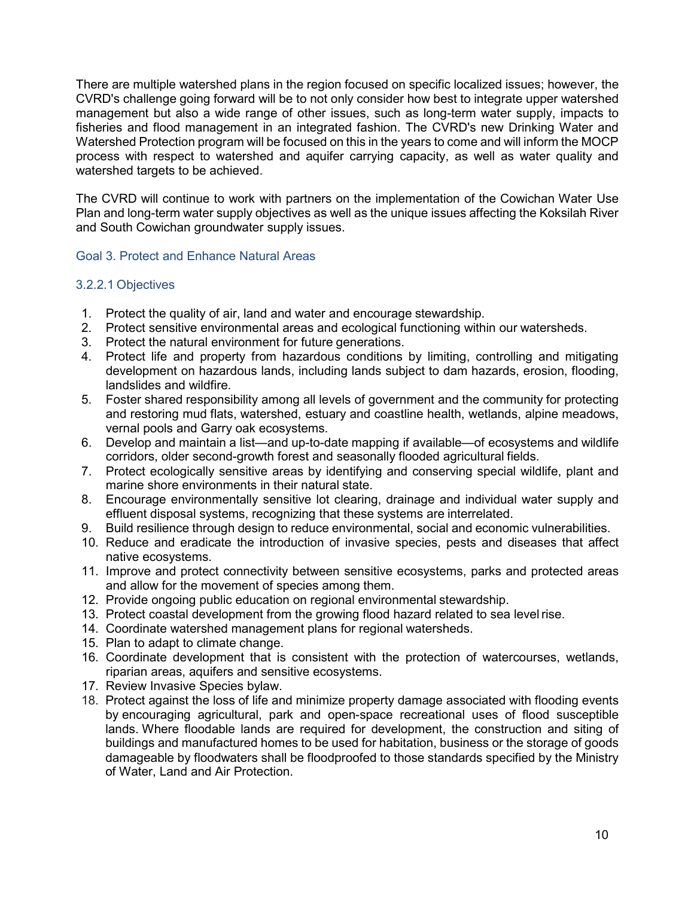There are multiple watershed plans in the region focused on specific localized issues; however, the CVRD's challenge going forward will be to not only consider how best to integrate upper watershed management but also a wide range of other issues, such as long-term water supply, impacts to fisheries and flood management in an integrated fashion. The CVRD's new Drinking Water and Watershed Protection program will be focused on this in the years to come and will inform the MOCP process with respect to watershed and aquifer carrying capacity, as well as water quality and watershed targets to be achieved.

The CVRD will continue to work with partners on the implementation of the Cowichan Water Use Plan and long-term water supply objectives as well as the unique issues affecting the Koksilah River and South Cowichan groundwater supply issues.

### Goal 3. Protect and Enhance Natural Areas

#### 3.2.2.1 Objectives

1. Protect the quality of air, land and water and encourage stewardship.
2. Protect sensitive environmental areas and ecological functioning within our watersheds.
3. Protect the natural environment for future generations.
4. Protect life and property from hazardous conditions by limiting, controlling and mitigating development on hazardous lands, including lands subject to dam hazards, erosion, flooding, landslides and wildfire.
5. Foster shared responsibility among all levels of government and the community for protecting and restoring mud flats, watershed, estuary and coastline health, wetlands, alpine meadows, vernal pools and Garry oak ecosystems.
6. Develop and maintain a list—and up-to-date mapping if available—of ecosystems and wildlife corridors, older second-growth forest and seasonally flooded agricultural fields.
7. Protect ecologically sensitive areas by identifying and conserving special wildlife, plant and marine shore environments in their natural state.
8. Encourage environmentally sensitive lot clearing, drainage and individual water supply and effluent disposal systems, recognizing that these systems are interrelated.
9. Build resilience through design to reduce environmental, social and economic vulnerabilities.
10. Reduce and eradicate the introduction of invasive species, pests and diseases that affect native ecosystems.
11. Improve and protect connectivity between sensitive ecosystems, parks and protected areas and allow for the movement of species among them.
12. Provide ongoing public education on regional environmental stewardship.
13. Protect coastal development from the growing flood hazard related to sea level rise.
14. Coordinate watershed management plans for regional watersheds.
15. Plan to adapt to climate change.
16. Coordinate development that is consistent with the protection of watercourses, wetlands, riparian areas, aquifers and sensitive ecosystems.
17. Review Invasive Species bylaw.
18. Protect against the loss of life and minimize property damage associated with flooding events by encouraging agricultural, park and open-space recreational uses of flood susceptible lands. Where floodable lands are required for development, the construction and siting of buildings and manufactured homes to be used for habitation, business or the storage of goods damageable by floodwaters shall be floodproofed to those standards specified by the Ministry of Water, Land and Air Protection.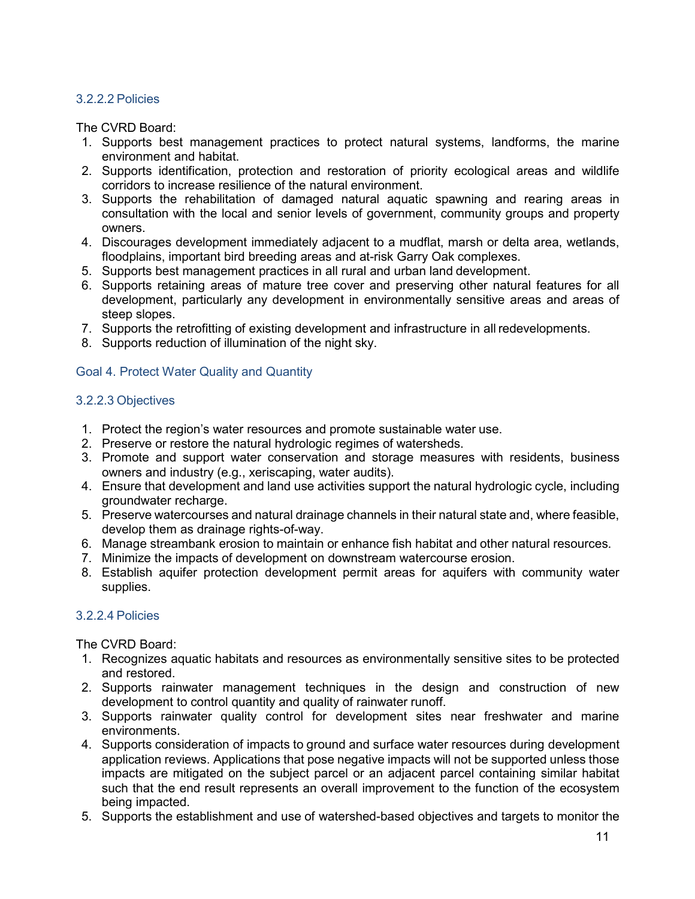#### 3.2.2.2 Policies

The CVRD Board:

1. Supports best management practices to protect natural systems, landforms, the marine environment and habitat.
2. Supports identification, protection and restoration of priority ecological areas and wildlife corridors to increase resilience of the natural environment.
3. Supports the rehabilitation of damaged natural aquatic spawning and rearing areas in consultation with the local and senior levels of government, community groups and property owners.
4. Discourages development immediately adjacent to a mudflat, marsh or delta area, wetlands, floodplains, important bird breeding areas and at-risk Garry Oak complexes.
5. Supports best management practices in all rural and urban land development.
6. Supports retaining areas of mature tree cover and preserving other natural features for all development, particularly any development in environmentally sensitive areas and areas of steep slopes.
7. Supports the retrofitting of existing development and infrastructure in all redevelopments.
8. Supports reduction of illumination of the night sky.

### Goal 4. Protect Water Quality and Quantity

#### 3.2.2.3 Objectives

1. Protect the region's water resources and promote sustainable water use.
2. Preserve or restore the natural hydrologic regimes of watersheds.
3. Promote and support water conservation and storage measures with residents, business owners and industry (e.g., xeriscaping, water audits).
4. Ensure that development and land use activities support the natural hydrologic cycle, including groundwater recharge.
5. Preserve watercourses and natural drainage channels in their natural state and, where feasible, develop them as drainage rights-of-way.
6. Manage streambank erosion to maintain or enhance fish habitat and other natural resources.
7. Minimize the impacts of development on downstream watercourse erosion.
8. Establish aquifer protection development permit areas for aquifers with community water supplies.

#### 3.2.2.4 Policies

The CVRD Board:

1. Recognizes aquatic habitats and resources as environmentally sensitive sites to be protected and restored.
2. Supports rainwater management techniques in the design and construction of new development to control quantity and quality of rainwater runoff.
3. Supports rainwater quality control for development sites near freshwater and marine environments.
4. Supports consideration of impacts to ground and surface water resources during development application reviews. Applications that pose negative impacts will not be supported unless those impacts are mitigated on the subject parcel or an adjacent parcel containing similar habitat such that the end result represents an overall improvement to the function of the ecosystem being impacted.
5. Supports the establishment and use of watershed-based objectives and targets to monitor the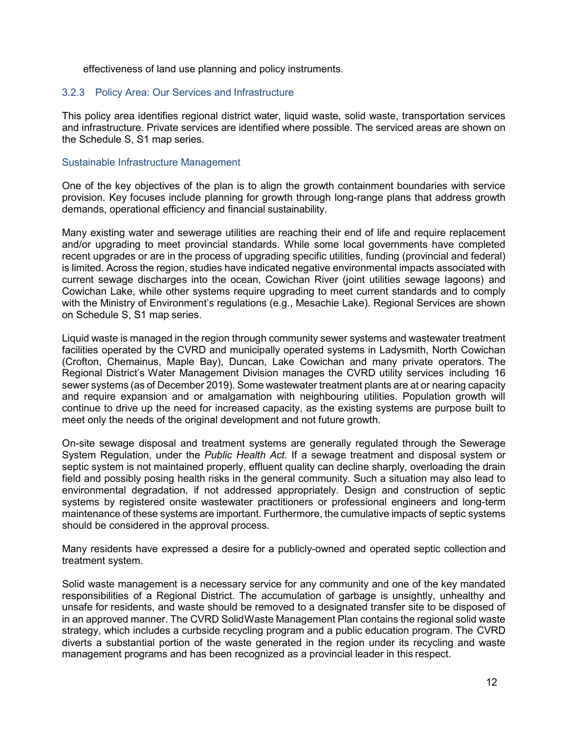effectiveness of land use planning and policy instruments.

### 3.2.3 Policy Area: Our Services and Infrastructure

This policy area identifies regional district water, liquid waste, solid waste, transportation services and infrastructure. Private services are identified where possible. The serviced areas are shown on the Schedule S, S1 map series.

#### Sustainable Infrastructure Management

One of the key objectives of the plan is to align the growth containment boundaries with service provision. Key focuses include planning for growth through long-range plans that address growth demands, operational efficiency and financial sustainability.

Many existing water and sewerage utilities are reaching their end of life and require replacement and/or upgrading to meet provincial standards. While some local governments have completed recent upgrades or are in the process of upgrading specific utilities, funding (provincial and federal) is limited. Across the region, studies have indicated negative environmental impacts associated with current sewage discharges into the ocean, Cowichan River (joint utilities sewage lagoons) and Cowichan Lake, while other systems require upgrading to meet current standards and to comply with the Ministry of Environment's regulations (e.g., Mesachie Lake). Regional Services are shown on Schedule S, S1 map series.

Liquid waste is managed in the region through community sewer systems and wastewater treatment facilities operated by the CVRD and municipally operated systems in Ladysmith, North Cowichan (Crofton, Chemainus, Maple Bay), Duncan, Lake Cowichan and many private operators. The Regional District's Water Management Division manages the CVRD utility services including 16 sewer systems (as of December 2019). Some wastewater treatment plants are at or nearing capacity and require expansion and or amalgamation with neighbouring utilities. Population growth will continue to drive up the need for increased capacity, as the existing systems are purpose built to meet only the needs of the original development and not future growth.

On-site sewage disposal and treatment systems are generally regulated through the Sewerage System Regulation, under the *Public Health Act*. If a sewage treatment and disposal system or septic system is not maintained properly, effluent quality can decline sharply, overloading the drain field and possibly posing health risks in the general community. Such a situation may also lead to environmental degradation, if not addressed appropriately. Design and construction of septic systems by registered onsite wastewater practitioners or professional engineers and long-term maintenance of these systems are important. Furthermore, the cumulative impacts of septic systems should be considered in the approval process.

Many residents have expressed a desire for a publicly-owned and operated septic collection and treatment system.

Solid waste management is a necessary service for any community and one of the key mandated responsibilities of a Regional District. The accumulation of garbage is unsightly, unhealthy and unsafe for residents, and waste should be removed to a designated transfer site to be disposed of in an approved manner. The CVRD Solid Waste Management Plan contains the regional solid waste strategy, which includes a curbside recycling program and a public education program. The CVRD diverts a substantial portion of the waste generated in the region under its recycling and waste management programs and has been recognized as a provincial leader in this respect.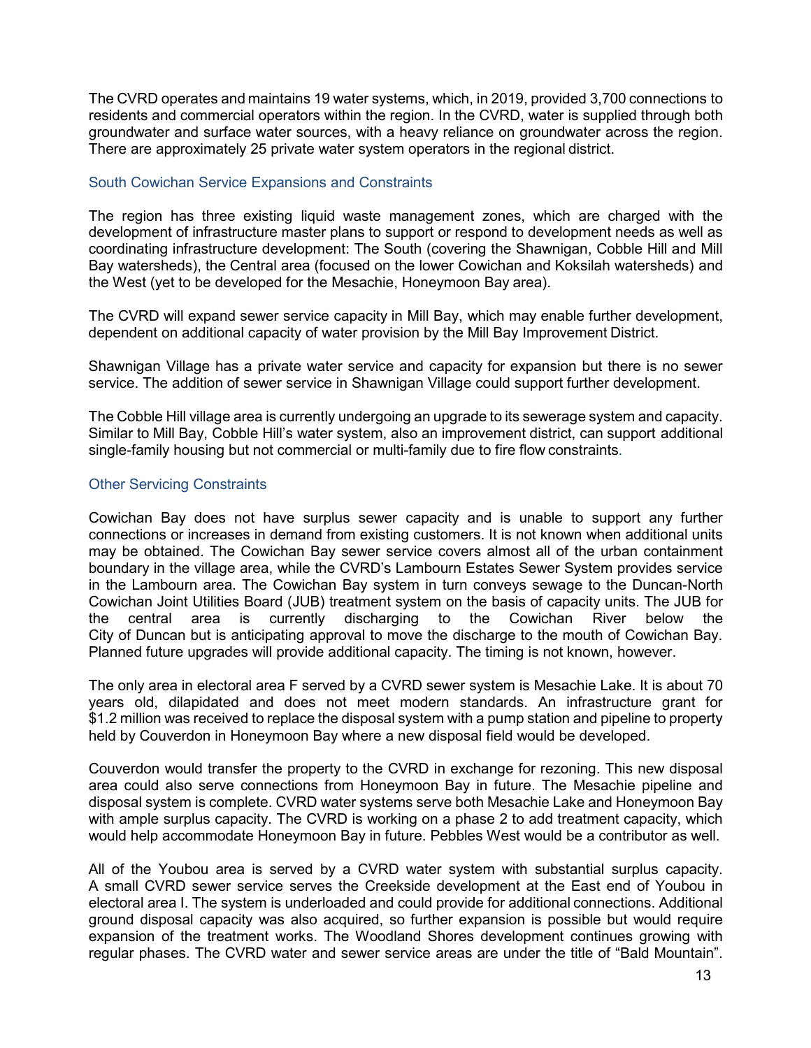The CVRD operates and maintains 19 water systems, which, in 2019, provided 3,700 connections to residents and commercial operators within the region. In the CVRD, water is supplied through both groundwater and surface water sources, with a heavy reliance on groundwater across the region. There are approximately 25 private water system operators in the regional district.

### South Cowichan Service Expansions and Constraints

The region has three existing liquid waste management zones, which are charged with the development of infrastructure master plans to support or respond to development needs as well as coordinating infrastructure development: The South (covering the Shawnigan, Cobble Hill and Mill Bay watersheds), the Central area (focused on the lower Cowichan and Koksilah watersheds) and the West (yet to be developed for the Mesachie, Honeymoon Bay area).

The CVRD will expand sewer service capacity in Mill Bay, which may enable further development, dependent on additional capacity of water provision by the Mill Bay Improvement District.

Shawnigan Village has a private water service and capacity for expansion but there is no sewer service. The addition of sewer service in Shawnigan Village could support further development.

The Cobble Hill village area is currently undergoing an upgrade to its sewerage system and capacity. Similar to Mill Bay, Cobble Hill's water system, also an improvement district, can support additional single-family housing but not commercial or multi-family due to fire flow constraints.

### Other Servicing Constraints

Cowichan Bay does not have surplus sewer capacity and is unable to support any further connections or increases in demand from existing customers. It is not known when additional units may be obtained. The Cowichan Bay sewer service covers almost all of the urban containment boundary in the village area, while the CVRD's Lambourn Estates Sewer System provides service in the Lambourn area. The Cowichan Bay system in turn conveys sewage to the Duncan-North Cowichan Joint Utilities Board (JUB) treatment system on the basis of capacity units. The JUB for the central area is currently discharging to the Cowichan River below the City of Duncan but is anticipating approval to move the discharge to the mouth of Cowichan Bay. Planned future upgrades will provide additional capacity. The timing is not known, however.

The only area in electoral area F served by a CVRD sewer system is Mesachie Lake. It is about 70 years old, dilapidated and does not meet modern standards. An infrastructure grant for $1.2 million was received to replace the disposal system with a pump station and pipeline to property held by Couverdon in Honeymoon Bay where a new disposal field would be developed.

Couverdon would transfer the property to the CVRD in exchange for rezoning. This new disposal area could also serve connections from Honeymoon Bay in future. The Mesachie pipeline and disposal system is complete. CVRD water systems serve both Mesachie Lake and Honeymoon Bay with ample surplus capacity. The CVRD is working on a phase 2 to add treatment capacity, which would help accommodate Honeymoon Bay in future. Pebbles West would be a contributor as well.

All of the Youbou area is served by a CVRD water system with substantial surplus capacity. A small CVRD sewer service serves the Creekside development at the East end of Youbou in electoral area I. The system is underloaded and could provide for additional connections. Additional ground disposal capacity was also acquired, so further expansion is possible but would require expansion of the treatment works. The Woodland Shores development continues growing with regular phases. The CVRD water and sewer service areas are under the title of "Bald Mountain".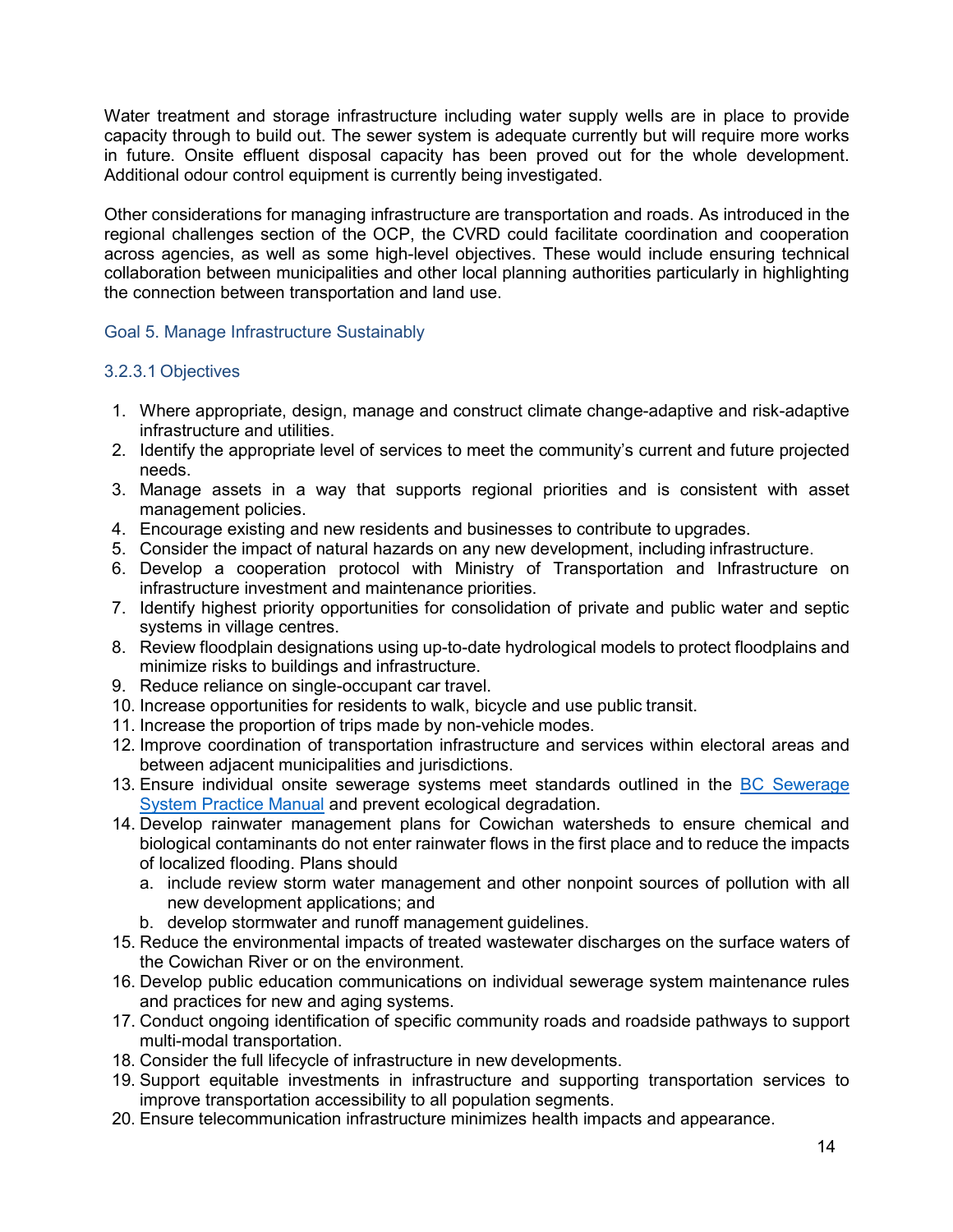Water treatment and storage infrastructure including water supply wells are in place to provide capacity through to build out. The sewer system is adequate currently but will require more works in future. Onsite effluent disposal capacity has been proved out for the whole development. Additional odour control equipment is currently being investigated.

Other considerations for managing infrastructure are transportation and roads. As introduced in the regional challenges section of the OCP, the CVRD could facilitate coordination and cooperation across agencies, as well as some high-level objectives. These would include ensuring technical collaboration between municipalities and other local planning authorities particularly in highlighting the connection between transportation and land use.

### Goal 5. Manage Infrastructure Sustainably

#### 3.2.3.1 Objectives

1. Where appropriate, design, manage and construct climate change-adaptive and risk-adaptive infrastructure and utilities.
2. Identify the appropriate level of services to meet the community's current and future projected needs.
3. Manage assets in a way that supports regional priorities and is consistent with asset management policies.
4. Encourage existing and new residents and businesses to contribute to upgrades.
5. Consider the impact of natural hazards on any new development, including infrastructure.
6. Develop a cooperation protocol with Ministry of Transportation and Infrastructure on infrastructure investment and maintenance priorities.
7. Identify highest priority opportunities for consolidation of private and public water and septic systems in village centres.
8. Review floodplain designations using up-to-date hydrological models to protect floodplains and minimize risks to buildings and infrastructure.
9. Reduce reliance on single-occupant car travel.
10. Increase opportunities for residents to walk, bicycle and use public transit.
11. Increase the proportion of trips made by non-vehicle modes.
12. Improve coordination of transportation infrastructure and services within electoral areas and between adjacent municipalities and jurisdictions.
13. Ensure individual onsite sewerage systems meet standards outlined in the BC Sewerage System Practice Manual and prevent ecological degradation.
14. Develop rainwater management plans for Cowichan watersheds to ensure chemical and biological contaminants do not enter rainwater flows in the first place and to reduce the impacts of localized flooding. Plans should
    a. include review storm water management and other nonpoint sources of pollution with all new development applications; and
    b. develop stormwater and runoff management guidelines.
15. Reduce the environmental impacts of treated wastewater discharges on the surface waters of the Cowichan River or on the environment.
16. Develop public education communications on individual sewerage system maintenance rules and practices for new and aging systems.
17. Conduct ongoing identification of specific community roads and roadside pathways to support multi-modal transportation.
18. Consider the full lifecycle of infrastructure in new developments.
19. Support equitable investments in infrastructure and supporting transportation services to improve transportation accessibility to all population segments.
20. Ensure telecommunication infrastructure minimizes health impacts and appearance.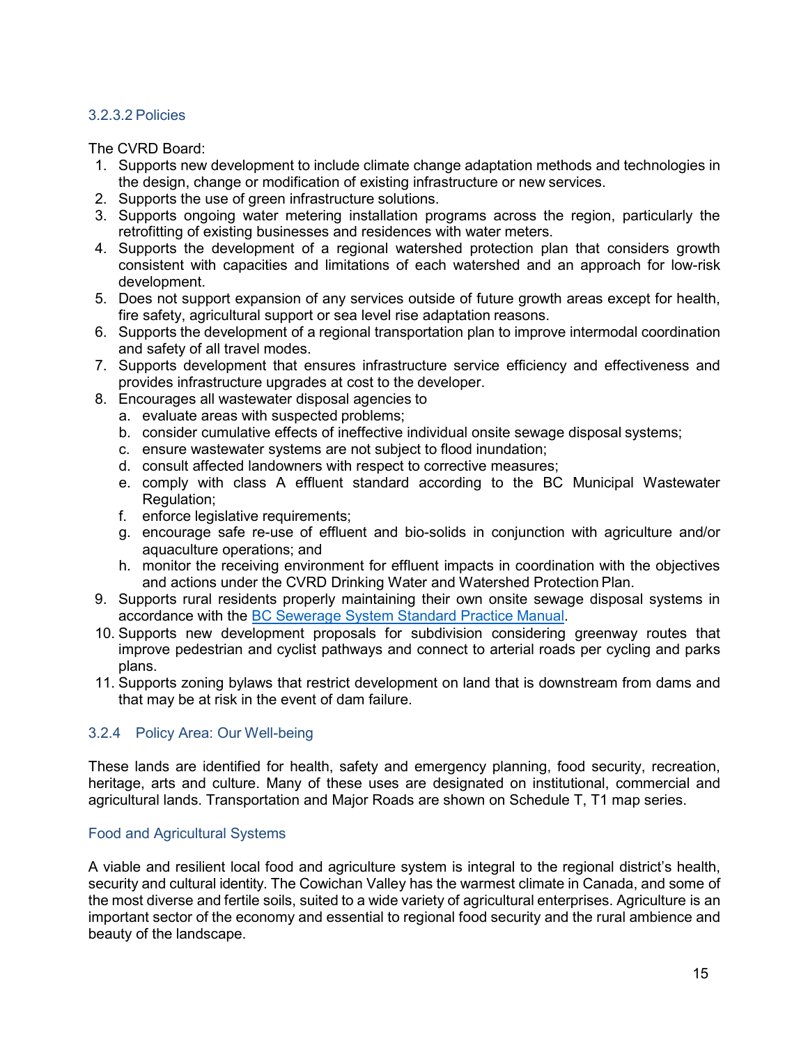#### 3.2.3.2 Policies

The CVRD Board:

1. Supports new development to include climate change adaptation methods and technologies in the design, change or modification of existing infrastructure or new services.
2. Supports the use of green infrastructure solutions.
3. Supports ongoing water metering installation programs across the region, particularly the retrofitting of existing businesses and residences with water meters.
4. Supports the development of a regional watershed protection plan that considers growth consistent with capacities and limitations of each watershed and an approach for low-risk development.
5. Does not support expansion of any services outside of future growth areas except for health, fire safety, agricultural support or sea level rise adaptation reasons.
6. Supports the development of a regional transportation plan to improve intermodal coordination and safety of all travel modes.
7. Supports development that ensures infrastructure service efficiency and effectiveness and provides infrastructure upgrades at cost to the developer.
8. Encourages all wastewater disposal agencies to
   a. evaluate areas with suspected problems;
   b. consider cumulative effects of ineffective individual onsite sewage disposal systems;
   c. ensure wastewater systems are not subject to flood inundation;
   d. consult affected landowners with respect to corrective measures;
   e. comply with class A effluent standard according to the BC Municipal Wastewater Regulation;
   f. enforce legislative requirements;
   g. encourage safe re-use of effluent and bio-solids in conjunction with agriculture and/or aquaculture operations; and
   h. monitor the receiving environment for effluent impacts in coordination with the objectives and actions under the CVRD Drinking Water and Watershed Protection Plan.
9. Supports rural residents properly maintaining their own onsite sewage disposal systems in accordance with the [BC Sewerage System Standard Practice Manual](BC Sewerage System Standard Practice Manual).
10. Supports new development proposals for subdivision considering greenway routes that improve pedestrian and cyclist pathways and connect to arterial roads per cycling and parks plans.
11. Supports zoning bylaws that restrict development on land that is downstream from dams and that may be at risk in the event of dam failure.

### 3.2.4 Policy Area: Our Well-being

These lands are identified for health, safety and emergency planning, food security, recreation, heritage, arts and culture. Many of these uses are designated on institutional, commercial and agricultural lands. Transportation and Major Roads are shown on Schedule T, T1 map series.

#### Food and Agricultural Systems

A viable and resilient local food and agriculture system is integral to the regional district's health, security and cultural identity. The Cowichan Valley has the warmest climate in Canada, and some of the most diverse and fertile soils, suited to a wide variety of agricultural enterprises. Agriculture is an important sector of the economy and essential to regional food security and the rural ambience and beauty of the landscape.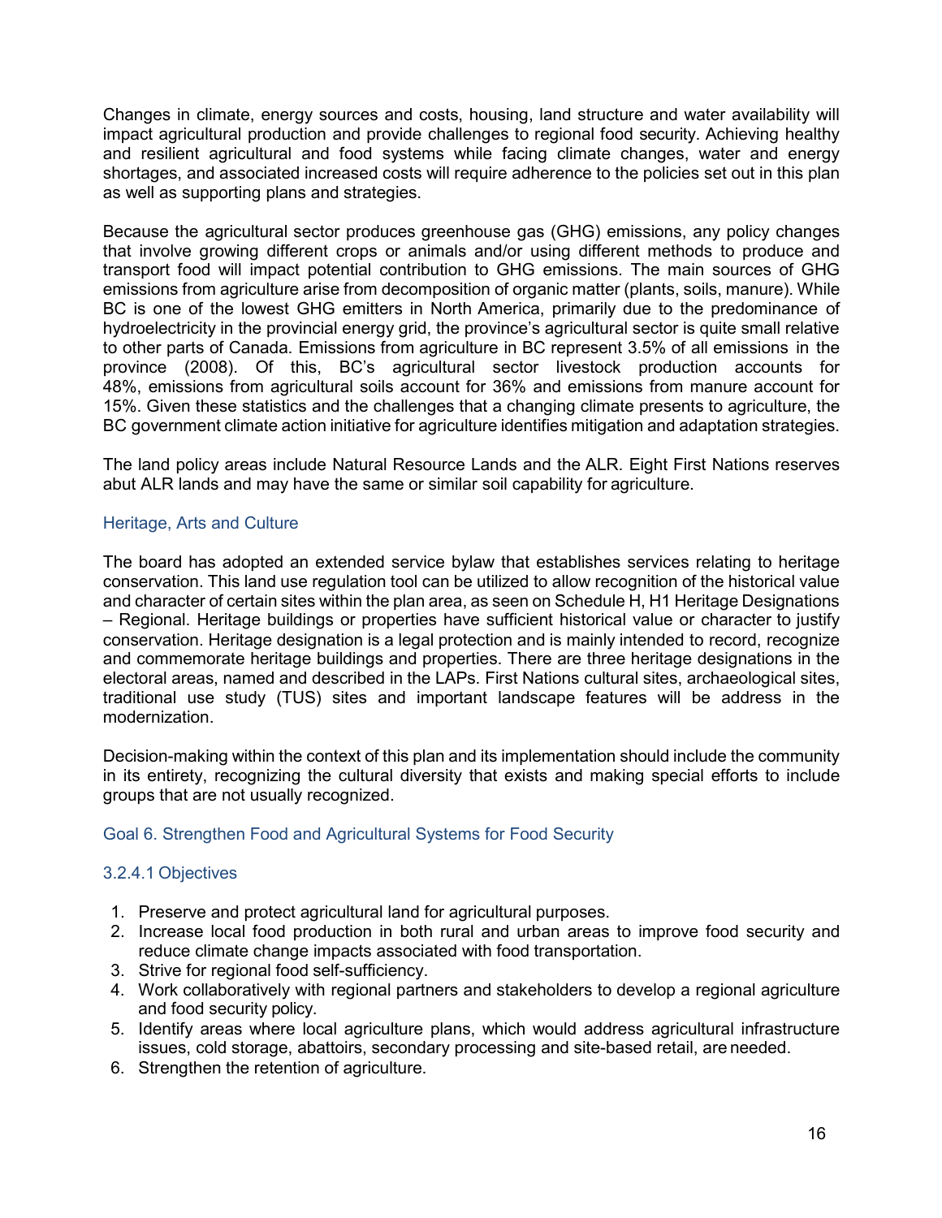Changes in climate, energy sources and costs, housing, land structure and water availability will impact agricultural production and provide challenges to regional food security. Achieving healthy and resilient agricultural and food systems while facing climate changes, water and energy shortages, and associated increased costs will require adherence to the policies set out in this plan as well as supporting plans and strategies.

Because the agricultural sector produces greenhouse gas (GHG) emissions, any policy changes that involve growing different crops or animals and/or using different methods to produce and transport food will impact potential contribution to GHG emissions. The main sources of GHG emissions from agriculture arise from decomposition of organic matter (plants, soils, manure). While BC is one of the lowest GHG emitters in North America, primarily due to the predominance of hydroelectricity in the provincial energy grid, the province's agricultural sector is quite small relative to other parts of Canada. Emissions from agriculture in BC represent 3.5% of all emissions in the province (2008). Of this, BC's agricultural sector livestock production accounts for 48%, emissions from agricultural soils account for 36% and emissions from manure account for 15%. Given these statistics and the challenges that a changing climate presents to agriculture, the BC government climate action initiative for agriculture identifies mitigation and adaptation strategies.

The land policy areas include Natural Resource Lands and the ALR. Eight First Nations reserves abut ALR lands and may have the same or similar soil capability for agriculture.

### Heritage, Arts and Culture

The board has adopted an extended service bylaw that establishes services relating to heritage conservation. This land use regulation tool can be utilized to allow recognition of the historical value and character of certain sites within the plan area, as seen on Schedule H, H1 Heritage Designations – Regional. Heritage buildings or properties have sufficient historical value or character to justify conservation. Heritage designation is a legal protection and is mainly intended to record, recognize and commemorate heritage buildings and properties. There are three heritage designations in the electoral areas, named and described in the LAPs. First Nations cultural sites, archaeological sites, traditional use study (TUS) sites and important landscape features will be address in the modernization.

Decision-making within the context of this plan and its implementation should include the community in its entirety, recognizing the cultural diversity that exists and making special efforts to include groups that are not usually recognized.

### Goal 6. Strengthen Food and Agricultural Systems for Food Security

#### 3.2.4.1 Objectives

1. Preserve and protect agricultural land for agricultural purposes.
2. Increase local food production in both rural and urban areas to improve food security and reduce climate change impacts associated with food transportation.
3. Strive for regional food self-sufficiency.
4. Work collaboratively with regional partners and stakeholders to develop a regional agriculture and food security policy.
5. Identify areas where local agriculture plans, which would address agricultural infrastructure issues, cold storage, abattoirs, secondary processing and site-based retail, are needed.
6. Strengthen the retention of agriculture.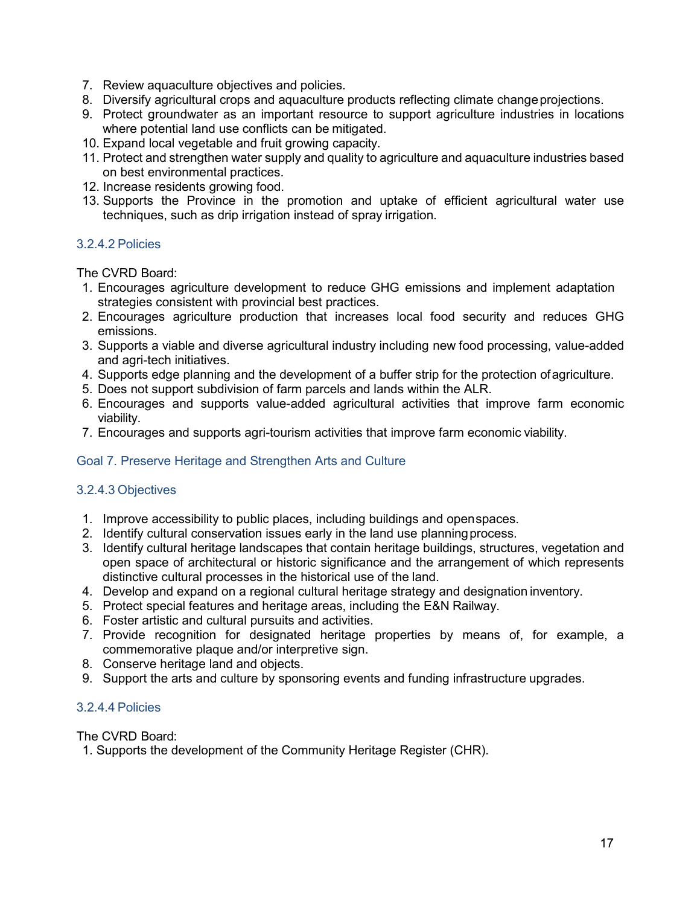7. Review aquaculture objectives and policies.
8. Diversify agricultural crops and aquaculture products reflecting climate change projections.
9. Protect groundwater as an important resource to support agriculture industries in locations where potential land use conflicts can be mitigated.
10. Expand local vegetable and fruit growing capacity.
11. Protect and strengthen water supply and quality to agriculture and aquaculture industries based on best environmental practices.
12. Increase residents growing food.
13. Supports the Province in the promotion and uptake of efficient agricultural water use techniques, such as drip irrigation instead of spray irrigation.

#### 3.2.4.2 Policies

The CVRD Board:

1. Encourages agriculture development to reduce GHG emissions and implement adaptation strategies consistent with provincial best practices.
2. Encourages agriculture production that increases local food security and reduces GHG emissions.
3. Supports a viable and diverse agricultural industry including new food processing, value-added and agri-tech initiatives.
4. Supports edge planning and the development of a buffer strip for the protection of agriculture.
5. Does not support subdivision of farm parcels and lands within the ALR.
6. Encourages and supports value-added agricultural activities that improve farm economic viability.
7. Encourages and supports agri-tourism activities that improve farm economic viability.

### Goal 7. Preserve Heritage and Strengthen Arts and Culture

#### 3.2.4.3 Objectives

1. Improve accessibility to public places, including buildings and open spaces.
2. Identify cultural conservation issues early in the land use planning process.
3. Identify cultural heritage landscapes that contain heritage buildings, structures, vegetation and open space of architectural or historic significance and the arrangement of which represents distinctive cultural processes in the historical use of the land.
4. Develop and expand on a regional cultural heritage strategy and designation inventory.
5. Protect special features and heritage areas, including the E&N Railway.
6. Foster artistic and cultural pursuits and activities.
7. Provide recognition for designated heritage properties by means of, for example, a commemorative plaque and/or interpretive sign.
8. Conserve heritage land and objects.
9. Support the arts and culture by sponsoring events and funding infrastructure upgrades.

#### 3.2.4.4 Policies

The CVRD Board:

1. Supports the development of the Community Heritage Register (CHR).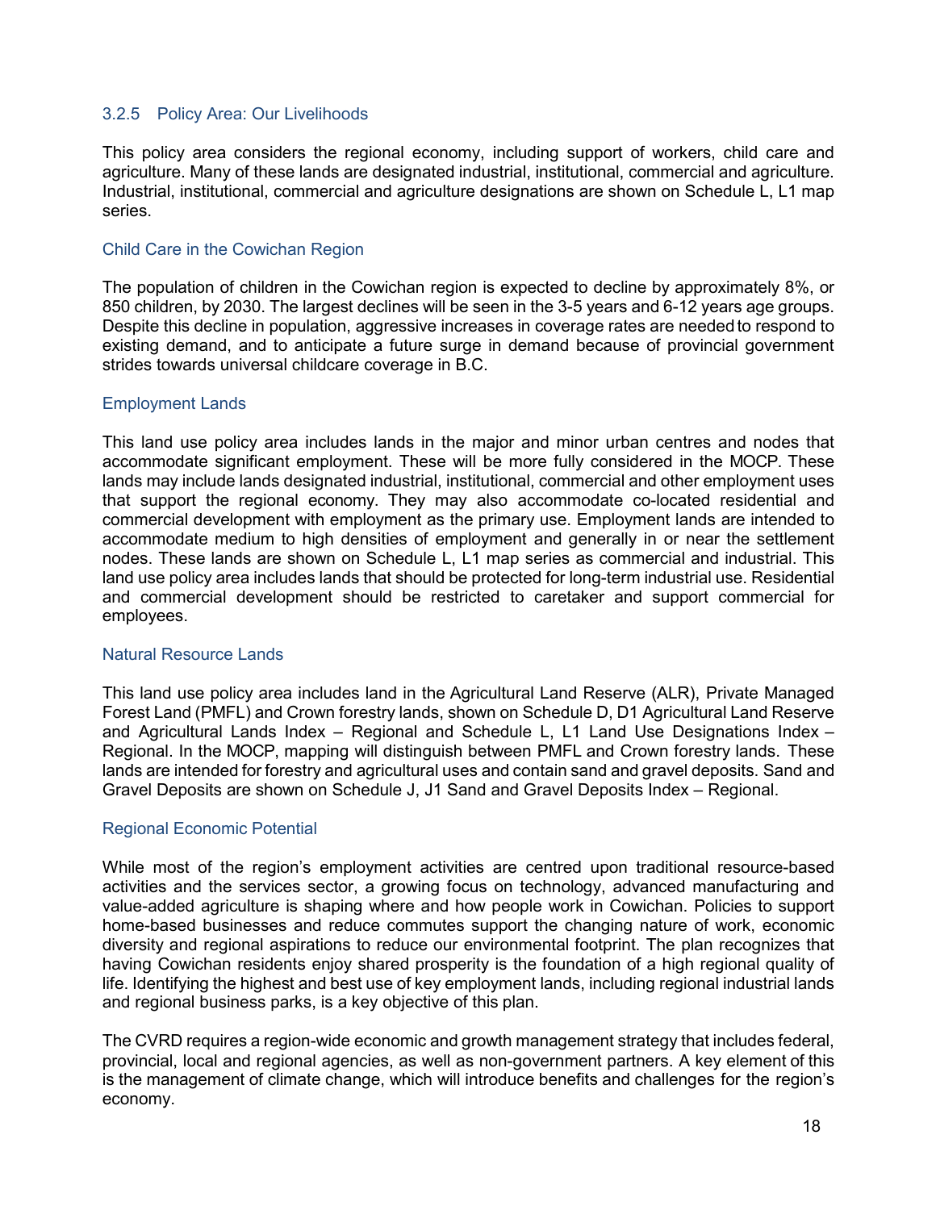### 3.2.5 Policy Area: Our Livelihoods

This policy area considers the regional economy, including support of workers, child care and agriculture. Many of these lands are designated industrial, institutional, commercial and agriculture. Industrial, institutional, commercial and agriculture designations are shown on Schedule L, L1 map series.

#### Child Care in the Cowichan Region

The population of children in the Cowichan region is expected to decline by approximately 8%, or 850 children, by 2030. The largest declines will be seen in the 3-5 years and 6-12 years age groups. Despite this decline in population, aggressive increases in coverage rates are needed to respond to existing demand, and to anticipate a future surge in demand because of provincial government strides towards universal childcare coverage in B.C.

#### Employment Lands

This land use policy area includes lands in the major and minor urban centres and nodes that accommodate significant employment. These will be more fully considered in the MOCP. These lands may include lands designated industrial, institutional, commercial and other employment uses that support the regional economy. They may also accommodate co-located residential and commercial development with employment as the primary use. Employment lands are intended to accommodate medium to high densities of employment and generally in or near the settlement nodes. These lands are shown on Schedule L, L1 map series as commercial and industrial. This land use policy area includes lands that should be protected for long-term industrial use. Residential and commercial development should be restricted to caretaker and support commercial for employees.

#### Natural Resource Lands

This land use policy area includes land in the Agricultural Land Reserve (ALR), Private Managed Forest Land (PMFL) and Crown forestry lands, shown on Schedule D, D1 Agricultural Land Reserve and Agricultural Lands Index – Regional and Schedule L, L1 Land Use Designations Index – Regional. In the MOCP, mapping will distinguish between PMFL and Crown forestry lands. These lands are intended for forestry and agricultural uses and contain sand and gravel deposits. Sand and Gravel Deposits are shown on Schedule J, J1 Sand and Gravel Deposits Index – Regional.

#### Regional Economic Potential

While most of the region's employment activities are centred upon traditional resource-based activities and the services sector, a growing focus on technology, advanced manufacturing and value-added agriculture is shaping where and how people work in Cowichan. Policies to support home-based businesses and reduce commutes support the changing nature of work, economic diversity and regional aspirations to reduce our environmental footprint. The plan recognizes that having Cowichan residents enjoy shared prosperity is the foundation of a high regional quality of life. Identifying the highest and best use of key employment lands, including regional industrial lands and regional business parks, is a key objective of this plan.

The CVRD requires a region-wide economic and growth management strategy that includes federal, provincial, local and regional agencies, as well as non-government partners. A key element of this is the management of climate change, which will introduce benefits and challenges for the region's economy.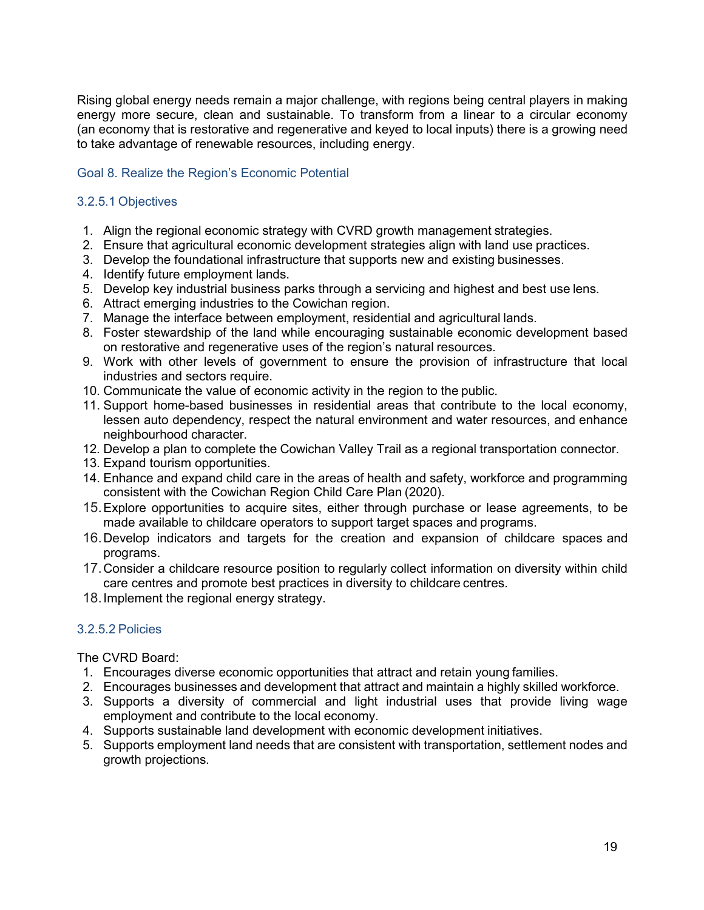Rising global energy needs remain a major challenge, with regions being central players in making energy more secure, clean and sustainable. To transform from a linear to a circular economy (an economy that is restorative and regenerative and keyed to local inputs) there is a growing need to take advantage of renewable resources, including energy.

### Goal 8. Realize the Region's Economic Potential

#### 3.2.5.1 Objectives

1. Align the regional economic strategy with CVRD growth management strategies.
2. Ensure that agricultural economic development strategies align with land use practices.
3. Develop the foundational infrastructure that supports new and existing businesses.
4. Identify future employment lands.
5. Develop key industrial business parks through a servicing and highest and best use lens.
6. Attract emerging industries to the Cowichan region.
7. Manage the interface between employment, residential and agricultural lands.
8. Foster stewardship of the land while encouraging sustainable economic development based on restorative and regenerative uses of the region's natural resources.
9. Work with other levels of government to ensure the provision of infrastructure that local industries and sectors require.
10. Communicate the value of economic activity in the region to the public.
11. Support home-based businesses in residential areas that contribute to the local economy, lessen auto dependency, respect the natural environment and water resources, and enhance neighbourhood character.
12. Develop a plan to complete the Cowichan Valley Trail as a regional transportation connector.
13. Expand tourism opportunities.
14. Enhance and expand child care in the areas of health and safety, workforce and programming consistent with the Cowichan Region Child Care Plan (2020).
15. Explore opportunities to acquire sites, either through purchase or lease agreements, to be made available to childcare operators to support target spaces and programs.
16. Develop indicators and targets for the creation and expansion of childcare spaces and programs.
17. Consider a childcare resource position to regularly collect information on diversity within child care centres and promote best practices in diversity to childcare centres.
18. Implement the regional energy strategy.

#### 3.2.5.2 Policies

The CVRD Board:

1. Encourages diverse economic opportunities that attract and retain young families.
2. Encourages businesses and development that attract and maintain a highly skilled workforce.
3. Supports a diversity of commercial and light industrial uses that provide living wage employment and contribute to the local economy.
4. Supports sustainable land development with economic development initiatives.
5. Supports employment land needs that are consistent with transportation, settlement nodes and growth projections.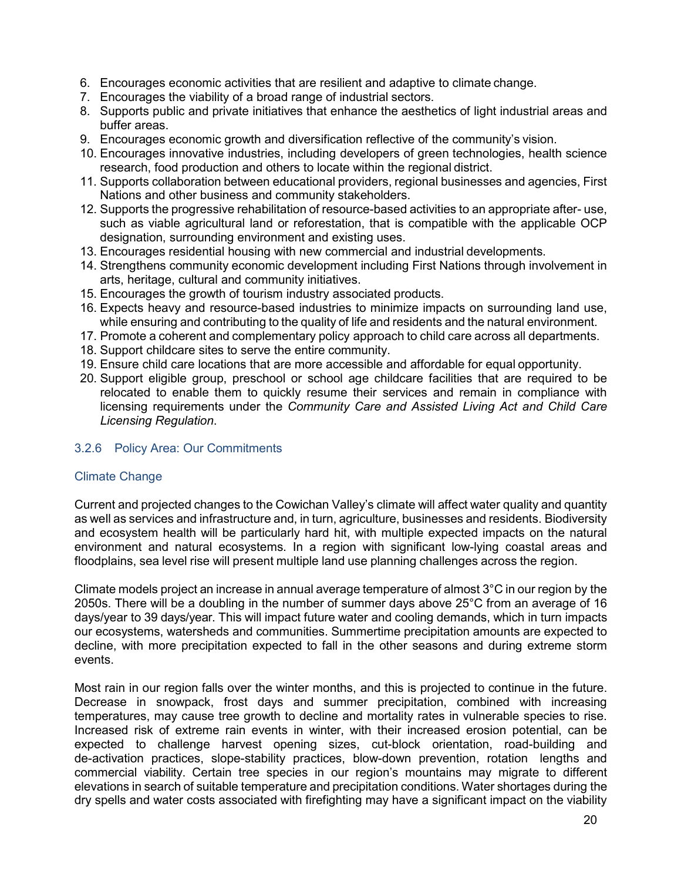6. Encourages economic activities that are resilient and adaptive to climate change.
7. Encourages the viability of a broad range of industrial sectors.
8. Supports public and private initiatives that enhance the aesthetics of light industrial areas and buffer areas.
9. Encourages economic growth and diversification reflective of the community's vision.
10. Encourages innovative industries, including developers of green technologies, health science research, food production and others to locate within the regional district.
11. Supports collaboration between educational providers, regional businesses and agencies, First Nations and other business and community stakeholders.
12. Supports the progressive rehabilitation of resource-based activities to an appropriate after- use, such as viable agricultural land or reforestation, that is compatible with the applicable OCP designation, surrounding environment and existing uses.
13. Encourages residential housing with new commercial and industrial developments.
14. Strengthens community economic development including First Nations through involvement in arts, heritage, cultural and community initiatives.
15. Encourages the growth of tourism industry associated products.
16. Expects heavy and resource-based industries to minimize impacts on surrounding land use, while ensuring and contributing to the quality of life and residents and the natural environment.
17. Promote a coherent and complementary policy approach to child care across all departments.
18. Support childcare sites to serve the entire community.
19. Ensure child care locations that are more accessible and affordable for equal opportunity.
20. Support eligible group, preschool or school age childcare facilities that are required to be relocated to enable them to quickly resume their services and remain in compliance with licensing requirements under the *Community Care and Assisted Living Act and Child Care Licensing Regulation*.

### 3.2.6 Policy Area: Our Commitments

#### Climate Change

Current and projected changes to the Cowichan Valley's climate will affect water quality and quantity as well as services and infrastructure and, in turn, agriculture, businesses and residents. Biodiversity and ecosystem health will be particularly hard hit, with multiple expected impacts on the natural environment and natural ecosystems. In a region with significant low-lying coastal areas and floodplains, sea level rise will present multiple land use planning challenges across the region.

Climate models project an increase in annual average temperature of almost 3°C in our region by the 2050s. There will be a doubling in the number of summer days above 25°C from an average of 16 days/year to 39 days/year. This will impact future water and cooling demands, which in turn impacts our ecosystems, watersheds and communities. Summertime precipitation amounts are expected to decline, with more precipitation expected to fall in the other seasons and during extreme storm events.

Most rain in our region falls over the winter months, and this is projected to continue in the future. Decrease in snowpack, frost days and summer precipitation, combined with increasing temperatures, may cause tree growth to decline and mortality rates in vulnerable species to rise. Increased risk of extreme rain events in winter, with their increased erosion potential, can be expected to challenge harvest opening sizes, cut-block orientation, road-building and de-activation practices, slope-stability practices, blow-down prevention, rotation lengths and commercial viability. Certain tree species in our region's mountains may migrate to different elevations in search of suitable temperature and precipitation conditions. Water shortages during the dry spells and water costs associated with firefighting may have a significant impact on the viability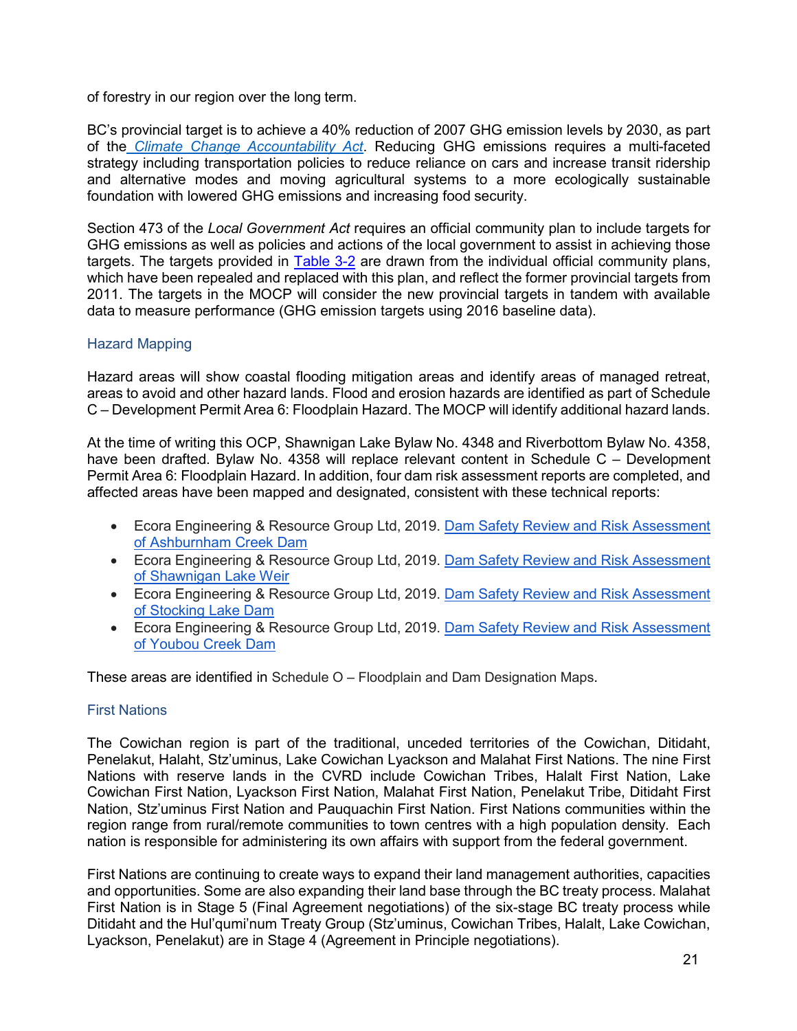of forestry in our region over the long term.

BC's provincial target is to achieve a 40% reduction of 2007 GHG emission levels by 2030, as part of the *Climate Change Accountability Act*. Reducing GHG emissions requires a multi-faceted strategy including transportation policies to reduce reliance on cars and increase transit ridership and alternative modes and moving agricultural systems to a more ecologically sustainable foundation with lowered GHG emissions and increasing food security.

Section 473 of the *Local Government Act* requires an official community plan to include targets for GHG emissions as well as policies and actions of the local government to assist in achieving those targets. The targets provided in Table 3-2 are drawn from the individual official community plans, which have been repealed and replaced with this plan, and reflect the former provincial targets from 2011. The targets in the MOCP will consider the new provincial targets in tandem with available data to measure performance (GHG emission targets using 2016 baseline data).

### Hazard Mapping

Hazard areas will show coastal flooding mitigation areas and identify areas of managed retreat, areas to avoid and other hazard lands. Flood and erosion hazards are identified as part of Schedule C – Development Permit Area 6: Floodplain Hazard. The MOCP will identify additional hazard lands.

At the time of writing this OCP, Shawnigan Lake Bylaw No. 4348 and Riverbottom Bylaw No. 4358, have been drafted. Bylaw No. 4358 will replace relevant content in Schedule C – Development Permit Area 6: Floodplain Hazard. In addition, four dam risk assessment reports are completed, and affected areas have been mapped and designated, consistent with these technical reports:

- Ecora Engineering & Resource Group Ltd, 2019. Dam Safety Review and Risk Assessment of Ashburnham Creek Dam
- Ecora Engineering & Resource Group Ltd, 2019. Dam Safety Review and Risk Assessment of Shawnigan Lake Weir
- Ecora Engineering & Resource Group Ltd, 2019. Dam Safety Review and Risk Assessment of Stocking Lake Dam
- Ecora Engineering & Resource Group Ltd, 2019. Dam Safety Review and Risk Assessment of Youbou Creek Dam

These areas are identified in Schedule O – Floodplain and Dam Designation Maps.

### First Nations

The Cowichan region is part of the traditional, unceded territories of the Cowichan, Ditidaht, Penelakut, Halaht, Stz'uminus, Lake Cowichan Lyackson and Malahat First Nations. The nine First Nations with reserve lands in the CVRD include Cowichan Tribes, Halalt First Nation, Lake Cowichan First Nation, Lyackson First Nation, Malahat First Nation, Penelakut Tribe, Ditidaht First Nation, Stz'uminus First Nation and Pauquachin First Nation. First Nations communities within the region range from rural/remote communities to town centres with a high population density. Each nation is responsible for administering its own affairs with support from the federal government.

First Nations are continuing to create ways to expand their land management authorities, capacities and opportunities. Some are also expanding their land base through the BC treaty process. Malahat First Nation is in Stage 5 (Final Agreement negotiations) of the six-stage BC treaty process while Ditidaht and the Hul'qumi'num Treaty Group (Stz'uminus, Cowichan Tribes, Halalt, Lake Cowichan, Lyackson, Penelakut) are in Stage 4 (Agreement in Principle negotiations).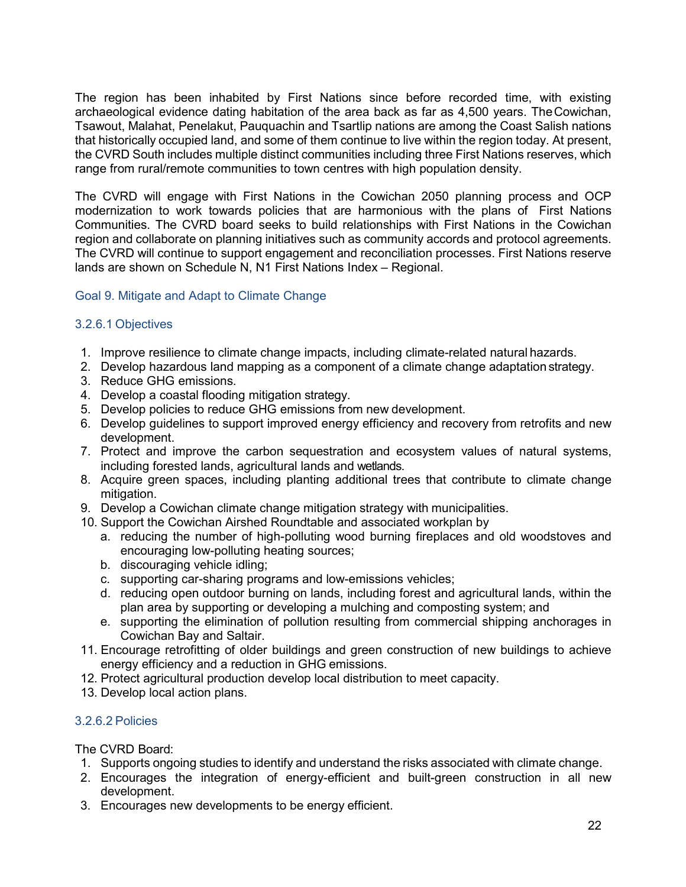The region has been inhabited by First Nations since before recorded time, with existing archaeological evidence dating habitation of the area back as far as 4,500 years. The Cowichan, Tsawout, Malahat, Penelakut, Pauquachin and Tsartlip nations are among the Coast Salish nations that historically occupied land, and some of them continue to live within the region today. At present, the CVRD South includes multiple distinct communities including three First Nations reserves, which range from rural/remote communities to town centres with high population density.

The CVRD will engage with First Nations in the Cowichan 2050 planning process and OCP modernization to work towards policies that are harmonious with the plans of First Nations Communities. The CVRD board seeks to build relationships with First Nations in the Cowichan region and collaborate on planning initiatives such as community accords and protocol agreements. The CVRD will continue to support engagement and reconciliation processes. First Nations reserve lands are shown on Schedule N, N1 First Nations Index – Regional.

### Goal 9. Mitigate and Adapt to Climate Change

#### 3.2.6.1 Objectives

1. Improve resilience to climate change impacts, including climate-related natural hazards.
2. Develop hazardous land mapping as a component of a climate change adaptation strategy.
3. Reduce GHG emissions.
4. Develop a coastal flooding mitigation strategy.
5. Develop policies to reduce GHG emissions from new development.
6. Develop guidelines to support improved energy efficiency and recovery from retrofits and new development.
7. Protect and improve the carbon sequestration and ecosystem values of natural systems, including forested lands, agricultural lands and wetlands.
8. Acquire green spaces, including planting additional trees that contribute to climate change mitigation.
9. Develop a Cowichan climate change mitigation strategy with municipalities.
10. Support the Cowichan Airshed Roundtable and associated workplan by
    a. reducing the number of high-polluting wood burning fireplaces and old woodstoves and encouraging low-polluting heating sources;
    b. discouraging vehicle idling;
    c. supporting car-sharing programs and low-emissions vehicles;
    d. reducing open outdoor burning on lands, including forest and agricultural lands, within the plan area by supporting or developing a mulching and composting system; and
    e. supporting the elimination of pollution resulting from commercial shipping anchorages in Cowichan Bay and Saltair.
11. Encourage retrofitting of older buildings and green construction of new buildings to achieve energy efficiency and a reduction in GHG emissions.
12. Protect agricultural production develop local distribution to meet capacity.
13. Develop local action plans.

#### 3.2.6.2 Policies

The CVRD Board:

1. Supports ongoing studies to identify and understand the risks associated with climate change.
2. Encourages the integration of energy-efficient and built-green construction in all new development.
3. Encourages new developments to be energy efficient.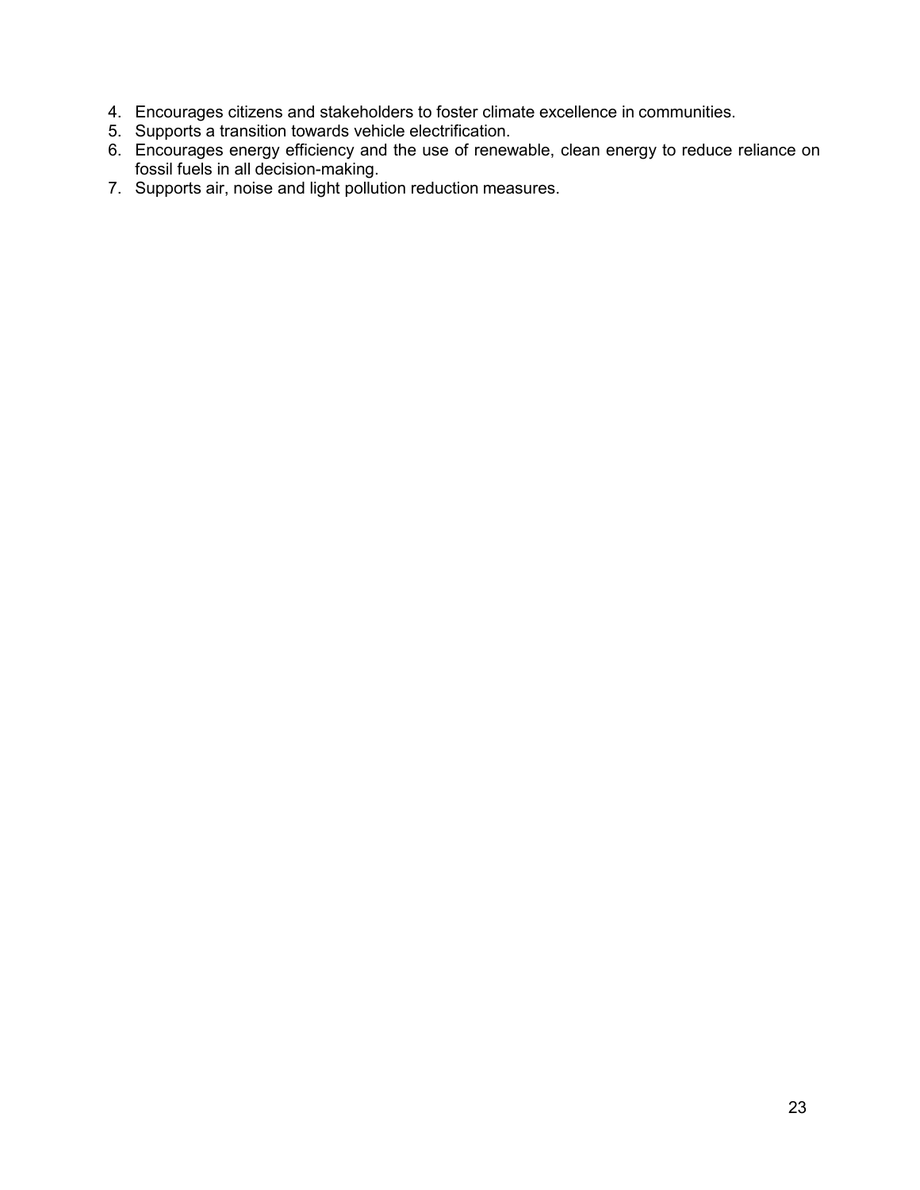4. Encourages citizens and stakeholders to foster climate excellence in communities.
5. Supports a transition towards vehicle electrification.
6. Encourages energy efficiency and the use of renewable, clean energy to reduce reliance on fossil fuels in all decision-making.
7. Supports air, noise and light pollution reduction measures.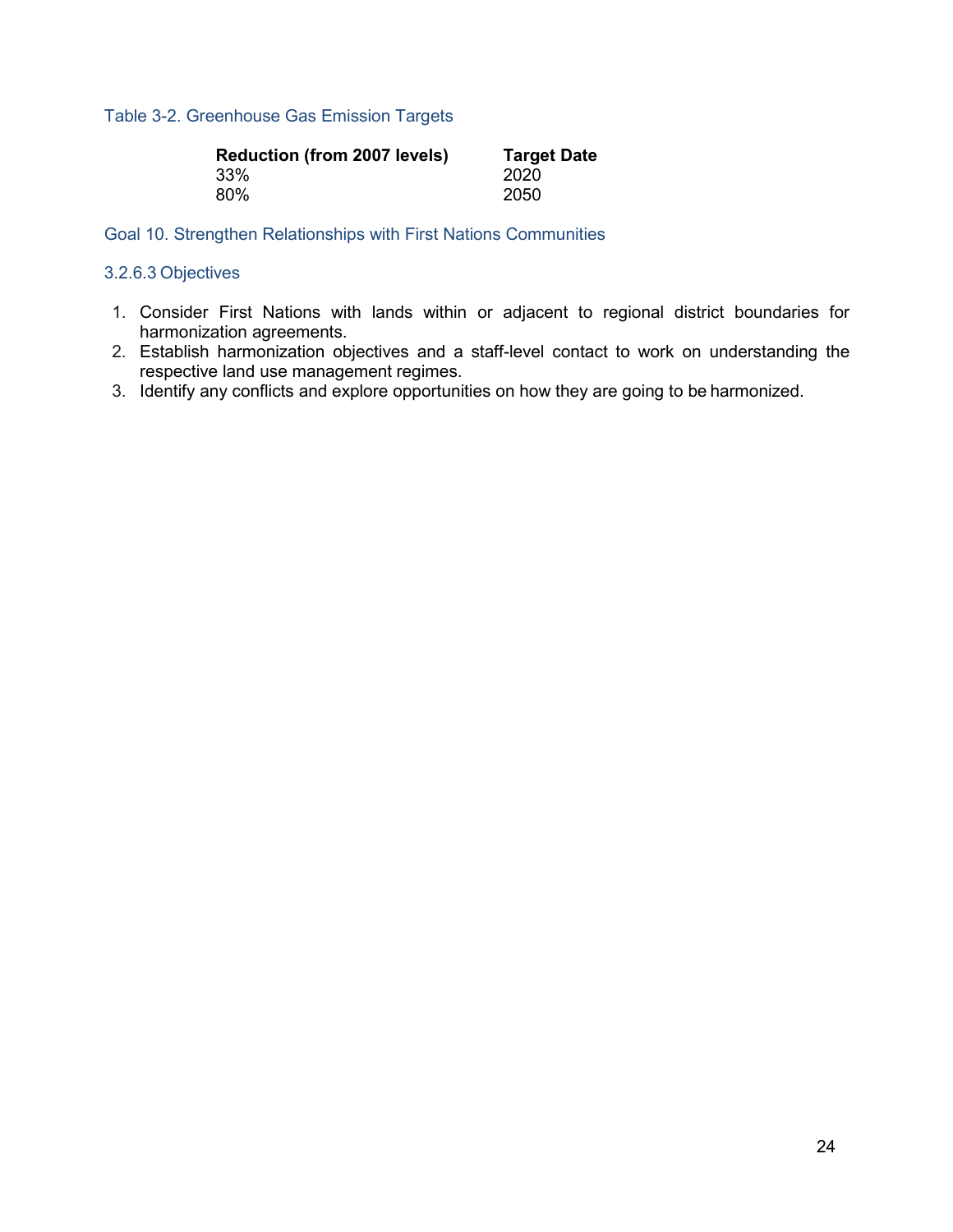Table 3-2. Greenhouse Gas Emission Targets

| Reduction (from 2007 levels) | Target Date |
| --- | --- |
| 33% | 2020 |
| 80% | 2050 |

### Goal 10. Strengthen Relationships with First Nations Communities

#### 3.2.6.3 Objectives

1. Consider First Nations with lands within or adjacent to regional district boundaries for harmonization agreements.
2. Establish harmonization objectives and a staff-level contact to work on understanding the respective land use management regimes.
3. Identify any conflicts and explore opportunities on how they are going to be harmonized.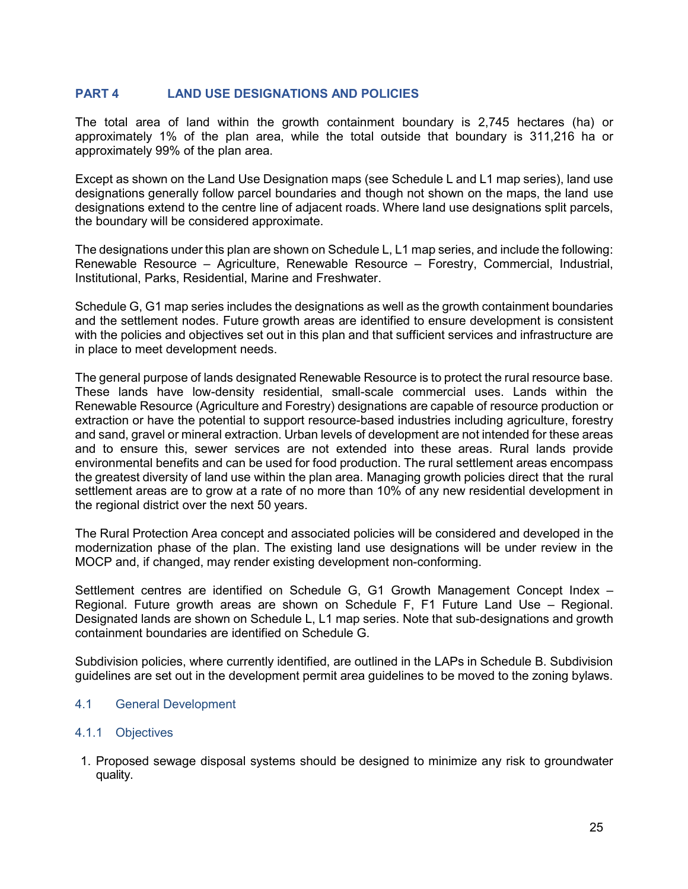# PART 4 LAND USE DESIGNATIONS AND POLICIES

The total area of land within the growth containment boundary is 2,745 hectares (ha) or approximately 1% of the plan area, while the total outside that boundary is 311,216 ha or approximately 99% of the plan area.

Except as shown on the Land Use Designation maps (see Schedule L and L1 map series), land use designations generally follow parcel boundaries and though not shown on the maps, the land use designations extend to the centre line of adjacent roads. Where land use designations split parcels, the boundary will be considered approximate.

The designations under this plan are shown on Schedule L, L1 map series, and include the following: Renewable Resource – Agriculture, Renewable Resource – Forestry, Commercial, Industrial, Institutional, Parks, Residential, Marine and Freshwater.

Schedule G, G1 map series includes the designations as well as the growth containment boundaries and the settlement nodes. Future growth areas are identified to ensure development is consistent with the policies and objectives set out in this plan and that sufficient services and infrastructure are in place to meet development needs.

The general purpose of lands designated Renewable Resource is to protect the rural resource base. These lands have low-density residential, small-scale commercial uses. Lands within the Renewable Resource (Agriculture and Forestry) designations are capable of resource production or extraction or have the potential to support resource-based industries including agriculture, forestry and sand, gravel or mineral extraction. Urban levels of development are not intended for these areas and to ensure this, sewer services are not extended into these areas. Rural lands provide environmental benefits and can be used for food production. The rural settlement areas encompass the greatest diversity of land use within the plan area. Managing growth policies direct that the rural settlement areas are to grow at a rate of no more than 10% of any new residential development in the regional district over the next 50 years.

The Rural Protection Area concept and associated policies will be considered and developed in the modernization phase of the plan. The existing land use designations will be under review in the MOCP and, if changed, may render existing development non-conforming.

Settlement centres are identified on Schedule G, G1 Growth Management Concept Index – Regional. Future growth areas are shown on Schedule F, F1 Future Land Use – Regional. Designated lands are shown on Schedule L, L1 map series. Note that sub-designations and growth containment boundaries are identified on Schedule G.

Subdivision policies, where currently identified, are outlined in the LAPs in Schedule B. Subdivision guidelines are set out in the development permit area guidelines to be moved to the zoning bylaws.

## 4.1 General Development

### 4.1.1 Objectives

1. Proposed sewage disposal systems should be designed to minimize any risk to groundwater quality.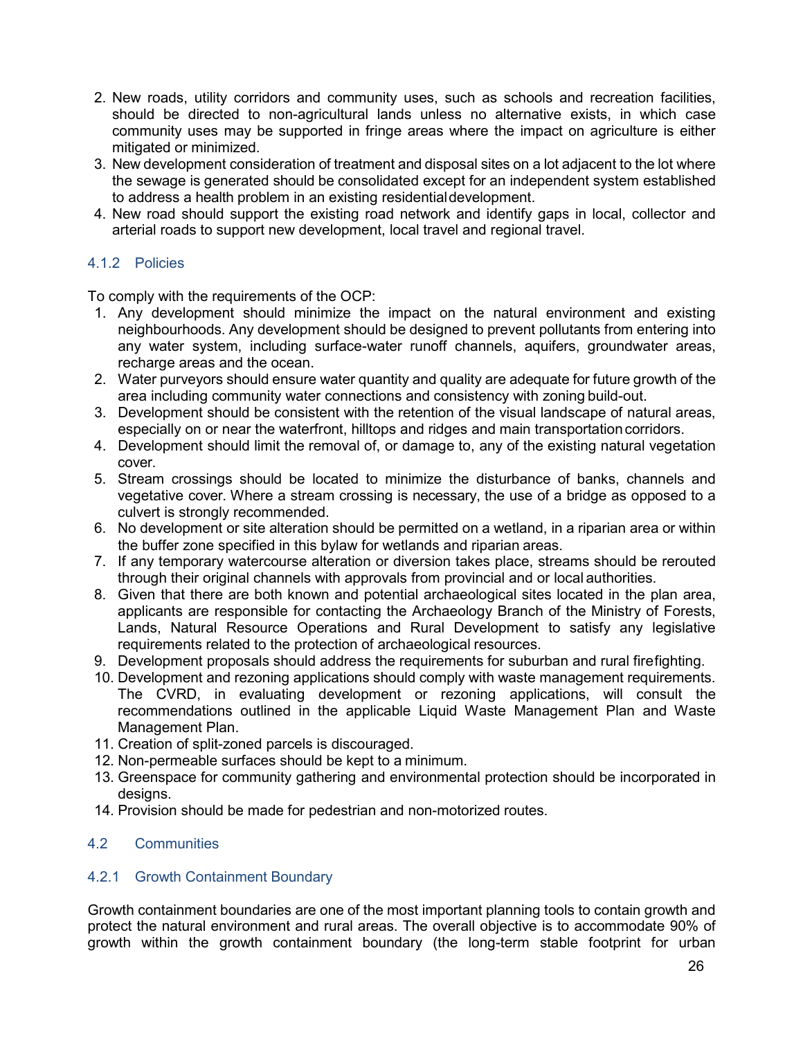2. New roads, utility corridors and community uses, such as schools and recreation facilities, should be directed to non-agricultural lands unless no alternative exists, in which case community uses may be supported in fringe areas where the impact on agriculture is either mitigated or minimized.
3. New development consideration of treatment and disposal sites on a lot adjacent to the lot where the sewage is generated should be consolidated except for an independent system established to address a health problem in an existing residential development.
4. New road should support the existing road network and identify gaps in local, collector and arterial roads to support new development, local travel and regional travel.

### 4.1.2 Policies

To comply with the requirements of the OCP:

1. Any development should minimize the impact on the natural environment and existing neighbourhoods. Any development should be designed to prevent pollutants from entering into any water system, including surface-water runoff channels, aquifers, groundwater areas, recharge areas and the ocean.
2. Water purveyors should ensure water quantity and quality are adequate for future growth of the area including community water connections and consistency with zoning build-out.
3. Development should be consistent with the retention of the visual landscape of natural areas, especially on or near the waterfront, hilltops and ridges and main transportation corridors.
4. Development should limit the removal of, or damage to, any of the existing natural vegetation cover.
5. Stream crossings should be located to minimize the disturbance of banks, channels and vegetative cover. Where a stream crossing is necessary, the use of a bridge as opposed to a culvert is strongly recommended.
6. No development or site alteration should be permitted on a wetland, in a riparian area or within the buffer zone specified in this bylaw for wetlands and riparian areas.
7. If any temporary watercourse alteration or diversion takes place, streams should be rerouted through their original channels with approvals from provincial and or local authorities.
8. Given that there are both known and potential archaeological sites located in the plan area, applicants are responsible for contacting the Archaeology Branch of the Ministry of Forests, Lands, Natural Resource Operations and Rural Development to satisfy any legislative requirements related to the protection of archaeological resources.
9. Development proposals should address the requirements for suburban and rural firefighting.
10. Development and rezoning applications should comply with waste management requirements. The CVRD, in evaluating development or rezoning applications, will consult the recommendations outlined in the applicable Liquid Waste Management Plan and Waste Management Plan.
11. Creation of split-zoned parcels is discouraged.
12. Non-permeable surfaces should be kept to a minimum.
13. Greenspace for community gathering and environmental protection should be incorporated in designs.
14. Provision should be made for pedestrian and non-motorized routes.

## 4.2 Communities

### 4.2.1 Growth Containment Boundary

Growth containment boundaries are one of the most important planning tools to contain growth and protect the natural environment and rural areas. The overall objective is to accommodate 90% of growth within the growth containment boundary (the long-term stable footprint for urban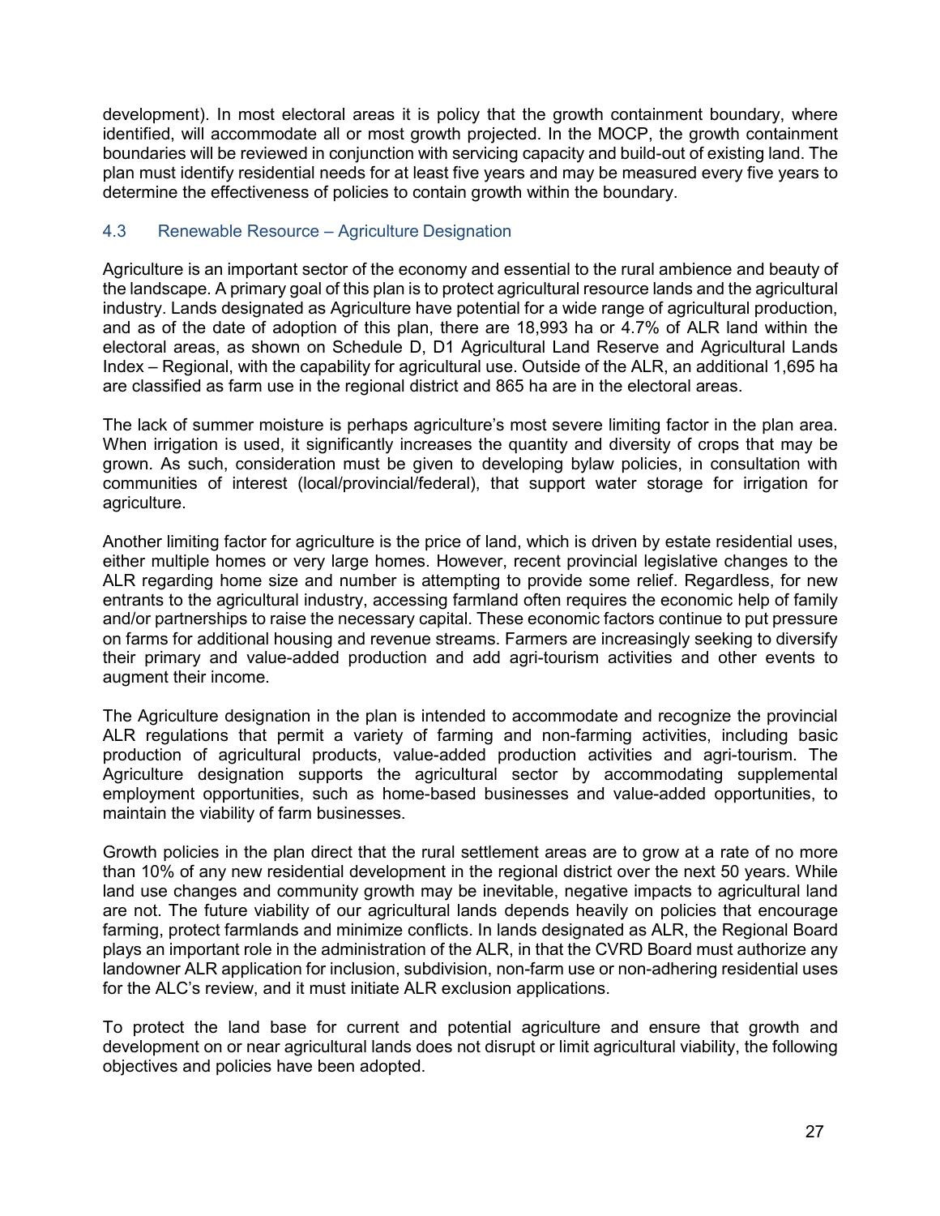development). In most electoral areas it is policy that the growth containment boundary, where identified, will accommodate all or most growth projected. In the MOCP, the growth containment boundaries will be reviewed in conjunction with servicing capacity and build-out of existing land. The plan must identify residential needs for at least five years and may be measured every five years to determine the effectiveness of policies to contain growth within the boundary.

## 4.3 Renewable Resource – Agriculture Designation

Agriculture is an important sector of the economy and essential to the rural ambience and beauty of the landscape. A primary goal of this plan is to protect agricultural resource lands and the agricultural industry. Lands designated as Agriculture have potential for a wide range of agricultural production, and as of the date of adoption of this plan, there are 18,993 ha or 4.7% of ALR land within the electoral areas, as shown on Schedule D, D1 Agricultural Land Reserve and Agricultural Lands Index – Regional, with the capability for agricultural use. Outside of the ALR, an additional 1,695 ha are classified as farm use in the regional district and 865 ha are in the electoral areas.

The lack of summer moisture is perhaps agriculture's most severe limiting factor in the plan area. When irrigation is used, it significantly increases the quantity and diversity of crops that may be grown. As such, consideration must be given to developing bylaw policies, in consultation with communities of interest (local/provincial/federal), that support water storage for irrigation for agriculture.

Another limiting factor for agriculture is the price of land, which is driven by estate residential uses, either multiple homes or very large homes. However, recent provincial legislative changes to the ALR regarding home size and number is attempting to provide some relief. Regardless, for new entrants to the agricultural industry, accessing farmland often requires the economic help of family and/or partnerships to raise the necessary capital. These economic factors continue to put pressure on farms for additional housing and revenue streams. Farmers are increasingly seeking to diversify their primary and value-added production and add agri-tourism activities and other events to augment their income.

The Agriculture designation in the plan is intended to accommodate and recognize the provincial ALR regulations that permit a variety of farming and non-farming activities, including basic production of agricultural products, value-added production activities and agri-tourism. The Agriculture designation supports the agricultural sector by accommodating supplemental employment opportunities, such as home-based businesses and value-added opportunities, to maintain the viability of farm businesses.

Growth policies in the plan direct that the rural settlement areas are to grow at a rate of no more than 10% of any new residential development in the regional district over the next 50 years. While land use changes and community growth may be inevitable, negative impacts to agricultural land are not. The future viability of our agricultural lands depends heavily on policies that encourage farming, protect farmlands and minimize conflicts. In lands designated as ALR, the Regional Board plays an important role in the administration of the ALR, in that the CVRD Board must authorize any landowner ALR application for inclusion, subdivision, non-farm use or non-adhering residential uses for the ALC's review, and it must initiate ALR exclusion applications.

To protect the land base for current and potential agriculture and ensure that growth and development on or near agricultural lands does not disrupt or limit agricultural viability, the following objectives and policies have been adopted.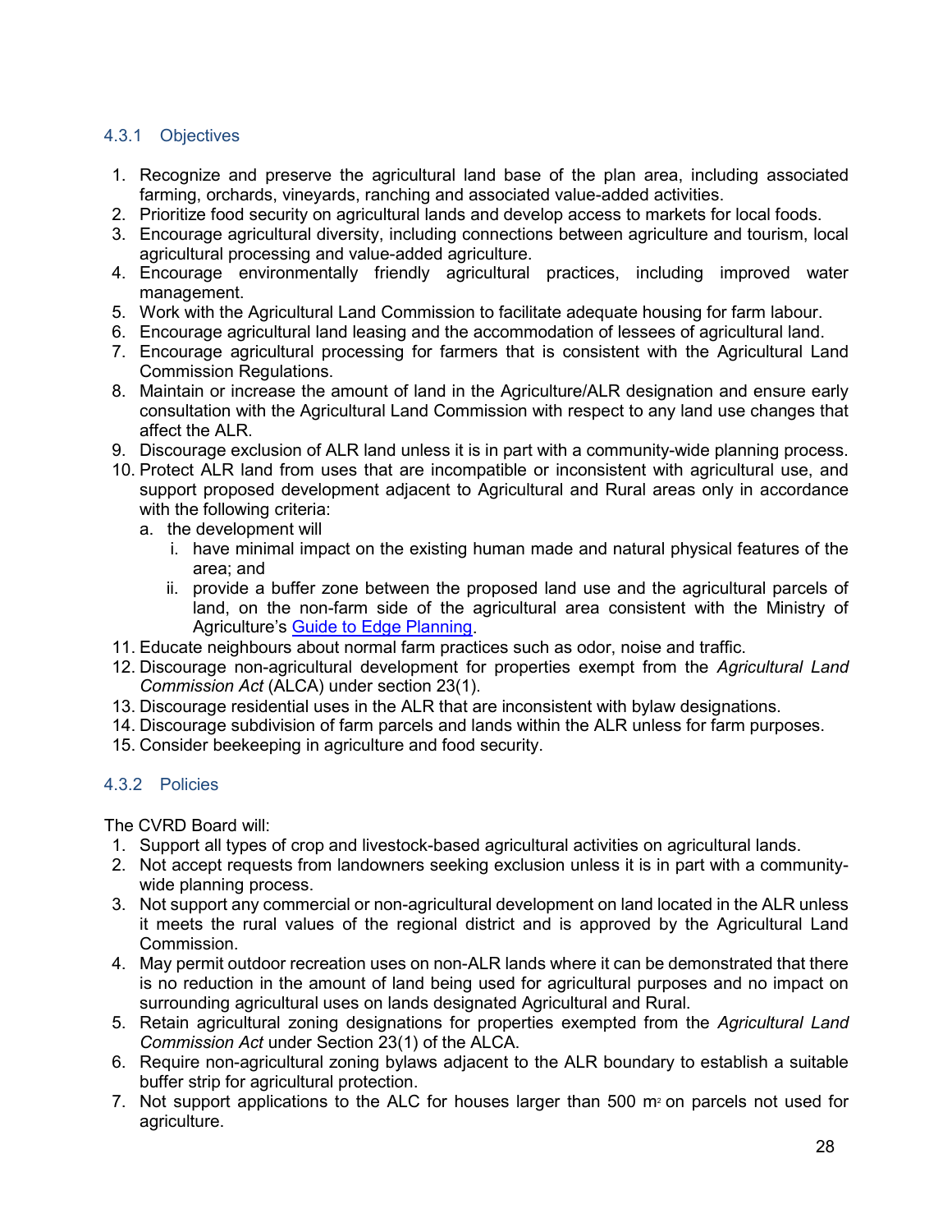### 4.3.1 Objectives

1. Recognize and preserve the agricultural land base of the plan area, including associated farming, orchards, vineyards, ranching and associated value-added activities.
2. Prioritize food security on agricultural lands and develop access to markets for local foods.
3. Encourage agricultural diversity, including connections between agriculture and tourism, local agricultural processing and value-added agriculture.
4. Encourage environmentally friendly agricultural practices, including improved water management.
5. Work with the Agricultural Land Commission to facilitate adequate housing for farm labour.
6. Encourage agricultural land leasing and the accommodation of lessees of agricultural land.
7. Encourage agricultural processing for farmers that is consistent with the Agricultural Land Commission Regulations.
8. Maintain or increase the amount of land in the Agriculture/ALR designation and ensure early consultation with the Agricultural Land Commission with respect to any land use changes that affect the ALR.
9. Discourage exclusion of ALR land unless it is in part with a community-wide planning process.
10. Protect ALR land from uses that are incompatible or inconsistent with agricultural use, and support proposed development adjacent to Agricultural and Rural areas only in accordance with the following criteria:
    a. the development will
        i. have minimal impact on the existing human made and natural physical features of the area; and
        ii. provide a buffer zone between the proposed land use and the agricultural parcels of land, on the non-farm side of the agricultural area consistent with the Ministry of Agriculture's Guide to Edge Planning.
11. Educate neighbours about normal farm practices such as odor, noise and traffic.
12. Discourage non-agricultural development for properties exempt from the *Agricultural Land Commission Act* (ALCA) under section 23(1).
13. Discourage residential uses in the ALR that are inconsistent with bylaw designations.
14. Discourage subdivision of farm parcels and lands within the ALR unless for farm purposes.
15. Consider beekeeping in agriculture and food security.

### 4.3.2 Policies

The CVRD Board will:

1. Support all types of crop and livestock-based agricultural activities on agricultural lands.
2. Not accept requests from landowners seeking exclusion unless it is in part with a community-wide planning process.
3. Not support any commercial or non-agricultural development on land located in the ALR unless it meets the rural values of the regional district and is approved by the Agricultural Land Commission.
4. May permit outdoor recreation uses on non-ALR lands where it can be demonstrated that there is no reduction in the amount of land being used for agricultural purposes and no impact on surrounding agricultural uses on lands designated Agricultural and Rural.
5. Retain agricultural zoning designations for properties exempted from the *Agricultural Land Commission Act* under Section 23(1) of the ALCA.
6. Require non-agricultural zoning bylaws adjacent to the ALR boundary to establish a suitable buffer strip for agricultural protection.
7. Not support applications to the ALC for houses larger than 500 $m^2$ on parcels not used for agriculture.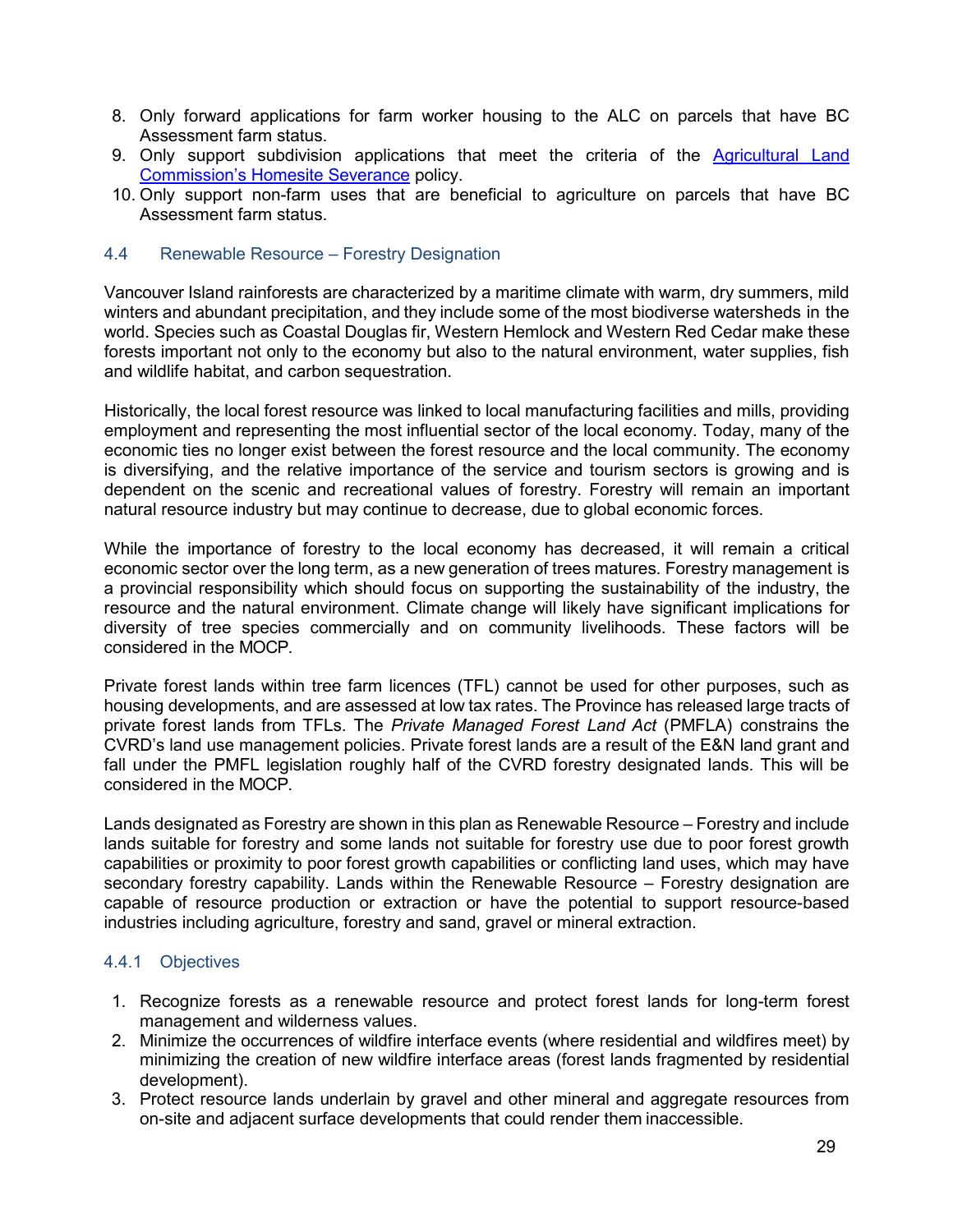8. Only forward applications for farm worker housing to the ALC on parcels that have BC Assessment farm status.
9. Only support subdivision applications that meet the criteria of the [Agricultural Land Commission's Homesite Severance]() policy.
10. Only support non-farm uses that are beneficial to agriculture on parcels that have BC Assessment farm status.

### 4.4 Renewable Resource – Forestry Designation

Vancouver Island rainforests are characterized by a maritime climate with warm, dry summers, mild winters and abundant precipitation, and they include some of the most biodiverse watersheds in the world. Species such as Coastal Douglas fir, Western Hemlock and Western Red Cedar make these forests important not only to the economy but also to the natural environment, water supplies, fish and wildlife habitat, and carbon sequestration.

Historically, the local forest resource was linked to local manufacturing facilities and mills, providing employment and representing the most influential sector of the local economy. Today, many of the economic ties no longer exist between the forest resource and the local community. The economy is diversifying, and the relative importance of the service and tourism sectors is growing and is dependent on the scenic and recreational values of forestry. Forestry will remain an important natural resource industry but may continue to decrease, due to global economic forces.

While the importance of forestry to the local economy has decreased, it will remain a critical economic sector over the long term, as a new generation of trees matures. Forestry management is a provincial responsibility which should focus on supporting the sustainability of the industry, the resource and the natural environment. Climate change will likely have significant implications for diversity of tree species commercially and on community livelihoods. These factors will be considered in the MOCP.

Private forest lands within tree farm licences (TFL) cannot be used for other purposes, such as housing developments, and are assessed at low tax rates. The Province has released large tracts of private forest lands from TFLs. The *Private Managed Forest Land Act* (PMFLA) constrains the CVRD's land use management policies. Private forest lands are a result of the E&N land grant and fall under the PMFL legislation roughly half of the CVRD forestry designated lands. This will be considered in the MOCP.

Lands designated as Forestry are shown in this plan as Renewable Resource – Forestry and include lands suitable for forestry and some lands not suitable for forestry use due to poor forest growth capabilities or proximity to poor forest growth capabilities or conflicting land uses, which may have secondary forestry capability. Lands within the Renewable Resource – Forestry designation are capable of resource production or extraction or have the potential to support resource-based industries including agriculture, forestry and sand, gravel or mineral extraction.

#### 4.4.1 Objectives

1. Recognize forests as a renewable resource and protect forest lands for long-term forest management and wilderness values.
2. Minimize the occurrences of wildfire interface events (where residential and wildfires meet) by minimizing the creation of new wildfire interface areas (forest lands fragmented by residential development).
3. Protect resource lands underlain by gravel and other mineral and aggregate resources from on-site and adjacent surface developments that could render them inaccessible.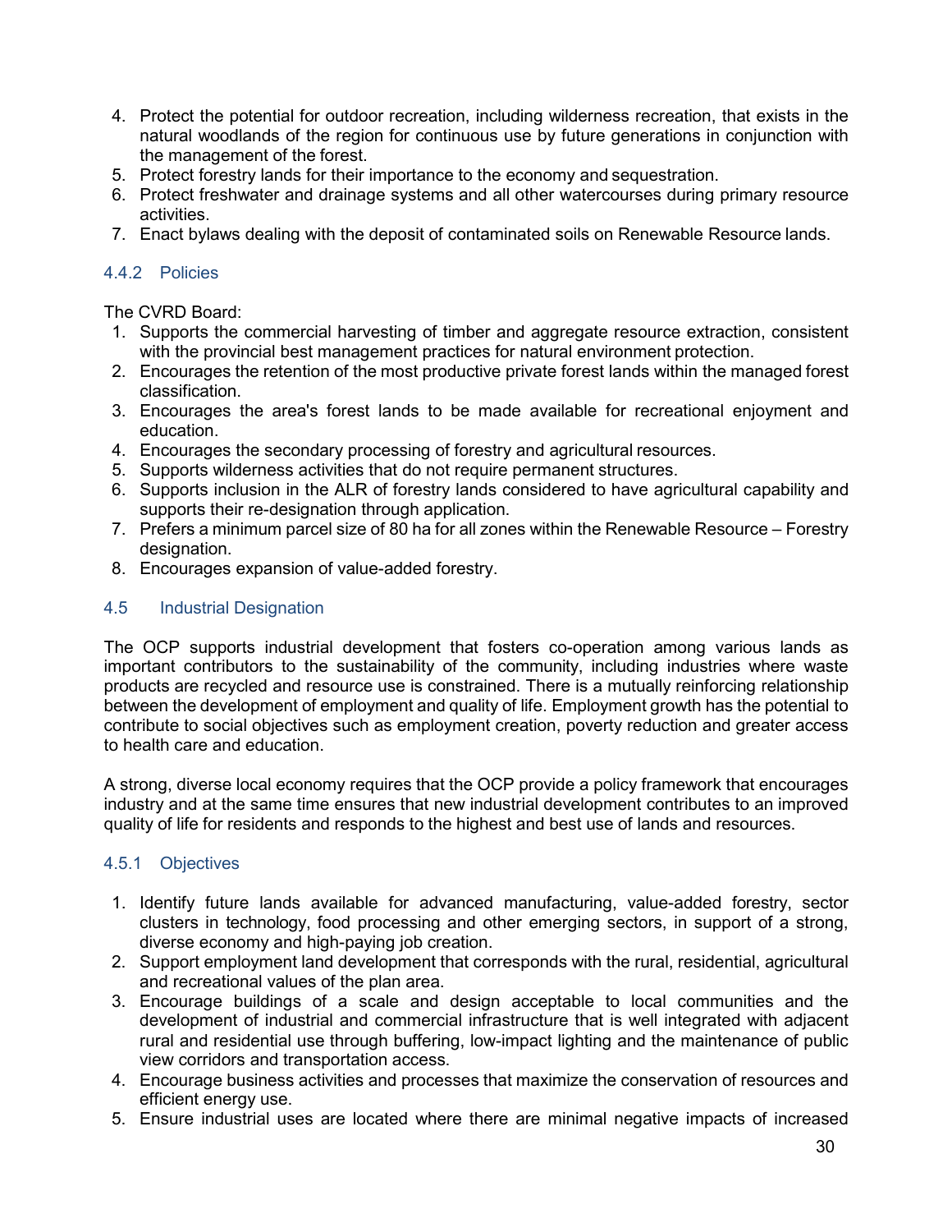4. Protect the potential for outdoor recreation, including wilderness recreation, that exists in the natural woodlands of the region for continuous use by future generations in conjunction with the management of the forest.
5. Protect forestry lands for their importance to the economy and sequestration.
6. Protect freshwater and drainage systems and all other watercourses during primary resource activities.
7. Enact bylaws dealing with the deposit of contaminated soils on Renewable Resource lands.

### 4.4.2 Policies

The CVRD Board:

1. Supports the commercial harvesting of timber and aggregate resource extraction, consistent with the provincial best management practices for natural environment protection.
2. Encourages the retention of the most productive private forest lands within the managed forest classification.
3. Encourages the area's forest lands to be made available for recreational enjoyment and education.
4. Encourages the secondary processing of forestry and agricultural resources.
5. Supports wilderness activities that do not require permanent structures.
6. Supports inclusion in the ALR of forestry lands considered to have agricultural capability and supports their re-designation through application.
7. Prefers a minimum parcel size of 80 ha for all zones within the Renewable Resource – Forestry designation.
8. Encourages expansion of value-added forestry.

## 4.5 Industrial Designation

The OCP supports industrial development that fosters co-operation among various lands as important contributors to the sustainability of the community, including industries where waste products are recycled and resource use is constrained. There is a mutually reinforcing relationship between the development of employment and quality of life. Employment growth has the potential to contribute to social objectives such as employment creation, poverty reduction and greater access to health care and education.

A strong, diverse local economy requires that the OCP provide a policy framework that encourages industry and at the same time ensures that new industrial development contributes to an improved quality of life for residents and responds to the highest and best use of lands and resources.

### 4.5.1 Objectives

1. Identify future lands available for advanced manufacturing, value-added forestry, sector clusters in technology, food processing and other emerging sectors, in support of a strong, diverse economy and high-paying job creation.
2. Support employment land development that corresponds with the rural, residential, agricultural and recreational values of the plan area.
3. Encourage buildings of a scale and design acceptable to local communities and the development of industrial and commercial infrastructure that is well integrated with adjacent rural and residential use through buffering, low-impact lighting and the maintenance of public view corridors and transportation access.
4. Encourage business activities and processes that maximize the conservation of resources and efficient energy use.
5. Ensure industrial uses are located where there are minimal negative impacts of increased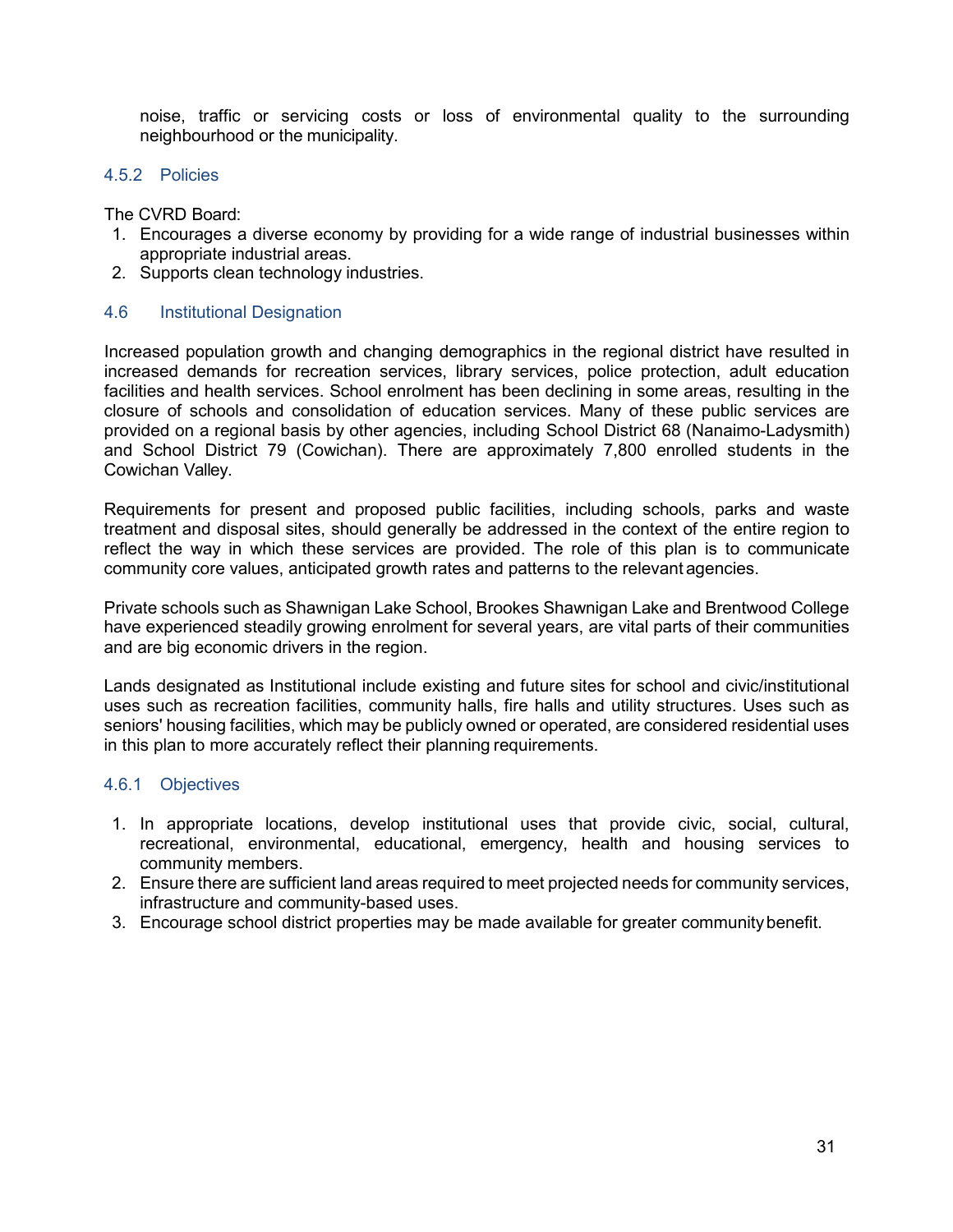noise, traffic or servicing costs or loss of environmental quality to the surrounding neighbourhood or the municipality.

### 4.5.2 Policies

The CVRD Board:

1. Encourages a diverse economy by providing for a wide range of industrial businesses within appropriate industrial areas.
2. Supports clean technology industries.

## 4.6 Institutional Designation

Increased population growth and changing demographics in the regional district have resulted in increased demands for recreation services, library services, police protection, adult education facilities and health services. School enrolment has been declining in some areas, resulting in the closure of schools and consolidation of education services. Many of these public services are provided on a regional basis by other agencies, including School District 68 (Nanaimo-Ladysmith) and School District 79 (Cowichan). There are approximately 7,800 enrolled students in the Cowichan Valley.

Requirements for present and proposed public facilities, including schools, parks and waste treatment and disposal sites, should generally be addressed in the context of the entire region to reflect the way in which these services are provided. The role of this plan is to communicate community core values, anticipated growth rates and patterns to the relevant agencies.

Private schools such as Shawnigan Lake School, Brookes Shawnigan Lake and Brentwood College have experienced steadily growing enrolment for several years, are vital parts of their communities and are big economic drivers in the region.

Lands designated as Institutional include existing and future sites for school and civic/institutional uses such as recreation facilities, community halls, fire halls and utility structures. Uses such as seniors' housing facilities, which may be publicly owned or operated, are considered residential uses in this plan to more accurately reflect their planning requirements.

### 4.6.1 Objectives

1. In appropriate locations, develop institutional uses that provide civic, social, cultural, recreational, environmental, educational, emergency, health and housing services to community members.
2. Ensure there are sufficient land areas required to meet projected needs for community services, infrastructure and community-based uses.
3. Encourage school district properties may be made available for greater community benefit.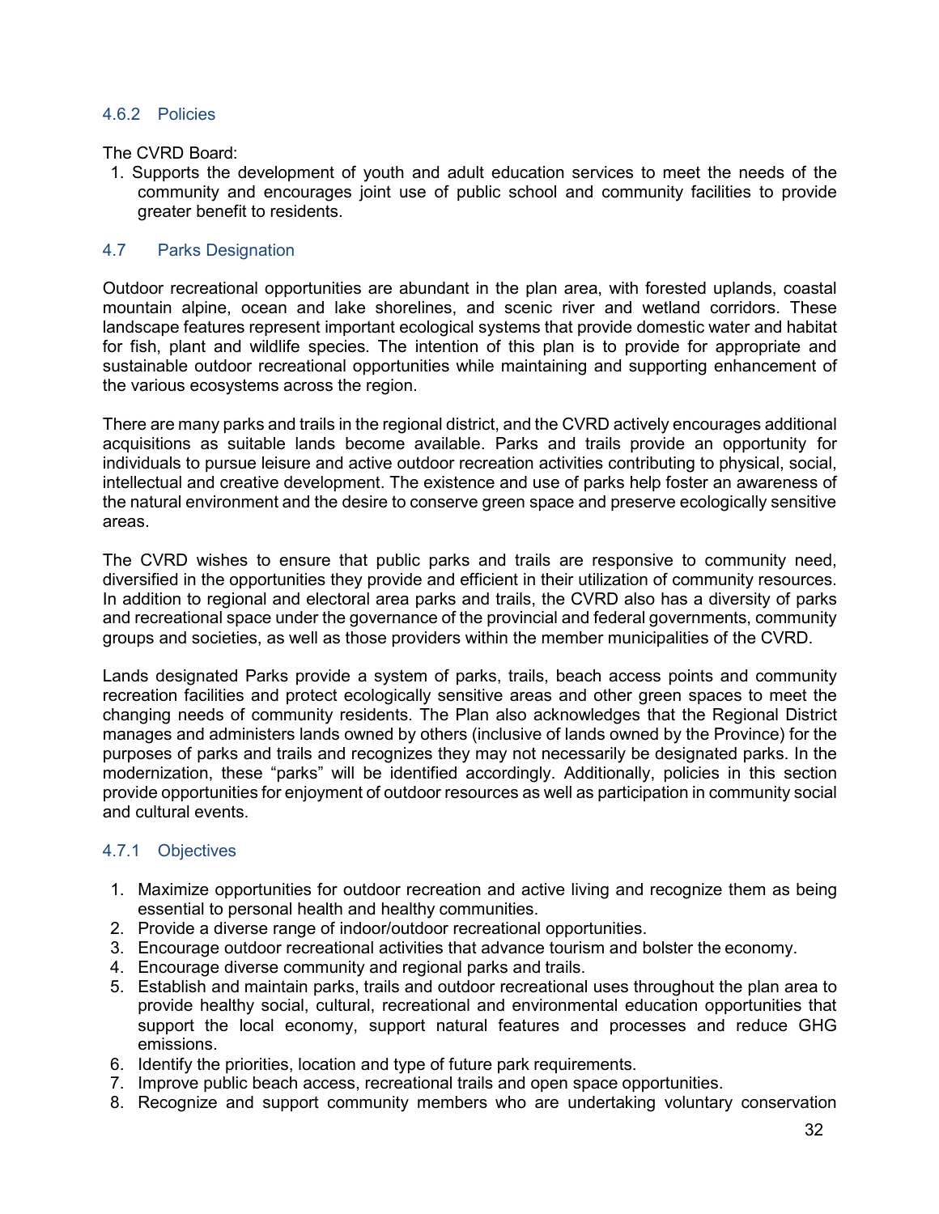### 4.6.2 Policies

The CVRD Board:

1. Supports the development of youth and adult education services to meet the needs of the community and encourages joint use of public school and community facilities to provide greater benefit to residents.

## 4.7 Parks Designation

Outdoor recreational opportunities are abundant in the plan area, with forested uplands, coastal mountain alpine, ocean and lake shorelines, and scenic river and wetland corridors. These landscape features represent important ecological systems that provide domestic water and habitat for fish, plant and wildlife species. The intention of this plan is to provide for appropriate and sustainable outdoor recreational opportunities while maintaining and supporting enhancement of the various ecosystems across the region.

There are many parks and trails in the regional district, and the CVRD actively encourages additional acquisitions as suitable lands become available. Parks and trails provide an opportunity for individuals to pursue leisure and active outdoor recreation activities contributing to physical, social, intellectual and creative development. The existence and use of parks help foster an awareness of the natural environment and the desire to conserve green space and preserve ecologically sensitive areas.

The CVRD wishes to ensure that public parks and trails are responsive to community need, diversified in the opportunities they provide and efficient in their utilization of community resources. In addition to regional and electoral area parks and trails, the CVRD also has a diversity of parks and recreational space under the governance of the provincial and federal governments, community groups and societies, as well as those providers within the member municipalities of the CVRD.

Lands designated Parks provide a system of parks, trails, beach access points and community recreation facilities and protect ecologically sensitive areas and other green spaces to meet the changing needs of community residents. The Plan also acknowledges that the Regional District manages and administers lands owned by others (inclusive of lands owned by the Province) for the purposes of parks and trails and recognizes they may not necessarily be designated parks. In the modernization, these "parks" will be identified accordingly. Additionally, policies in this section provide opportunities for enjoyment of outdoor resources as well as participation in community social and cultural events.

### 4.7.1 Objectives

1. Maximize opportunities for outdoor recreation and active living and recognize them as being essential to personal health and healthy communities.
2. Provide a diverse range of indoor/outdoor recreational opportunities.
3. Encourage outdoor recreational activities that advance tourism and bolster the economy.
4. Encourage diverse community and regional parks and trails.
5. Establish and maintain parks, trails and outdoor recreational uses throughout the plan area to provide healthy social, cultural, recreational and environmental education opportunities that support the local economy, support natural features and processes and reduce GHG emissions.
6. Identify the priorities, location and type of future park requirements.
7. Improve public beach access, recreational trails and open space opportunities.
8. Recognize and support community members who are undertaking voluntary conservation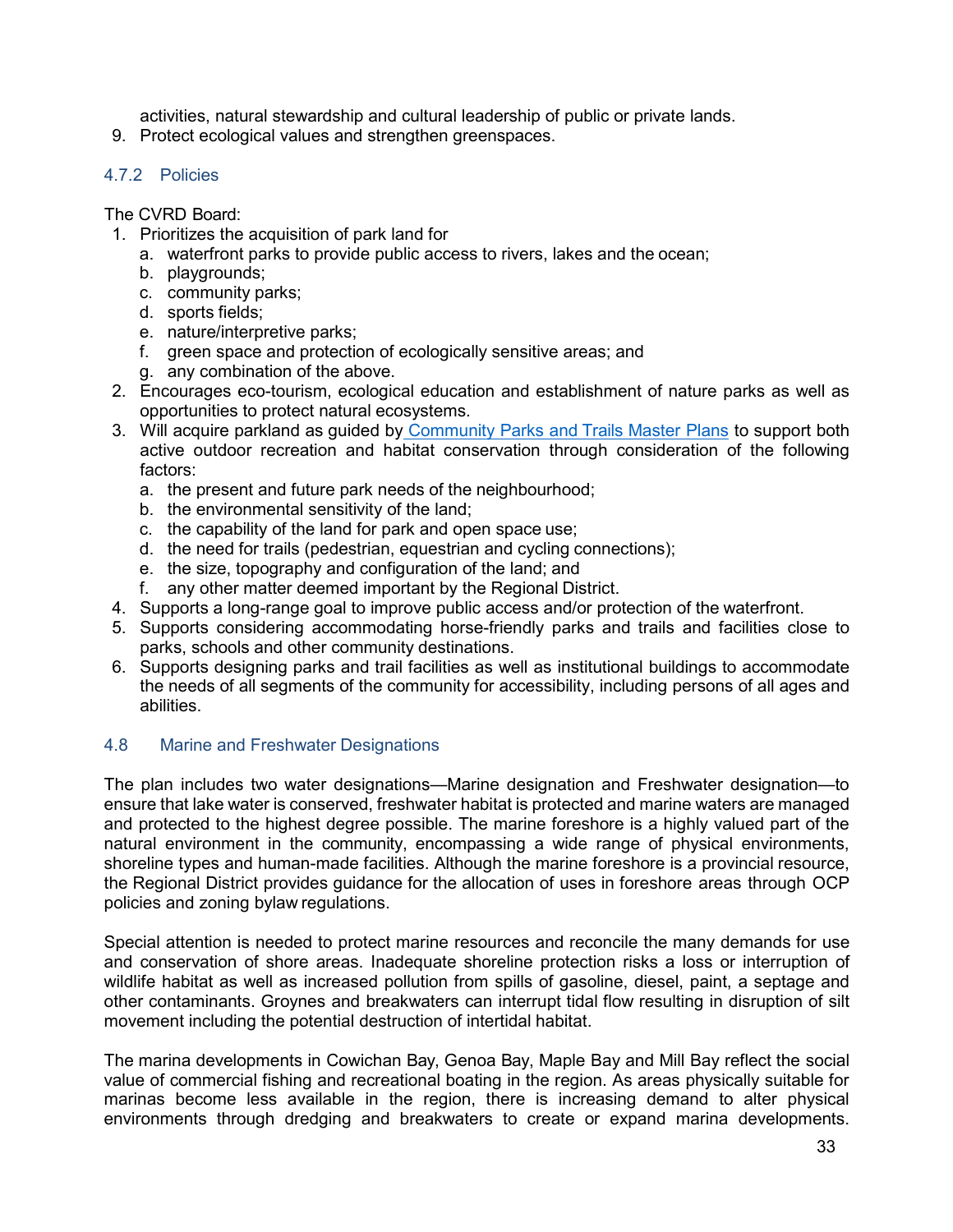activities, natural stewardship and cultural leadership of public or private lands.

9. Protect ecological values and strengthen greenspaces.

### 4.7.2 Policies

The CVRD Board:

1. Prioritizes the acquisition of park land for
   a. waterfront parks to provide public access to rivers, lakes and the ocean;
   b. playgrounds;
   c. community parks;
   d. sports fields;
   e. nature/interpretive parks;
   f. green space and protection of ecologically sensitive areas; and
   g. any combination of the above.
2. Encourages eco-tourism, ecological education and establishment of nature parks as well as opportunities to protect natural ecosystems.
3. Will acquire parkland as guided by Community Parks and Trails Master Plans to support both active outdoor recreation and habitat conservation through consideration of the following factors:
   a. the present and future park needs of the neighbourhood;
   b. the environmental sensitivity of the land;
   c. the capability of the land for park and open space use;
   d. the need for trails (pedestrian, equestrian and cycling connections);
   e. the size, topography and configuration of the land; and
   f. any other matter deemed important by the Regional District.
4. Supports a long-range goal to improve public access and/or protection of the waterfront.
5. Supports considering accommodating horse-friendly parks and trails and facilities close to parks, schools and other community destinations.
6. Supports designing parks and trail facilities as well as institutional buildings to accommodate the needs of all segments of the community for accessibility, including persons of all ages and abilities.

## 4.8 Marine and Freshwater Designations

The plan includes two water designations—Marine designation and Freshwater designation—to ensure that lake water is conserved, freshwater habitat is protected and marine waters are managed and protected to the highest degree possible. The marine foreshore is a highly valued part of the natural environment in the community, encompassing a wide range of physical environments, shoreline types and human-made facilities. Although the marine foreshore is a provincial resource, the Regional District provides guidance for the allocation of uses in foreshore areas through OCP policies and zoning bylaw regulations.

Special attention is needed to protect marine resources and reconcile the many demands for use and conservation of shore areas. Inadequate shoreline protection risks a loss or interruption of wildlife habitat as well as increased pollution from spills of gasoline, diesel, paint, a septage and other contaminants. Groynes and breakwaters can interrupt tidal flow resulting in disruption of silt movement including the potential destruction of intertidal habitat.

The marina developments in Cowichan Bay, Genoa Bay, Maple Bay and Mill Bay reflect the social value of commercial fishing and recreational boating in the region. As areas physically suitable for marinas become less available in the region, there is increasing demand to alter physical environments through dredging and breakwaters to create or expand marina developments.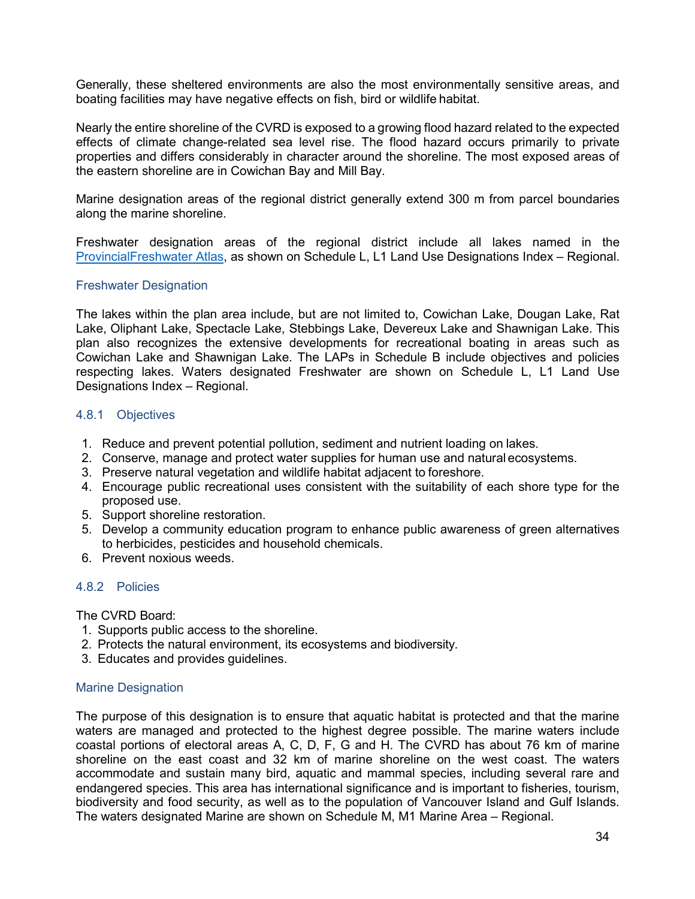Generally, these sheltered environments are also the most environmentally sensitive areas, and boating facilities may have negative effects on fish, bird or wildlife habitat.

Nearly the entire shoreline of the CVRD is exposed to a growing flood hazard related to the expected effects of climate change-related sea level rise. The flood hazard occurs primarily to private properties and differs considerably in character around the shoreline. The most exposed areas of the eastern shoreline are in Cowichan Bay and Mill Bay.

Marine designation areas of the regional district generally extend 300 m from parcel boundaries along the marine shoreline.

Freshwater designation areas of the regional district include all lakes named in the [ProvincialFreshwater Atlas](), as shown on Schedule L, L1 Land Use Designations Index – Regional.

### Freshwater Designation

The lakes within the plan area include, but are not limited to, Cowichan Lake, Dougan Lake, Rat Lake, Oliphant Lake, Spectacle Lake, Stebbings Lake, Devereux Lake and Shawnigan Lake. This plan also recognizes the extensive developments for recreational boating in areas such as Cowichan Lake and Shawnigan Lake. The LAPs in Schedule B include objectives and policies respecting lakes. Waters designated Freshwater are shown on Schedule L, L1 Land Use Designations Index – Regional.

#### 4.8.1 Objectives

1. Reduce and prevent potential pollution, sediment and nutrient loading on lakes.
2. Conserve, manage and protect water supplies for human use and natural ecosystems.
3. Preserve natural vegetation and wildlife habitat adjacent to foreshore.
4. Encourage public recreational uses consistent with the suitability of each shore type for the proposed use.
5. Support shoreline restoration.
5. Develop a community education program to enhance public awareness of green alternatives to herbicides, pesticides and household chemicals.
6. Prevent noxious weeds.

#### 4.8.2 Policies

The CVRD Board:

1. Supports public access to the shoreline.
2. Protects the natural environment, its ecosystems and biodiversity.
3. Educates and provides guidelines.

### Marine Designation

The purpose of this designation is to ensure that aquatic habitat is protected and that the marine waters are managed and protected to the highest degree possible. The marine waters include coastal portions of electoral areas A, C, D, F, G and H. The CVRD has about 76 km of marine shoreline on the east coast and 32 km of marine shoreline on the west coast. The waters accommodate and sustain many bird, aquatic and mammal species, including several rare and endangered species. This area has international significance and is important to fisheries, tourism, biodiversity and food security, as well as to the population of Vancouver Island and Gulf Islands. The waters designated Marine are shown on Schedule M, M1 Marine Area – Regional.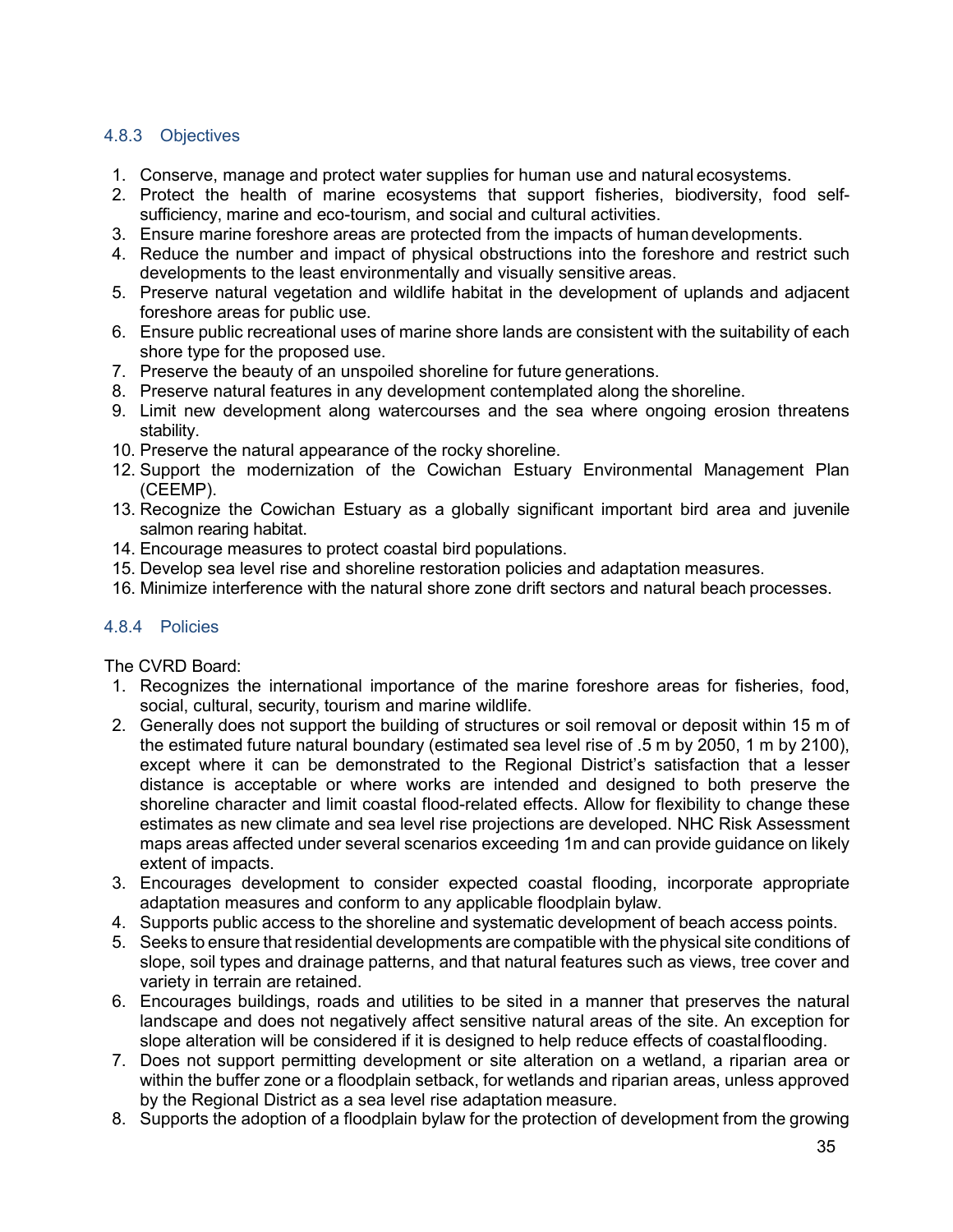### 4.8.3 Objectives

1. Conserve, manage and protect water supplies for human use and natural ecosystems.
2. Protect the health of marine ecosystems that support fisheries, biodiversity, food self-sufficiency, marine and eco-tourism, and social and cultural activities.
3. Ensure marine foreshore areas are protected from the impacts of human developments.
4. Reduce the number and impact of physical obstructions into the foreshore and restrict such developments to the least environmentally and visually sensitive areas.
5. Preserve natural vegetation and wildlife habitat in the development of uplands and adjacent foreshore areas for public use.
6. Ensure public recreational uses of marine shore lands are consistent with the suitability of each shore type for the proposed use.
7. Preserve the beauty of an unspoiled shoreline for future generations.
8. Preserve natural features in any development contemplated along the shoreline.
9. Limit new development along watercourses and the sea where ongoing erosion threatens stability.
10. Preserve the natural appearance of the rocky shoreline.
12. Support the modernization of the Cowichan Estuary Environmental Management Plan (CEEMP).
13. Recognize the Cowichan Estuary as a globally significant important bird area and juvenile salmon rearing habitat.
14. Encourage measures to protect coastal bird populations.
15. Develop sea level rise and shoreline restoration policies and adaptation measures.
16. Minimize interference with the natural shore zone drift sectors and natural beach processes.

### 4.8.4 Policies

The CVRD Board:

1. Recognizes the international importance of the marine foreshore areas for fisheries, food, social, cultural, security, tourism and marine wildlife.
2. Generally does not support the building of structures or soil removal or deposit within 15 m of the estimated future natural boundary (estimated sea level rise of .5 m by 2050, 1 m by 2100), except where it can be demonstrated to the Regional District's satisfaction that a lesser distance is acceptable or where works are intended and designed to both preserve the shoreline character and limit coastal flood-related effects. Allow for flexibility to change these estimates as new climate and sea level rise projections are developed. NHC Risk Assessment maps areas affected under several scenarios exceeding 1m and can provide guidance on likely extent of impacts.
3. Encourages development to consider expected coastal flooding, incorporate appropriate adaptation measures and conform to any applicable floodplain bylaw.
4. Supports public access to the shoreline and systematic development of beach access points.
5. Seeks to ensure that residential developments are compatible with the physical site conditions of slope, soil types and drainage patterns, and that natural features such as views, tree cover and variety in terrain are retained.
6. Encourages buildings, roads and utilities to be sited in a manner that preserves the natural landscape and does not negatively affect sensitive natural areas of the site. An exception for slope alteration will be considered if it is designed to help reduce effects of coastal flooding.
7. Does not support permitting development or site alteration on a wetland, a riparian area or within the buffer zone or a floodplain setback, for wetlands and riparian areas, unless approved by the Regional District as a sea level rise adaptation measure.
8. Supports the adoption of a floodplain bylaw for the protection of development from the growing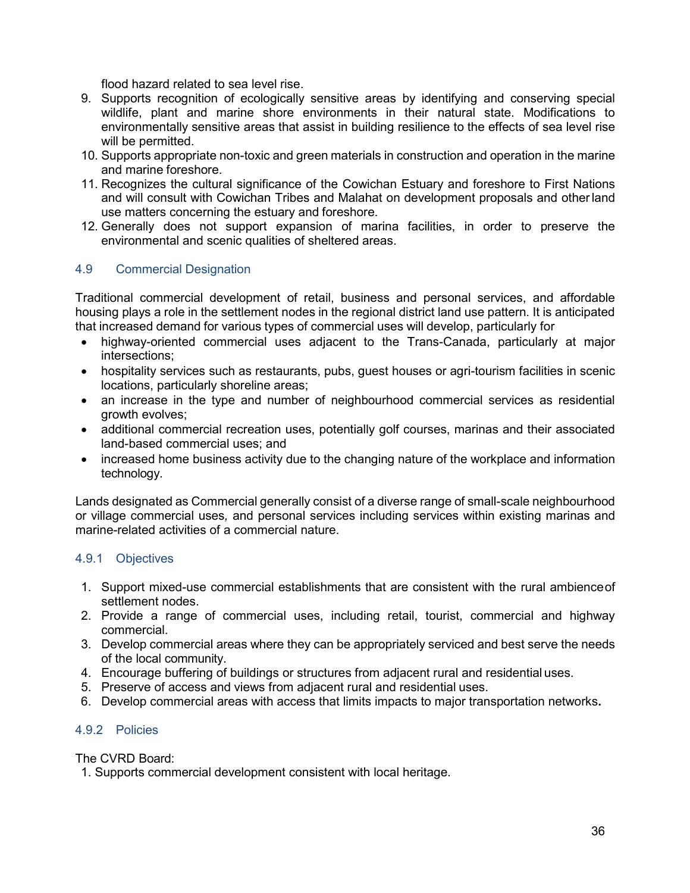flood hazard related to sea level rise.

9. Supports recognition of ecologically sensitive areas by identifying and conserving special wildlife, plant and marine shore environments in their natural state. Modifications to environmentally sensitive areas that assist in building resilience to the effects of sea level rise will be permitted.
10. Supports appropriate non-toxic and green materials in construction and operation in the marine and marine foreshore.
11. Recognizes the cultural significance of the Cowichan Estuary and foreshore to First Nations and will consult with Cowichan Tribes and Malahat on development proposals and other land use matters concerning the estuary and foreshore.
12. Generally does not support expansion of marina facilities, in order to preserve the environmental and scenic qualities of sheltered areas.

### 4.9 Commercial Designation

Traditional commercial development of retail, business and personal services, and affordable housing plays a role in the settlement nodes in the regional district land use pattern. It is anticipated that increased demand for various types of commercial uses will develop, particularly for

- highway-oriented commercial uses adjacent to the Trans-Canada, particularly at major intersections;
- hospitality services such as restaurants, pubs, guest houses or agri-tourism facilities in scenic locations, particularly shoreline areas;
- an increase in the type and number of neighbourhood commercial services as residential growth evolves;
- additional commercial recreation uses, potentially golf courses, marinas and their associated land-based commercial uses; and
- increased home business activity due to the changing nature of the workplace and information technology.

Lands designated as Commercial generally consist of a diverse range of small-scale neighbourhood or village commercial uses, and personal services including services within existing marinas and marine-related activities of a commercial nature.

#### 4.9.1 Objectives

1. Support mixed-use commercial establishments that are consistent with the rural ambience of settlement nodes.
2. Provide a range of commercial uses, including retail, tourist, commercial and highway commercial.
3. Develop commercial areas where they can be appropriately serviced and best serve the needs of the local community.
4. Encourage buffering of buildings or structures from adjacent rural and residential uses.
5. Preserve of access and views from adjacent rural and residential uses.
6. Develop commercial areas with access that limits impacts to major transportation networks.

#### 4.9.2 Policies

The CVRD Board:

1. Supports commercial development consistent with local heritage.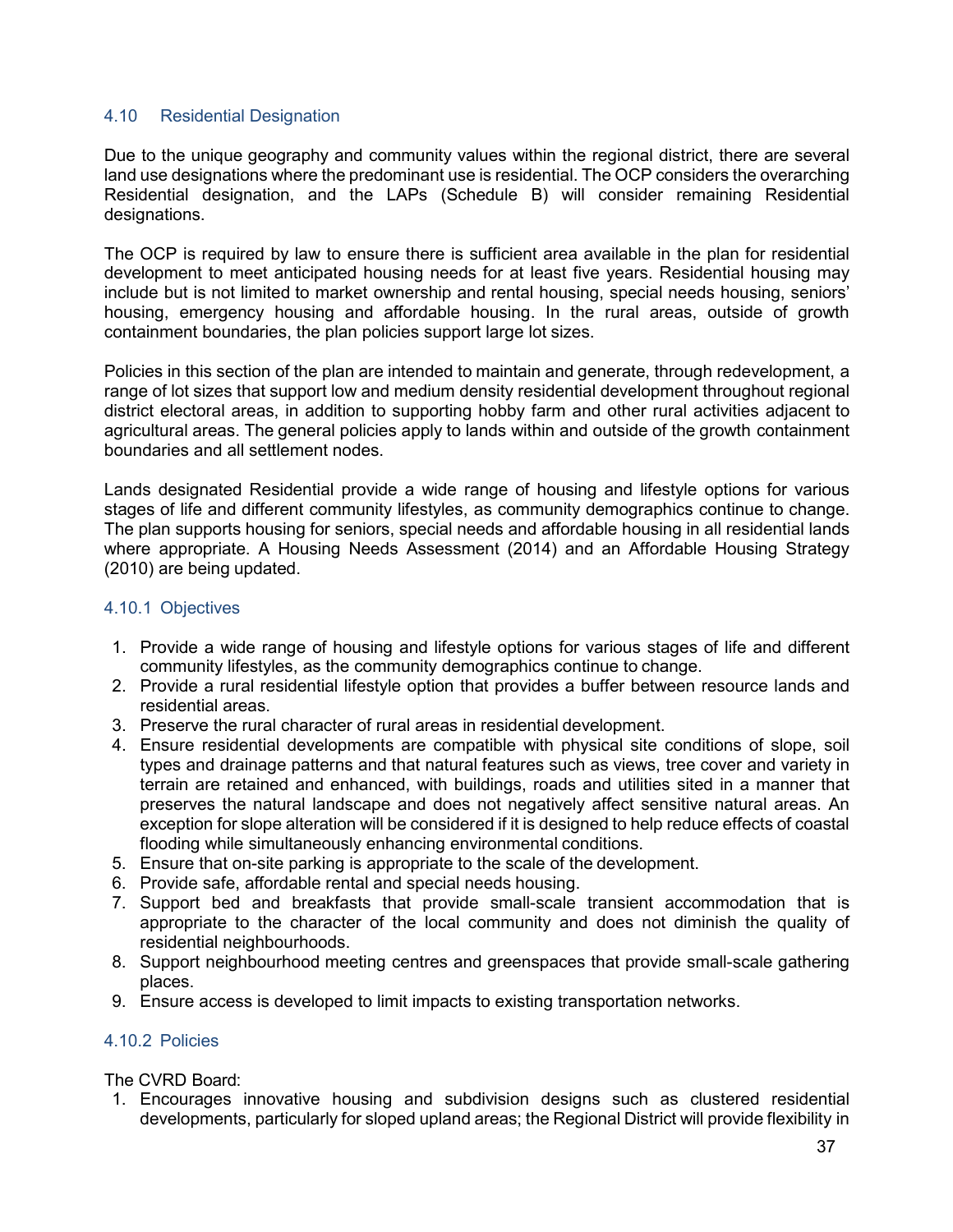## 4.10 Residential Designation

Due to the unique geography and community values within the regional district, there are several land use designations where the predominant use is residential. The OCP considers the overarching Residential designation, and the LAPs (Schedule B) will consider remaining Residential designations.

The OCP is required by law to ensure there is sufficient area available in the plan for residential development to meet anticipated housing needs for at least five years. Residential housing may include but is not limited to market ownership and rental housing, special needs housing, seniors' housing, emergency housing and affordable housing. In the rural areas, outside of growth containment boundaries, the plan policies support large lot sizes.

Policies in this section of the plan are intended to maintain and generate, through redevelopment, a range of lot sizes that support low and medium density residential development throughout regional district electoral areas, in addition to supporting hobby farm and other rural activities adjacent to agricultural areas. The general policies apply to lands within and outside of the growth containment boundaries and all settlement nodes.

Lands designated Residential provide a wide range of housing and lifestyle options for various stages of life and different community lifestyles, as community demographics continue to change. The plan supports housing for seniors, special needs and affordable housing in all residential lands where appropriate. A Housing Needs Assessment (2014) and an Affordable Housing Strategy (2010) are being updated.

### 4.10.1 Objectives

1. Provide a wide range of housing and lifestyle options for various stages of life and different community lifestyles, as the community demographics continue to change.
2. Provide a rural residential lifestyle option that provides a buffer between resource lands and residential areas.
3. Preserve the rural character of rural areas in residential development.
4. Ensure residential developments are compatible with physical site conditions of slope, soil types and drainage patterns and that natural features such as views, tree cover and variety in terrain are retained and enhanced, with buildings, roads and utilities sited in a manner that preserves the natural landscape and does not negatively affect sensitive natural areas. An exception for slope alteration will be considered if it is designed to help reduce effects of coastal flooding while simultaneously enhancing environmental conditions.
5. Ensure that on-site parking is appropriate to the scale of the development.
6. Provide safe, affordable rental and special needs housing.
7. Support bed and breakfasts that provide small-scale transient accommodation that is appropriate to the character of the local community and does not diminish the quality of residential neighbourhoods.
8. Support neighbourhood meeting centres and greenspaces that provide small-scale gathering places.
9. Ensure access is developed to limit impacts to existing transportation networks.

### 4.10.2 Policies

The CVRD Board:

1. Encourages innovative housing and subdivision designs such as clustered residential developments, particularly for sloped upland areas; the Regional District will provide flexibility in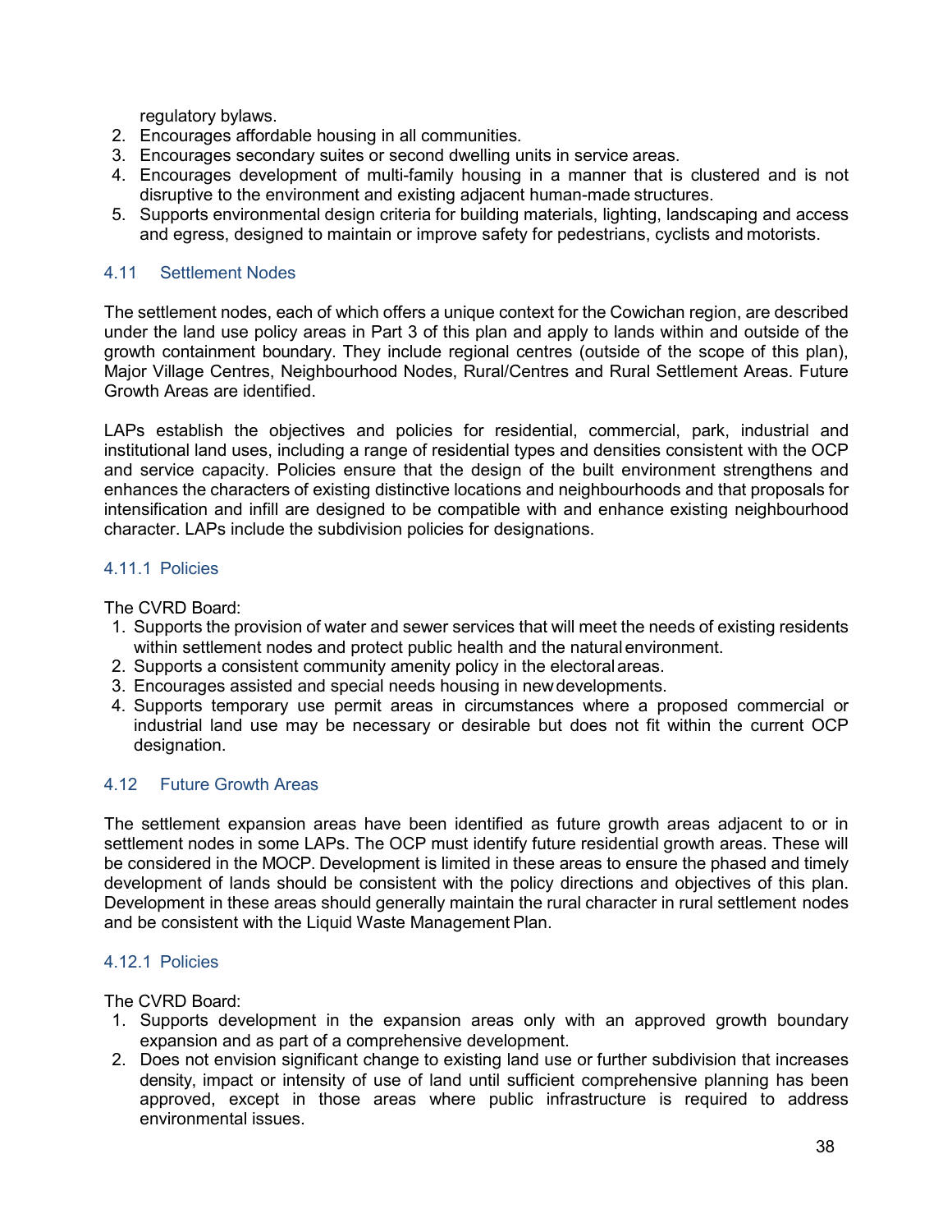regulatory bylaws.

2. Encourages affordable housing in all communities.
3. Encourages secondary suites or second dwelling units in service areas.
4. Encourages development of multi-family housing in a manner that is clustered and is not disruptive to the environment and existing adjacent human-made structures.
5. Supports environmental design criteria for building materials, lighting, landscaping and access and egress, designed to maintain or improve safety for pedestrians, cyclists and motorists.

### 4.11 Settlement Nodes

The settlement nodes, each of which offers a unique context for the Cowichan region, are described under the land use policy areas in Part 3 of this plan and apply to lands within and outside of the growth containment boundary. They include regional centres (outside of the scope of this plan), Major Village Centres, Neighbourhood Nodes, Rural/Centres and Rural Settlement Areas. Future Growth Areas are identified.

LAPs establish the objectives and policies for residential, commercial, park, industrial and institutional land uses, including a range of residential types and densities consistent with the OCP and service capacity. Policies ensure that the design of the built environment strengthens and enhances the characters of existing distinctive locations and neighbourhoods and that proposals for intensification and infill are designed to be compatible with and enhance existing neighbourhood character. LAPs include the subdivision policies for designations.

#### 4.11.1 Policies

The CVRD Board:

1. Supports the provision of water and sewer services that will meet the needs of existing residents within settlement nodes and protect public health and the natural environment.
2. Supports a consistent community amenity policy in the electoral areas.
3. Encourages assisted and special needs housing in new developments.
4. Supports temporary use permit areas in circumstances where a proposed commercial or industrial land use may be necessary or desirable but does not fit within the current OCP designation.

### 4.12 Future Growth Areas

The settlement expansion areas have been identified as future growth areas adjacent to or in settlement nodes in some LAPs. The OCP must identify future residential growth areas. These will be considered in the MOCP. Development is limited in these areas to ensure the phased and timely development of lands should be consistent with the policy directions and objectives of this plan. Development in these areas should generally maintain the rural character in rural settlement nodes and be consistent with the Liquid Waste Management Plan.

#### 4.12.1 Policies

The CVRD Board:

1. Supports development in the expansion areas only with an approved growth boundary expansion and as part of a comprehensive development.
2. Does not envision significant change to existing land use or further subdivision that increases density, impact or intensity of use of land until sufficient comprehensive planning has been approved, except in those areas where public infrastructure is required to address environmental issues.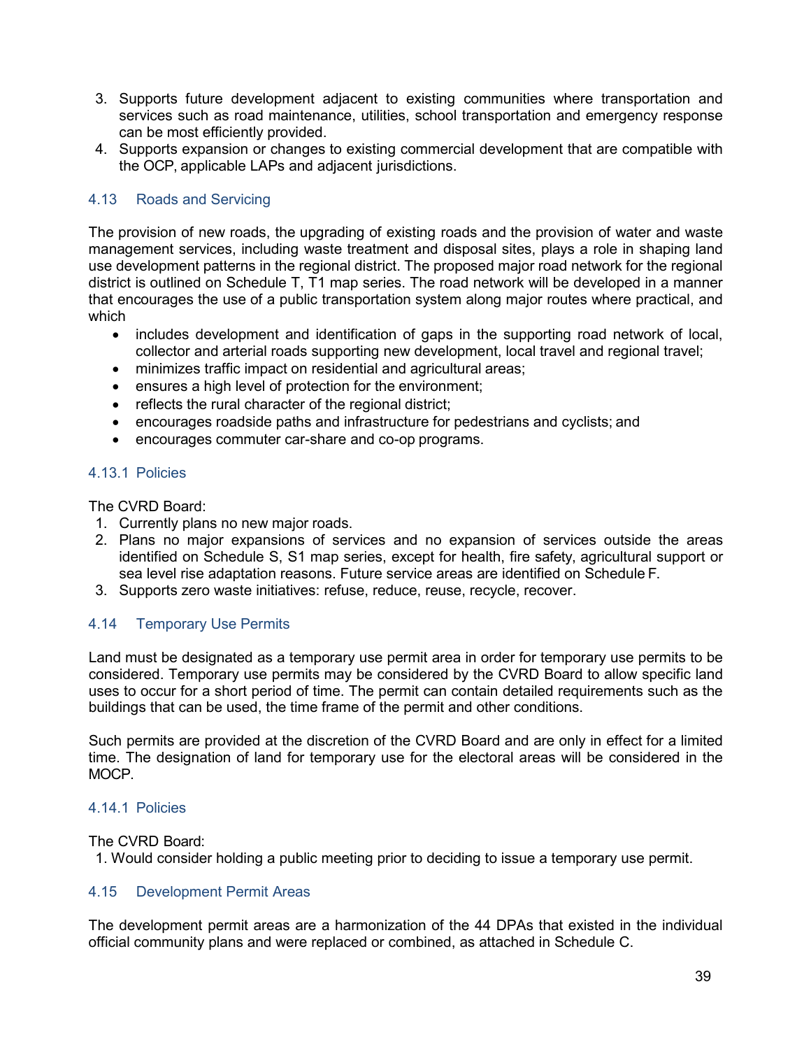3. Supports future development adjacent to existing communities where transportation and services such as road maintenance, utilities, school transportation and emergency response can be most efficiently provided.
4. Supports expansion or changes to existing commercial development that are compatible with the OCP, applicable LAPs and adjacent jurisdictions.

### 4.13 Roads and Servicing

The provision of new roads, the upgrading of existing roads and the provision of water and waste management services, including waste treatment and disposal sites, plays a role in shaping land use development patterns in the regional district. The proposed major road network for the regional district is outlined on Schedule T, T1 map series. The road network will be developed in a manner that encourages the use of a public transportation system along major routes where practical, and which

- includes development and identification of gaps in the supporting road network of local, collector and arterial roads supporting new development, local travel and regional travel;
- minimizes traffic impact on residential and agricultural areas;
- ensures a high level of protection for the environment;
- reflects the rural character of the regional district;
- encourages roadside paths and infrastructure for pedestrians and cyclists; and
- encourages commuter car-share and co-op programs.

#### 4.13.1 Policies

The CVRD Board:

1. Currently plans no new major roads.
2. Plans no major expansions of services and no expansion of services outside the areas identified on Schedule S, S1 map series, except for health, fire safety, agricultural support or sea level rise adaptation reasons. Future service areas are identified on Schedule F.
3. Supports zero waste initiatives: refuse, reduce, reuse, recycle, recover.

### 4.14 Temporary Use Permits

Land must be designated as a temporary use permit area in order for temporary use permits to be considered. Temporary use permits may be considered by the CVRD Board to allow specific land uses to occur for a short period of time. The permit can contain detailed requirements such as the buildings that can be used, the time frame of the permit and other conditions.

Such permits are provided at the discretion of the CVRD Board and are only in effect for a limited time. The designation of land for temporary use for the electoral areas will be considered in the MOCP.

#### 4.14.1 Policies

The CVRD Board:

1. Would consider holding a public meeting prior to deciding to issue a temporary use permit.

### 4.15 Development Permit Areas

The development permit areas are a harmonization of the 44 DPAs that existed in the individual official community plans and were replaced or combined, as attached in Schedule C.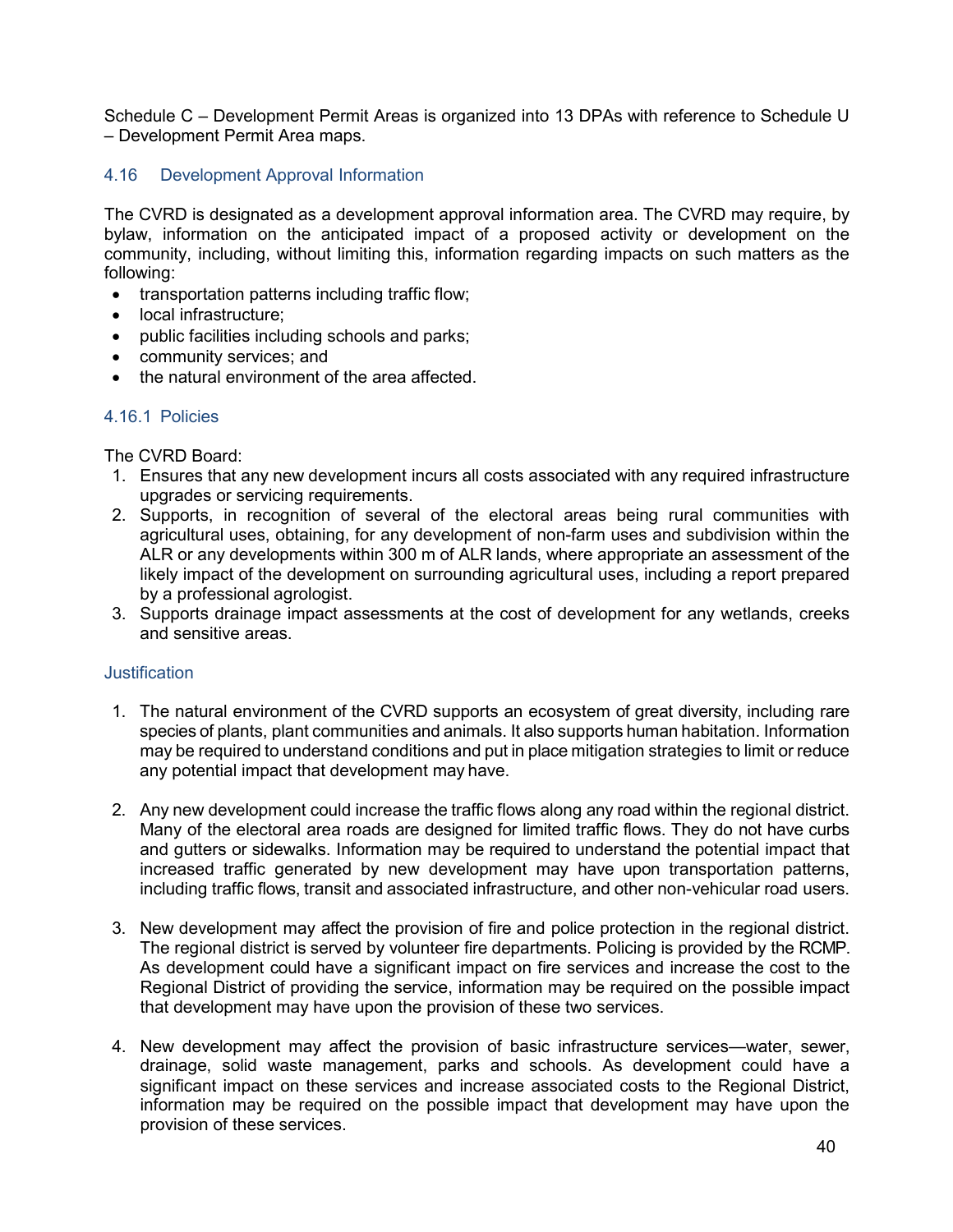Schedule C – Development Permit Areas is organized into 13 DPAs with reference to Schedule U – Development Permit Area maps.

### 4.16 Development Approval Information

The CVRD is designated as a development approval information area. The CVRD may require, by bylaw, information on the anticipated impact of a proposed activity or development on the community, including, without limiting this, information regarding impacts on such matters as the following:

- transportation patterns including traffic flow;
- local infrastructure;
- public facilities including schools and parks;
- community services; and
- the natural environment of the area affected.

#### 4.16.1 Policies

The CVRD Board:

1. Ensures that any new development incurs all costs associated with any required infrastructure upgrades or servicing requirements.
2. Supports, in recognition of several of the electoral areas being rural communities with agricultural uses, obtaining, for any development of non-farm uses and subdivision within the ALR or any developments within 300 m of ALR lands, where appropriate an assessment of the likely impact of the development on surrounding agricultural uses, including a report prepared by a professional agrologist.
3. Supports drainage impact assessments at the cost of development for any wetlands, creeks and sensitive areas.

#### Justification

1. The natural environment of the CVRD supports an ecosystem of great diversity, including rare species of plants, plant communities and animals. It also supports human habitation. Information may be required to understand conditions and put in place mitigation strategies to limit or reduce any potential impact that development may have.

2. Any new development could increase the traffic flows along any road within the regional district. Many of the electoral area roads are designed for limited traffic flows. They do not have curbs and gutters or sidewalks. Information may be required to understand the potential impact that increased traffic generated by new development may have upon transportation patterns, including traffic flows, transit and associated infrastructure, and other non-vehicular road users.

3. New development may affect the provision of fire and police protection in the regional district. The regional district is served by volunteer fire departments. Policing is provided by the RCMP. As development could have a significant impact on fire services and increase the cost to the Regional District of providing the service, information may be required on the possible impact that development may have upon the provision of these two services.

4. New development may affect the provision of basic infrastructure services—water, sewer, drainage, solid waste management, parks and schools. As development could have a significant impact on these services and increase associated costs to the Regional District, information may be required on the possible impact that development may have upon the provision of these services.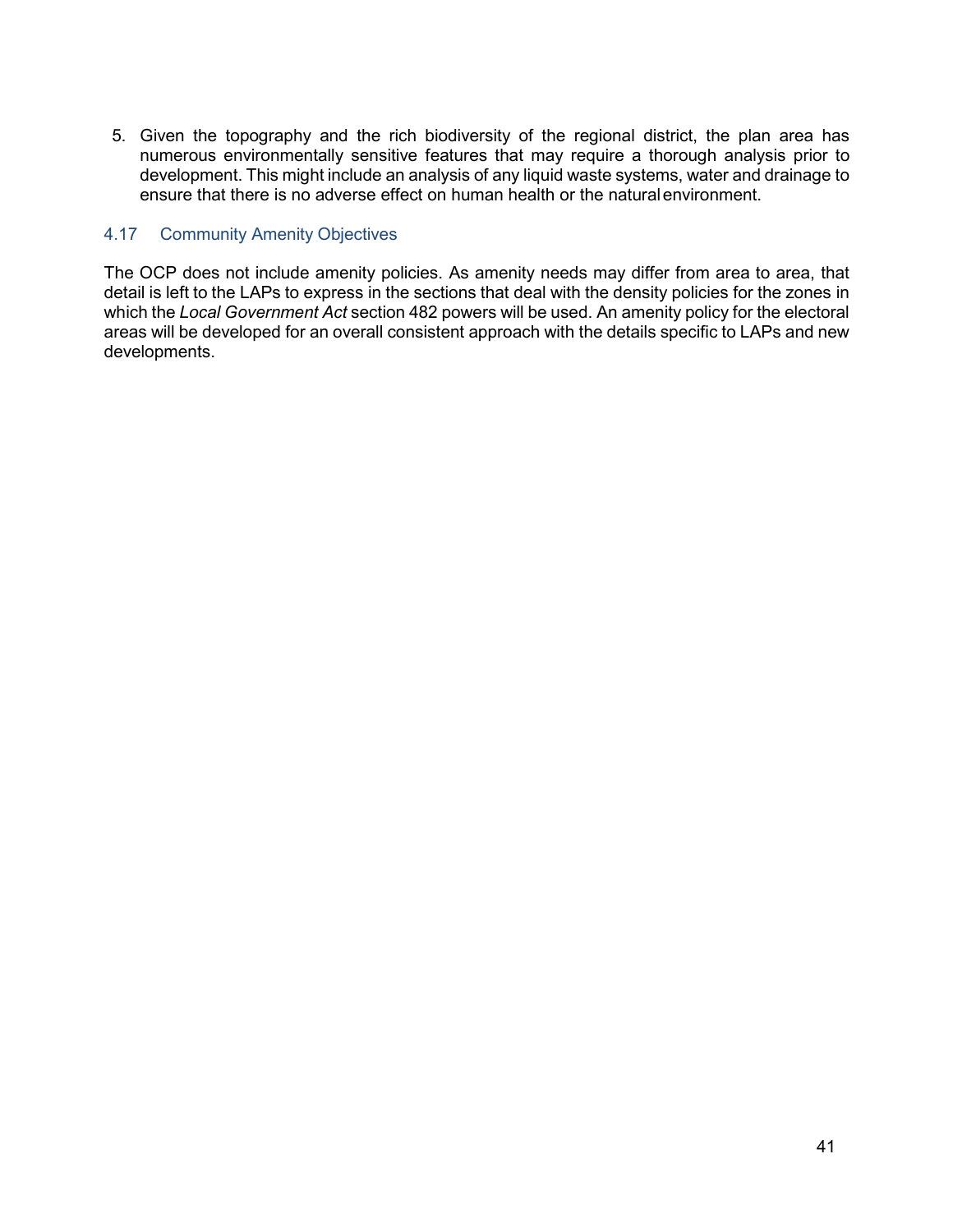5. Given the topography and the rich biodiversity of the regional district, the plan area has numerous environmentally sensitive features that may require a thorough analysis prior to development. This might include an analysis of any liquid waste systems, water and drainage to ensure that there is no adverse effect on human health or the natural environment.

## 4.17 Community Amenity Objectives

The OCP does not include amenity policies. As amenity needs may differ from area to area, that detail is left to the LAPs to express in the sections that deal with the density policies for the zones in which the *Local Government Act* section 482 powers will be used. An amenity policy for the electoral areas will be developed for an overall consistent approach with the details specific to LAPs and new developments.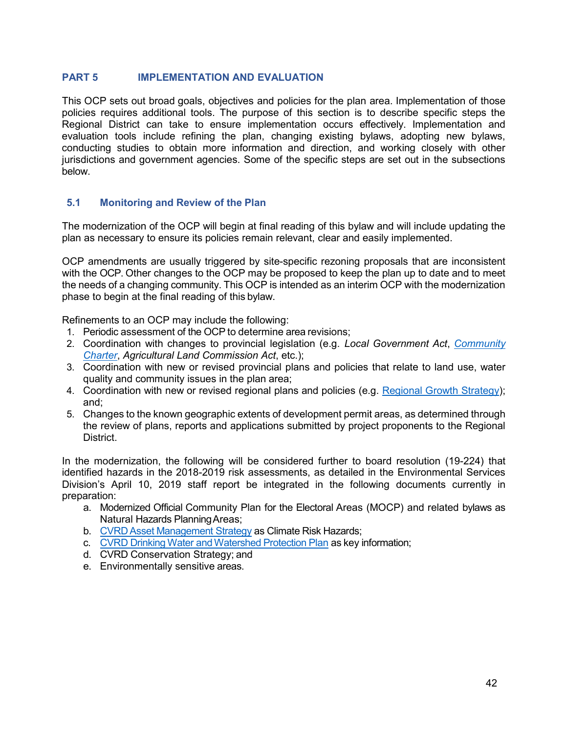## PART 5 IMPLEMENTATION AND EVALUATION

This OCP sets out broad goals, objectives and policies for the plan area. Implementation of those policies requires additional tools. The purpose of this section is to describe specific steps the Regional District can take to ensure implementation occurs effectively. Implementation and evaluation tools include refining the plan, changing existing bylaws, adopting new bylaws, conducting studies to obtain more information and direction, and working closely with other jurisdictions and government agencies. Some of the specific steps are set out in the subsections below.

### 5.1 Monitoring and Review of the Plan

The modernization of the OCP will begin at final reading of this bylaw and will include updating the plan as necessary to ensure its policies remain relevant, clear and easily implemented.

OCP amendments are usually triggered by site-specific rezoning proposals that are inconsistent with the OCP. Other changes to the OCP may be proposed to keep the plan up to date and to meet the needs of a changing community. This OCP is intended as an interim OCP with the modernization phase to begin at the final reading of this bylaw.

Refinements to an OCP may include the following:

1. Periodic assessment of the OCP to determine area revisions;
2. Coordination with changes to provincial legislation (e.g. *Local Government Act*, *Community Charter*, *Agricultural Land Commission Act*, etc.);
3. Coordination with new or revised provincial plans and policies that relate to land use, water quality and community issues in the plan area;
4. Coordination with new or revised regional plans and policies (e.g. Regional Growth Strategy); and;
5. Changes to the known geographic extents of development permit areas, as determined through the review of plans, reports and applications submitted by project proponents to the Regional District.

In the modernization, the following will be considered further to board resolution (19-224) that identified hazards in the 2018-2019 risk assessments, as detailed in the Environmental Services Division's April 10, 2019 staff report be integrated in the following documents currently in preparation:

a. Modernized Official Community Plan for the Electoral Areas (MOCP) and related bylaws as Natural Hazards Planning Areas;
b. CVRD Asset Management Strategy as Climate Risk Hazards;
c. CVRD Drinking Water and Watershed Protection Plan as key information;
d. CVRD Conservation Strategy; and
e. Environmentally sensitive areas.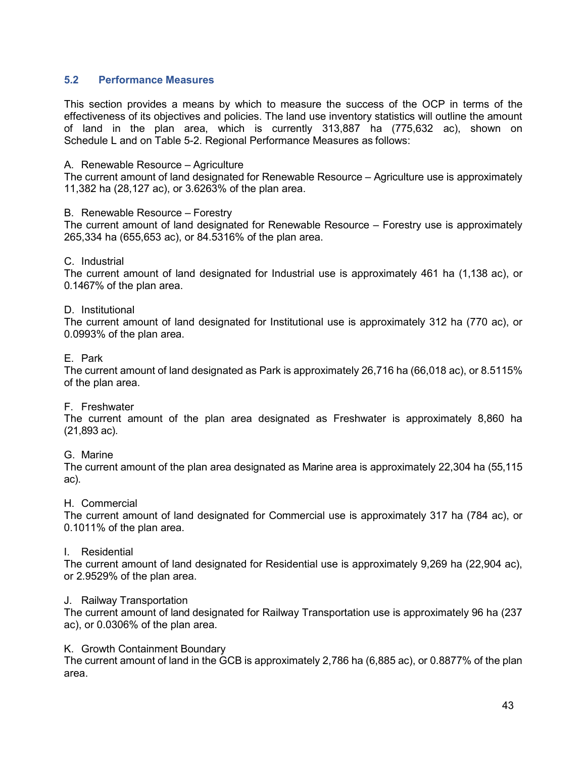## 5.2 Performance Measures

This section provides a means by which to measure the success of the OCP in terms of the effectiveness of its objectives and policies. The land use inventory statistics will outline the amount of land in the plan area, which is currently 313,887 ha (775,632 ac), shown on Schedule L and on Table 5-2. Regional Performance Measures as follows:

A. Renewable Resource – Agriculture
The current amount of land designated for Renewable Resource – Agriculture use is approximately 11,382 ha (28,127 ac), or 3.6263% of the plan area.

B. Renewable Resource – Forestry
The current amount of land designated for Renewable Resource – Forestry use is approximately 265,334 ha (655,653 ac), or 84.5316% of the plan area.

C. Industrial
The current amount of land designated for Industrial use is approximately 461 ha (1,138 ac), or 0.1467% of the plan area.

D. Institutional
The current amount of land designated for Institutional use is approximately 312 ha (770 ac), or 0.0993% of the plan area.

E. Park
The current amount of land designated as Park is approximately 26,716 ha (66,018 ac), or 8.5115% of the plan area.

F. Freshwater
The current amount of the plan area designated as Freshwater is approximately 8,860 ha (21,893 ac).

G. Marine
The current amount of the plan area designated as Marine area is approximately 22,304 ha (55,115 ac).

H. Commercial
The current amount of land designated for Commercial use is approximately 317 ha (784 ac), or 0.1011% of the plan area.

I. Residential
The current amount of land designated for Residential use is approximately 9,269 ha (22,904 ac), or 2.9529% of the plan area.

J. Railway Transportation
The current amount of land designated for Railway Transportation use is approximately 96 ha (237 ac), or 0.0306% of the plan area.

K. Growth Containment Boundary
The current amount of land in the GCB is approximately 2,786 ha (6,885 ac), or 0.8877% of the plan area.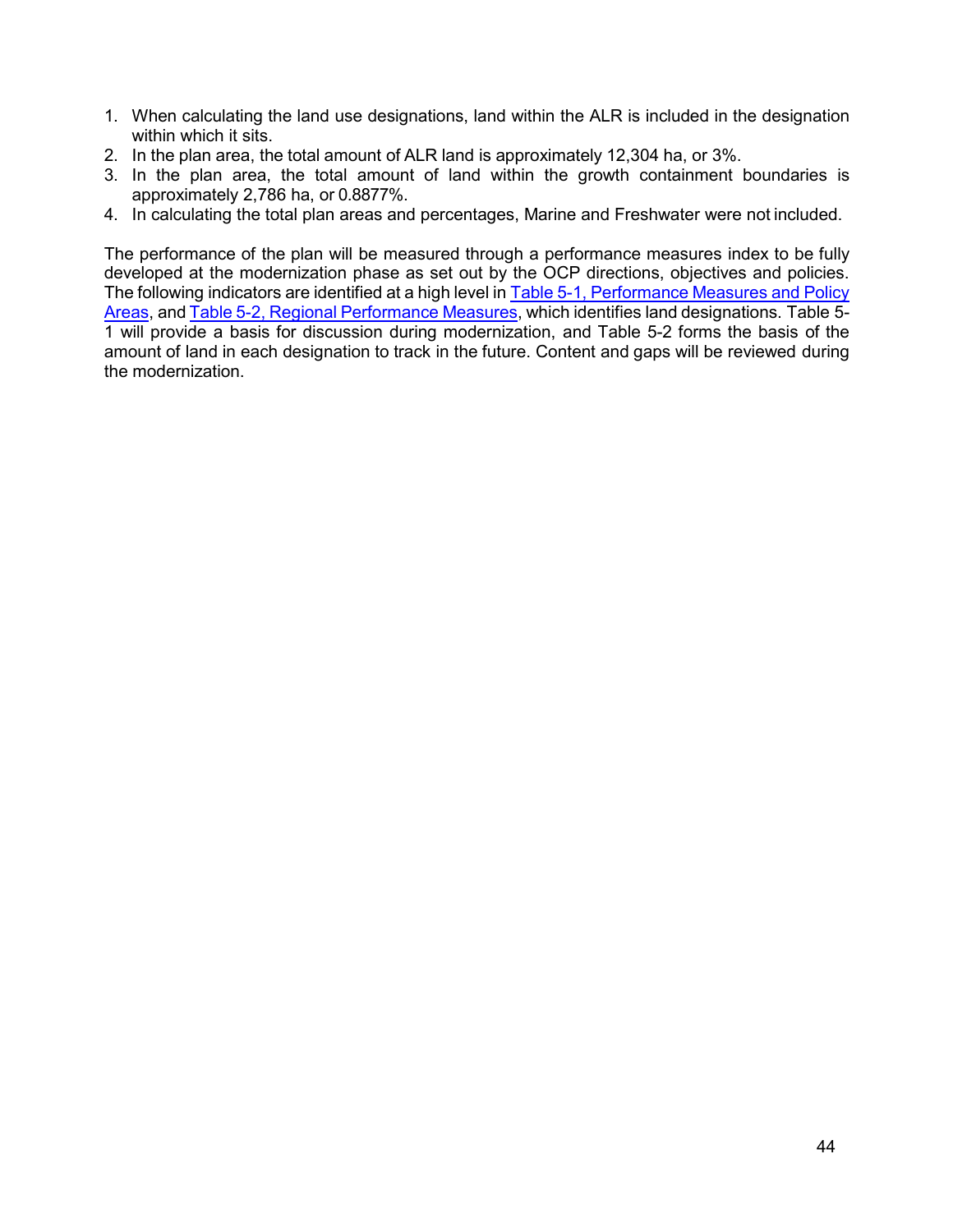1. When calculating the land use designations, land within the ALR is included in the designation within which it sits.
2. In the plan area, the total amount of ALR land is approximately 12,304 ha, or 3%.
3. In the plan area, the total amount of land within the growth containment boundaries is approximately 2,786 ha, or 0.8877%.
4. In calculating the total plan areas and percentages, Marine and Freshwater were not included.

The performance of the plan will be measured through a performance measures index to be fully developed at the modernization phase as set out by the OCP directions, objectives and policies. The following indicators are identified at a high level in Table 5-1, Performance Measures and Policy Areas, and Table 5-2, Regional Performance Measures, which identifies land designations. Table 5-1 will provide a basis for discussion during modernization, and Table 5-2 forms the basis of the amount of land in each designation to track in the future. Content and gaps will be reviewed during the modernization.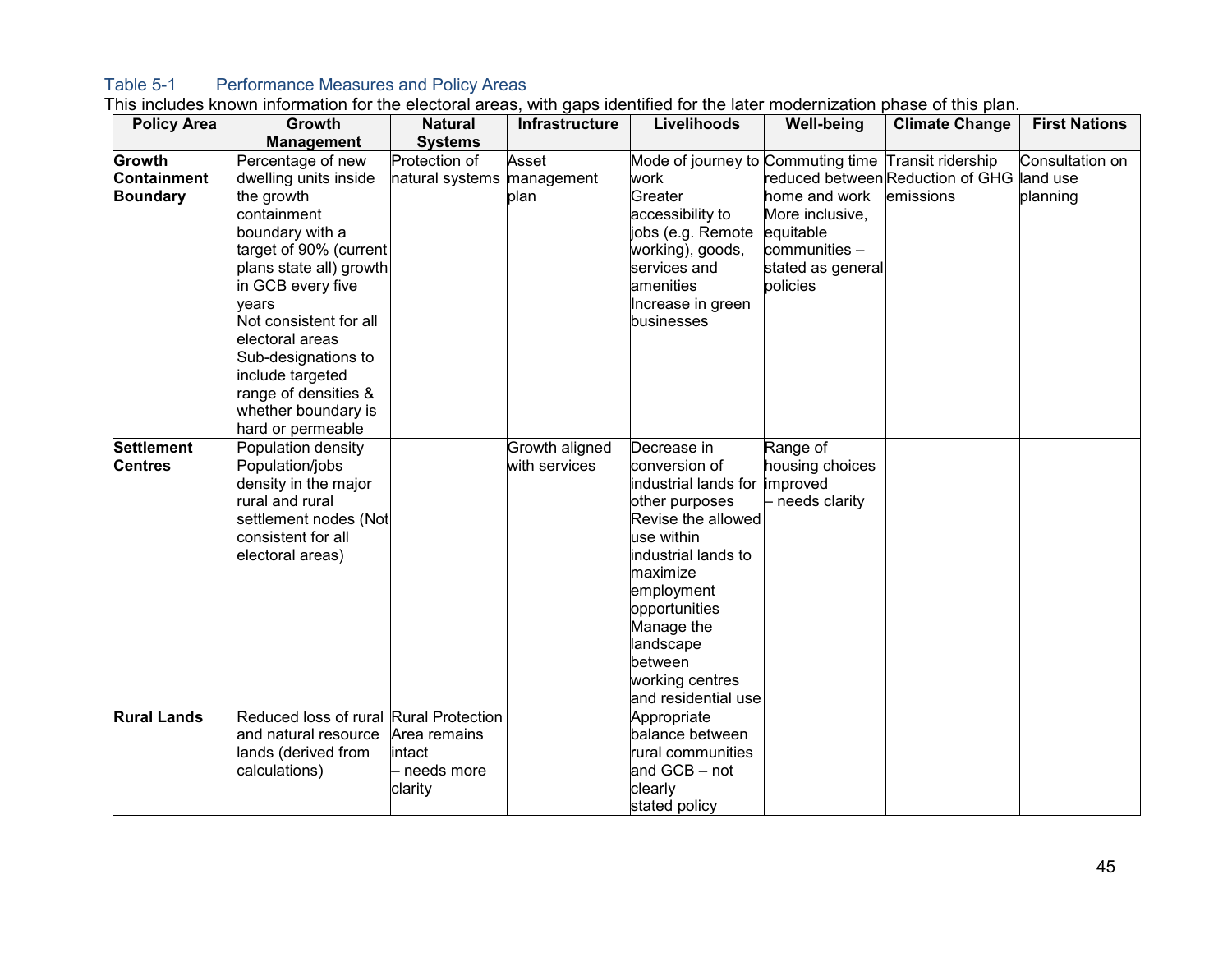Table 5-1 Performance Measures and Policy Areas

This includes known information for the electoral areas, with gaps identified for the later modernization phase of this plan.

| Policy Area | Growth Management | Natural Systems | Infrastructure | Livelihoods | Well-being | Climate Change | First Nations |
|---|---|---|---|---|---|---|---|
| **Growth Containment Boundary** | Percentage of new dwelling units inside the growth containment boundary with a target of 90% (current plans state all) growth in GCB every five years<br>Not consistent for all electoral areas<br>Sub-designations to include targeted range of densities & whether boundary is hard or permeable | Protection of natural systems | Asset management plan | Mode of journey to work<br>Greater accessibility to jobs (e.g. Remote working), goods, services and amenities<br>Increase in green businesses | Commuting time reduced between home and work<br>More inclusive, equitable communities – stated as general policies | Transit ridership<br>Reduction of GHG emissions | Consultation on land use planning |
| **Settlement Centres** | Population density<br>Population/jobs density in the major rural and rural settlement nodes (Not consistent for all electoral areas) | | Growth aligned with services | Decrease in conversion of industrial lands for other purposes<br>Revise the allowed use within industrial lands to maximize employment opportunities<br>Manage the landscape between working centres and residential use | Range of housing choices improved – needs clarity | | |
| **Rural Lands** | Reduced loss of rural and natural resource lands (derived from calculations) | Rural Protection Area remains intact – needs more clarity | | Appropriate balance between rural communities and GCB – not clearly stated policy | | | |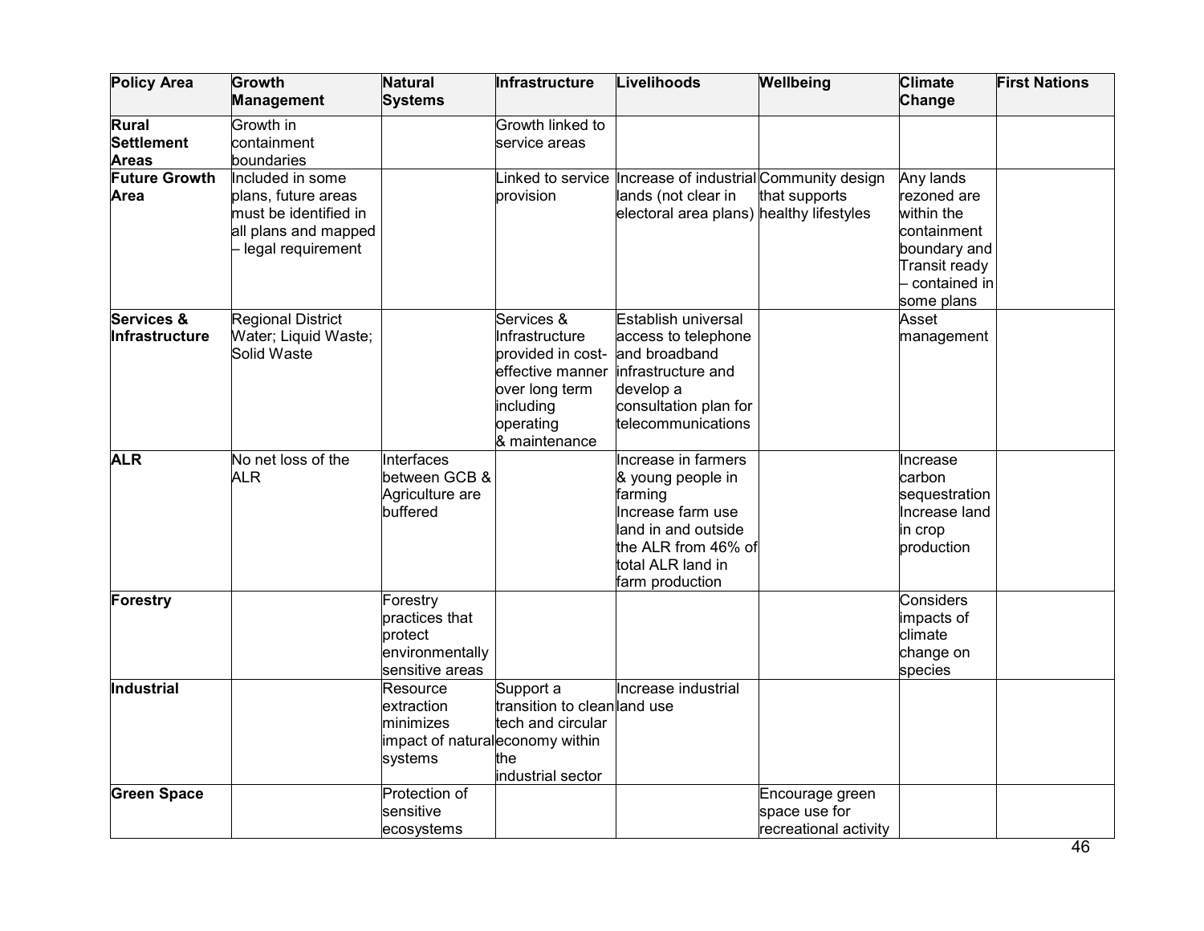| Policy Area | Growth Management | Natural Systems | Infrastructure | Livelihoods | Wellbeing | Climate Change | First Nations |
|---|---|---|---|---|---|---|---|
| **Rural Settlement Areas** | Growth in containment boundaries | | Growth linked to service areas | | | | |
| **Future Growth Area** | Included in some plans, future areas must be identified in all plans and mapped – legal requirement | | Linked to service provision | Increase of industrial lands (not clear in electoral area plans) | Community design that supports healthy lifestyles | Any lands rezoned are within the containment boundary and Transit ready – contained in some plans | |
| **Services & Infrastructure** | Regional District Water; Liquid Waste; Solid Waste | | Services & Infrastructure provided in cost-effective manner over long term including operating & maintenance | Establish universal access to telephone and broadband infrastructure and develop a consultation plan for telecommunications | | Asset management | |
| **ALR** | No net loss of the ALR | Interfaces between GCB & Agriculture are buffered | | Increase in farmers & young people in farming<br>Increase farm use land in and outside the ALR from 46% of total ALR land in farm production | | Increase carbon sequestration<br>Increase land in crop production | |
| **Forestry** | | Forestry practices that protect environmentally sensitive areas | | | | Considers impacts of climate change on species | |
| **Industrial** | | Resource extraction minimizes impact of natural systems | Support a transition to clean tech and circular economy within the industrial sector | Increase industrial land use | | | |
| **Green Space** | | Protection of sensitive ecosystems | | | Encourage green space use for recreational activity | | |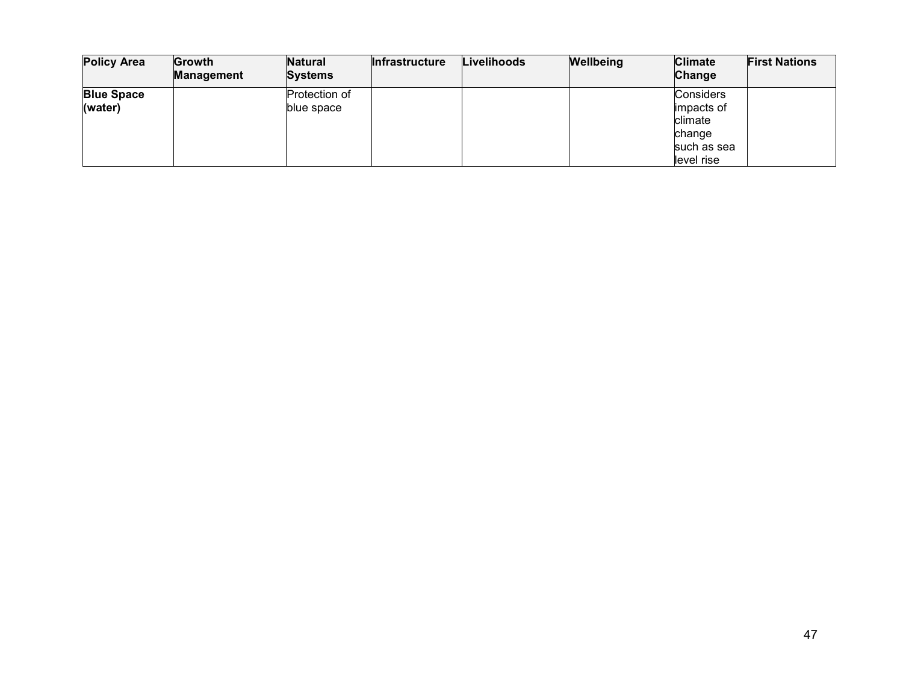| Policy Area | Growth Management | Natural Systems | Infrastructure | Livelihoods | Wellbeing | Climate Change | First Nations |
|---|---|---|---|---|---|---|---|
| **Blue Space (water)** | | Protection of blue space | | | | Considers impacts of climate change such as sea level rise | |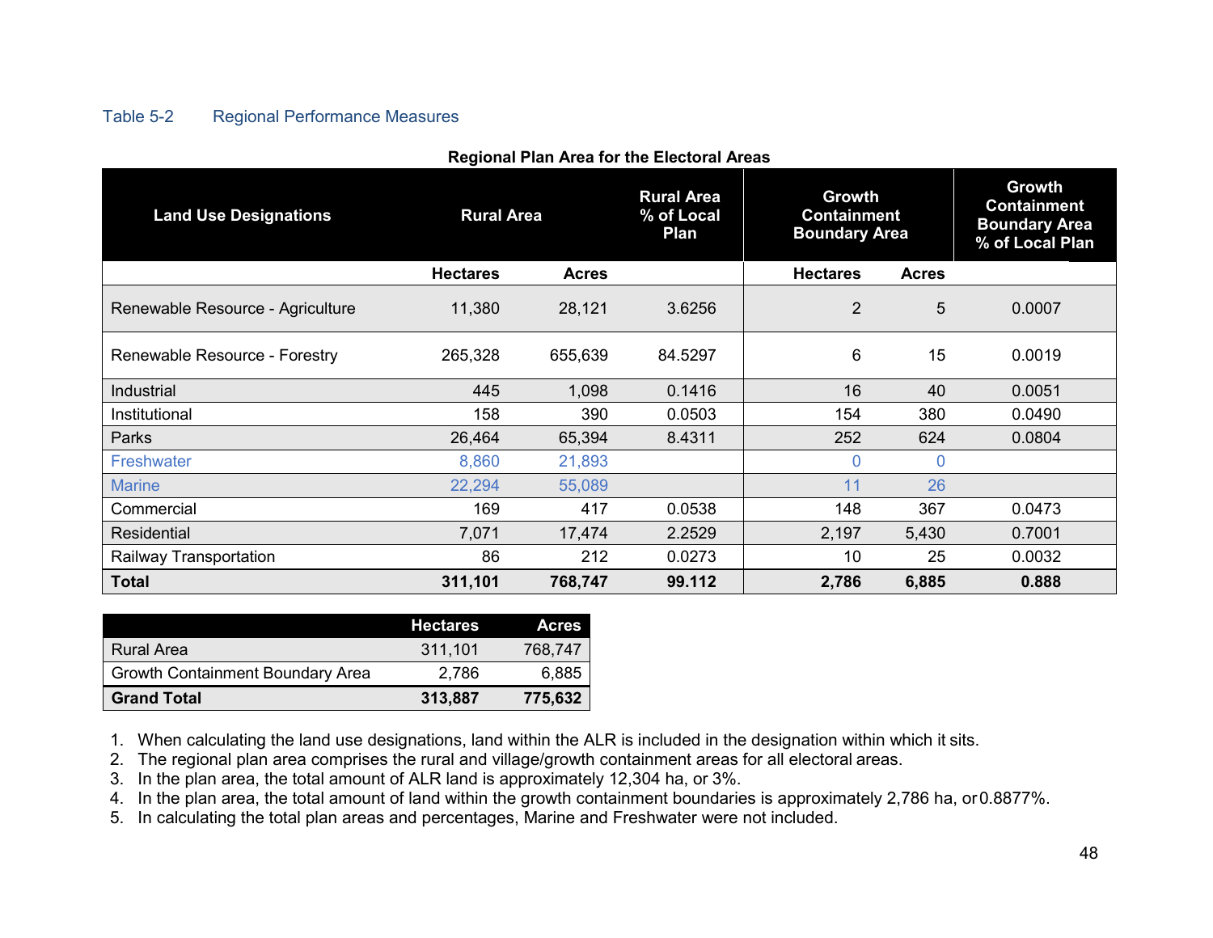Table 5-2 Regional Performance Measures

**Regional Plan Area for the Electoral Areas**

| Land Use Designations | Rural Area | | Rural Area % of Local Plan | Growth Containment Boundary Area | | Growth Containment Boundary Area % of Local Plan |
|---|---|---|---|---|---|---|
| | Hectares | Acres | | Hectares | Acres | |
| Renewable Resource - Agriculture | 11,380 | 28,121 | 3.6256 | 2 | 5 | 0.0007 |
| Renewable Resource - Forestry | 265,328 | 655,639 | 84.5297 | 6 | 15 | 0.0019 |
| Industrial | 445 | 1,098 | 0.1416 | 16 | 40 | 0.0051 |
| Institutional | 158 | 390 | 0.0503 | 154 | 380 | 0.0490 |
| Parks | 26,464 | 65,394 | 8.4311 | 252 | 624 | 0.0804 |
| Freshwater | 8,860 | 21,893 | | 0 | 0 | |
| Marine | 22,294 | 55,089 | | 11 | 26 | |
| Commercial | 169 | 417 | 0.0538 | 148 | 367 | 0.0473 |
| Residential | 7,071 | 17,474 | 2.2529 | 2,197 | 5,430 | 0.7001 |
| Railway Transportation | 86 | 212 | 0.0273 | 10 | 25 | 0.0032 |
| **Total** | **311,101** | **768,747** | **99.112** | **2,786** | **6,885** | **0.888** |

| | Hectares | Acres |
|---|---|---|
| Rural Area | 311,101 | 768,747 |
| Growth Containment Boundary Area | 2,786 | 6,885 |
| **Grand Total** | **313,887** | **775,632** |

1. When calculating the land use designations, land within the ALR is included in the designation within which it sits.
2. The regional plan area comprises the rural and village/growth containment areas for all electoral areas.
3. In the plan area, the total amount of ALR land is approximately 12,304 ha, or 3%.
4. In the plan area, the total amount of land within the growth containment boundaries is approximately 2,786 ha, or 0.8877%.
5. In calculating the total plan areas and percentages, Marine and Freshwater were not included.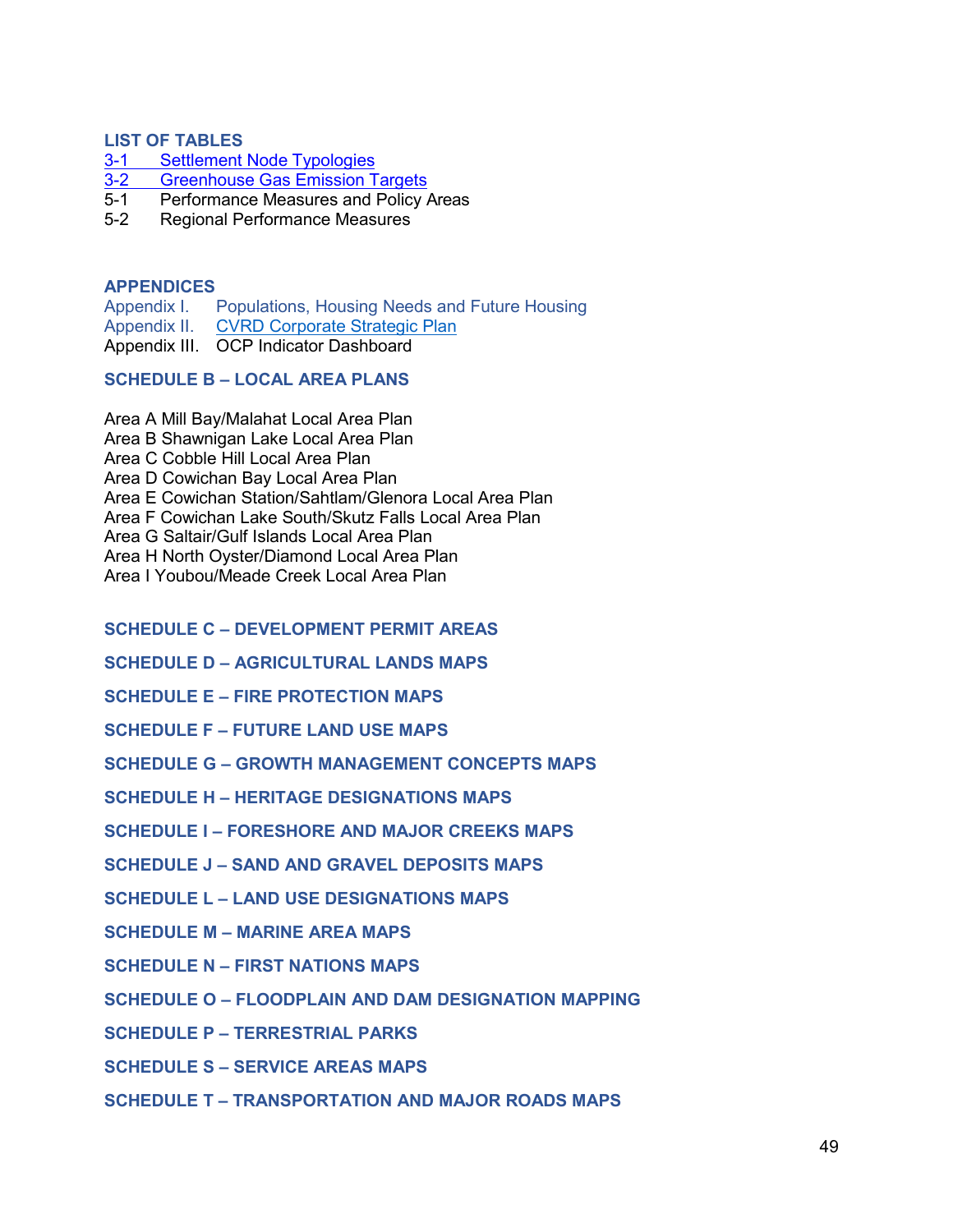## LIST OF TABLES

- 3-1 Settlement Node Typologies
- 3-2 Greenhouse Gas Emission Targets
- 5-1 Performance Measures and Policy Areas
- 5-2 Regional Performance Measures

## APPENDICES

- Appendix I. Populations, Housing Needs and Future Housing
- Appendix II. CVRD Corporate Strategic Plan
- Appendix III. OCP Indicator Dashboard

## SCHEDULE B – LOCAL AREA PLANS

Area A Mill Bay/Malahat Local Area Plan
Area B Shawnigan Lake Local Area Plan
Area C Cobble Hill Local Area Plan
Area D Cowichan Bay Local Area Plan
Area E Cowichan Station/Sahtlam/Glenora Local Area Plan
Area F Cowichan Lake South/Skutz Falls Local Area Plan
Area G Saltair/Gulf Islands Local Area Plan
Area H North Oyster/Diamond Local Area Plan
Area I Youbou/Meade Creek Local Area Plan

## SCHEDULE C – DEVELOPMENT PERMIT AREAS

## SCHEDULE D – AGRICULTURAL LANDS MAPS

## SCHEDULE E – FIRE PROTECTION MAPS

## SCHEDULE F – FUTURE LAND USE MAPS

## SCHEDULE G – GROWTH MANAGEMENT CONCEPTS MAPS

## SCHEDULE H – HERITAGE DESIGNATIONS MAPS

## SCHEDULE I – FORESHORE AND MAJOR CREEKS MAPS

## SCHEDULE J – SAND AND GRAVEL DEPOSITS MAPS

## SCHEDULE L – LAND USE DESIGNATIONS MAPS

## SCHEDULE M – MARINE AREA MAPS

## SCHEDULE N – FIRST NATIONS MAPS

## SCHEDULE O – FLOODPLAIN AND DAM DESIGNATION MAPPING

## SCHEDULE P – TERRESTRIAL PARKS

## SCHEDULE S – SERVICE AREAS MAPS

## SCHEDULE T – TRANSPORTATION AND MAJOR ROADS MAPS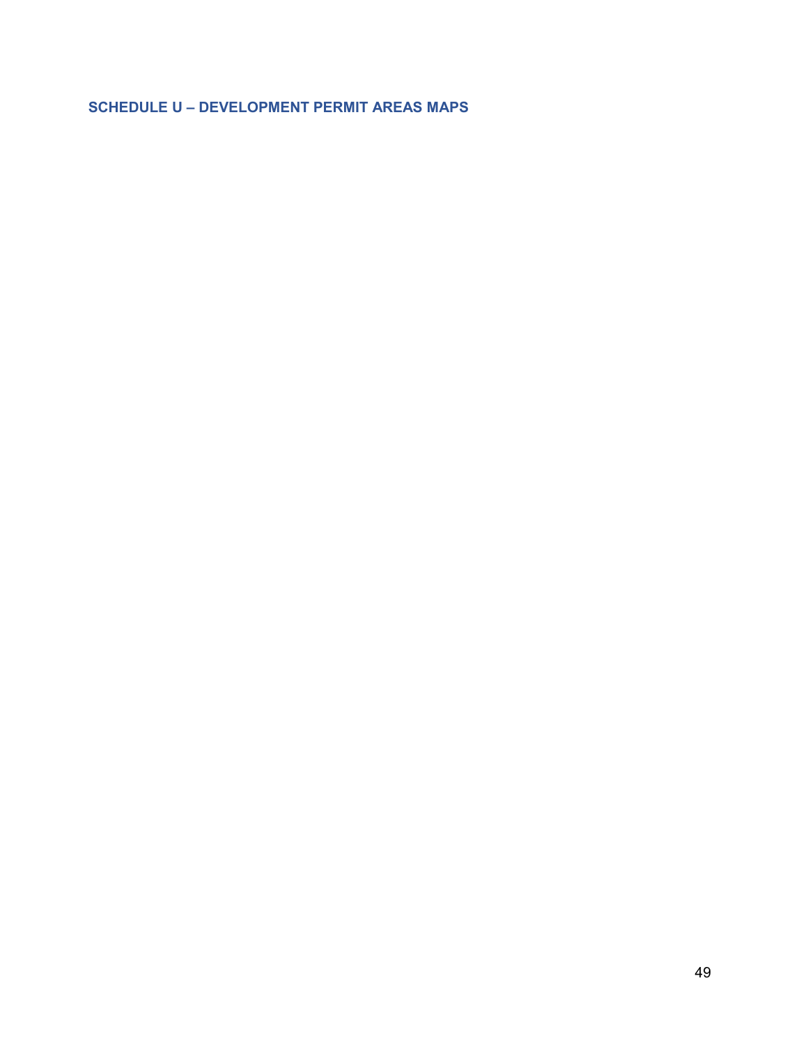## SCHEDULE U – DEVELOPMENT PERMIT AREAS MAPS